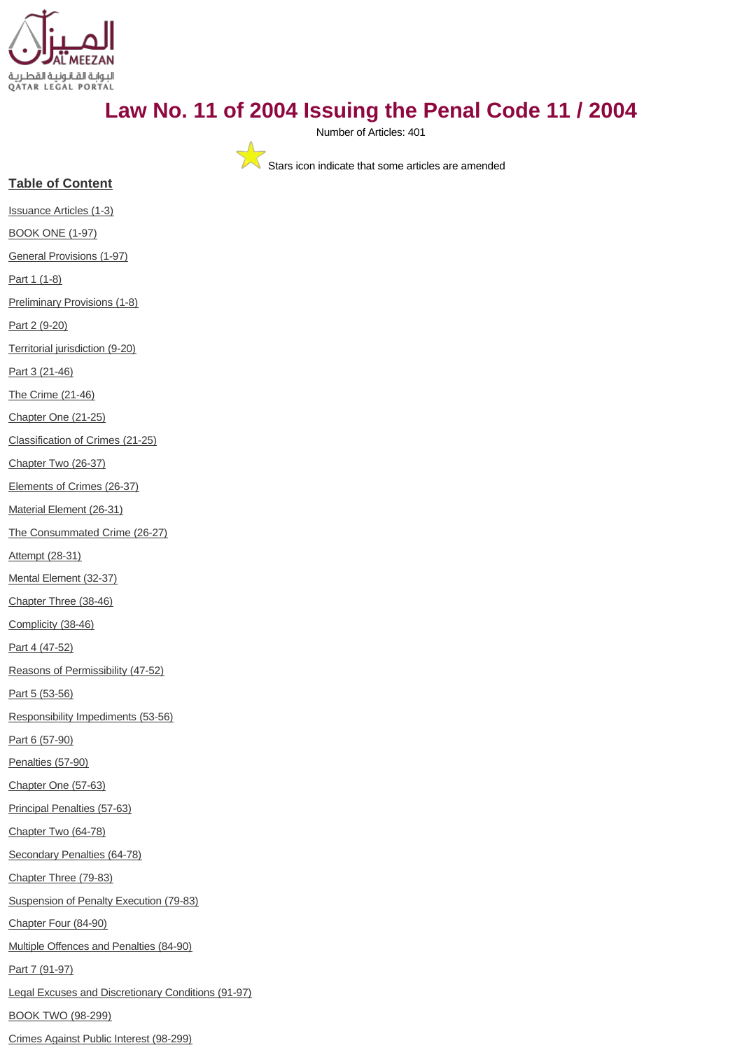# Law No. 11 of 2004 Issuing the Penal Code 11 / 2004

Number of Articles: 401

Stars icon indicate that some articles are amended

## Table of Content

Issuance Articles (1-3)

BOOK ONE (1-97)

General Provisions (1-97)

Part 1 (1-8)

Preliminary Provisions (1-8)

Part 2 (9-20)

Territorial jurisdiction (9-20)

Part 3 (21-46)

The Crime (21-46)

Chapter One (21-25)

Classification of Crimes (21-25)

Chapter Two (26-37)

Elements of Crimes (26-37)

Material Element (26-31)

The Consummated Crime (26-27)

Attempt (28-31)

Mental Element (32-37)

Chapter Three (38-46)

Complicity (38-46)

Part 4 (47-52)

Reasons of Permissibility (47-52)

Part 5 (53-56)

Responsibility Impediments (53-56)

Part 6 (57-90)

Penalties (57-90)

Chapter One (57-63)

Principal Penalties (57-63)

Chapter Two (64-78)

Secondary Penalties (64-78)

Chapter Three (79-83)

Suspension of Penalty Execution (79-83)

Chapter Four (84-90)

Multiple Offences and Penalties (84-90)

Part 7 (91-97)

Legal Excuses and Discretionary Conditions (91-97)

BOOK TWO (98-299)

Crimes Against Public Interest (98-299)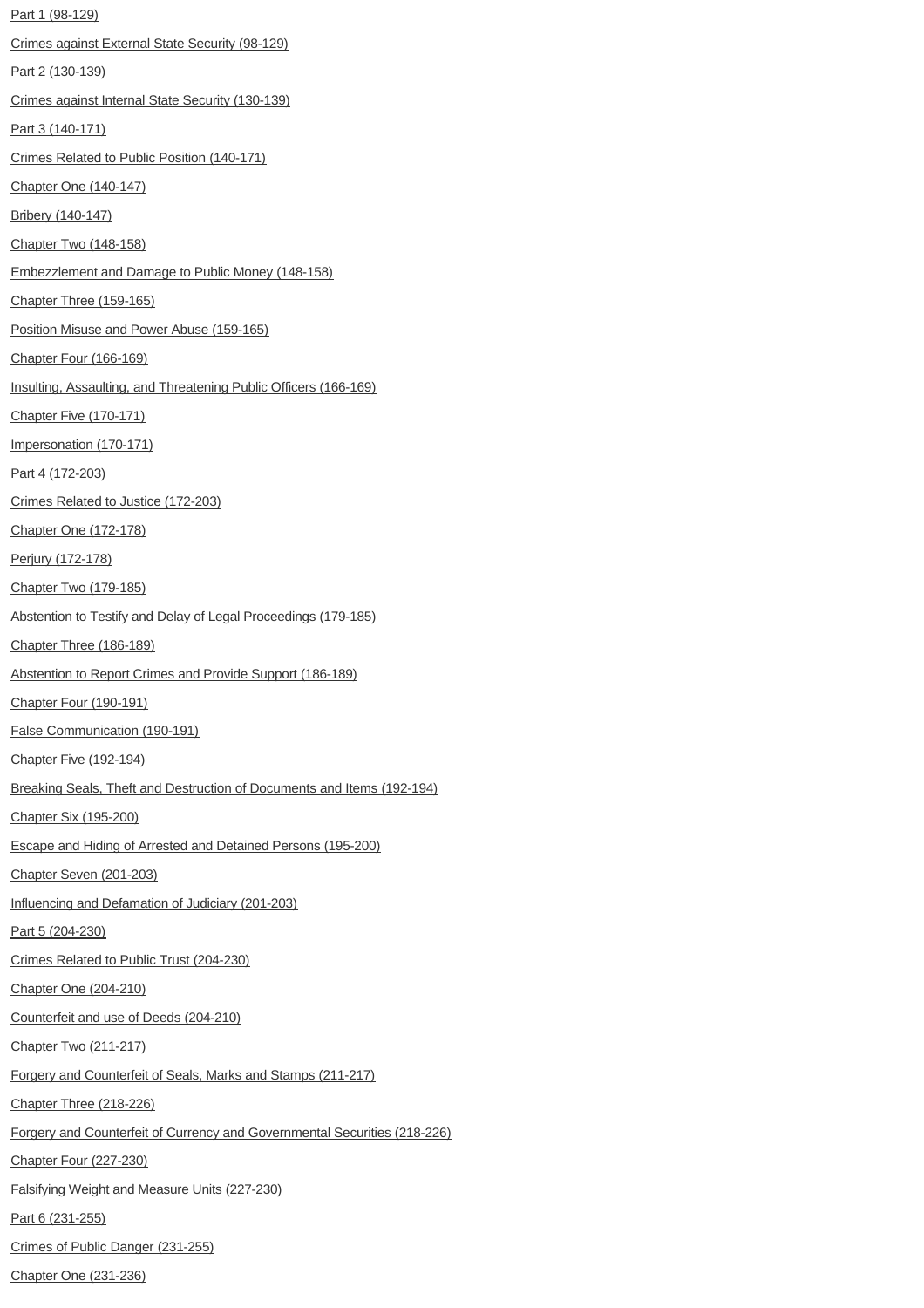Part 1 (98-129)

Crimes against External State Security (98-129)

Part 2 (130-139)

Crimes against Internal State Security (130-139)

Part 3 (140-171)

Crimes Related to Public Position (140-171)

Chapter One (140-147)

Bribery (140-147)

Chapter Two (148-158)

Embezzlement and Damage to Public Money (148-158)

Chapter Three (159-165)

Position Misuse and Power Abuse (159-165)

Chapter Four (166-169)

Insulting, Assaulting, and Threatening Public Officers (166-169)

Chapter Five (170-171)

Impersonation (170-171)

Part 4 (172-203)

Crimes Related to Justice (172-203)

Chapter One (172-178)

Perjury (172-178)

Chapter Two (179-185)

Abstention to Testify and Delay of Legal Proceedings (179-185)

Chapter Three (186-189)

Abstention to Report Crimes and Provide Support (186-189)

Chapter Four (190-191)

False Communication (190-191)

Chapter Five (192-194)

Breaking Seals, Theft and Destruction of Documents and Items (192-194)

Chapter Six (195-200)

Escape and Hiding of Arrested and Detained Persons (195-200)

Chapter Seven (201-203)

Influencing and Defamation of Judiciary (201-203)

Part 5 (204-230)

Crimes Related to Public Trust (204-230)

Chapter One (204-210)

Counterfeit and use of Deeds (204-210)

Chapter Two (211-217)

Forgery and Counterfeit of Seals, Marks and Stamps (211-217)

Chapter Three (218-226)

Forgery and Counterfeit of Currency and Governmental Securities (218-226)

Chapter Four (227-230)

Falsifying Weight and Measure Units (227-230)

Part 6 (231-255)

Crimes of Public Danger (231-255)

Chapter One (231-236)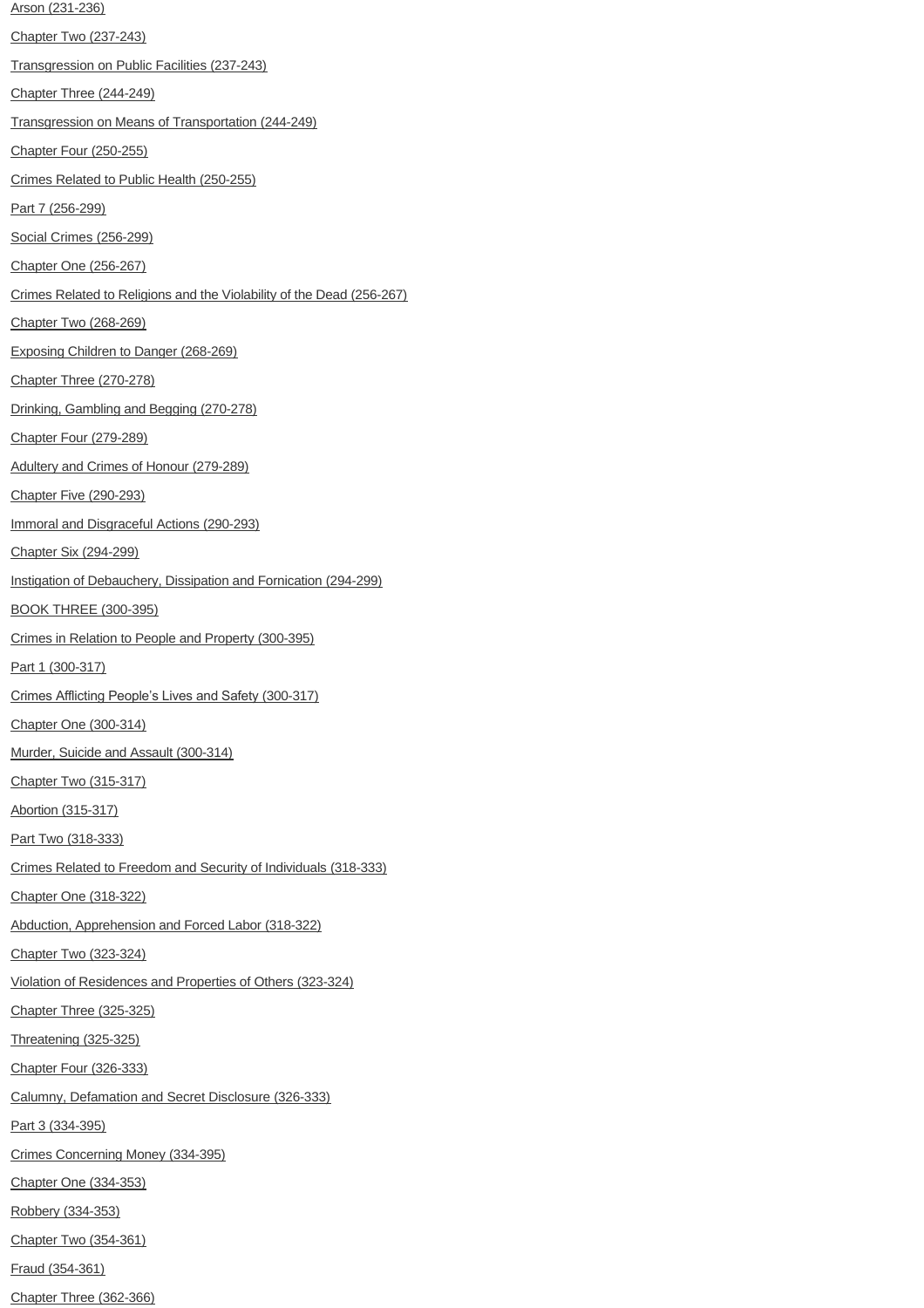Arson (231-236)

Chapter Two (237-243)

Transgression on Public Facilities (237-243)

Chapter Three (244-249)

Transgression on Means of Transportation (244-249)

Chapter Four (250-255)

Crimes Related to Public Health (250-255)

Part 7 (256-299)

Social Crimes (256-299)

Chapter One (256-267)

Crimes Related to Religions and the Violability of the Dead (256-267)

Chapter Two (268-269)

Exposing Children to Danger (268-269)

Chapter Three (270-278)

Drinking, Gambling and Begging (270-278)

Chapter Four (279-289)

Adultery and Crimes of Honour (279-289)

Chapter Five (290-293)

Immoral and Disgraceful Actions (290-293)

Chapter Six (294-299)

Instigation of Debauchery, Dissipation and Fornication (294-299)

BOOK THREE (300-395)

Crimes in Relation to People and Property (300-395)

Part 1 (300-317)

Crimes Afflicting People's Lives and Safety (300-317)

Chapter One (300-314)

Murder, Suicide and Assault (300-314)

Chapter Two (315-317)

Abortion (315-317)

Part Two (318-333)

Crimes Related to Freedom and Security of Individuals (318-333)

Chapter One (318-322)

Abduction, Apprehension and Forced Labor (318-322)

Chapter Two (323-324)

Violation of Residences and Properties of Others (323-324)

Chapter Three (325-325)

Threatening (325-325)

Chapter Four (326-333)

Calumny, Defamation and Secret Disclosure (326-333)

Part 3 (334-395)

Crimes Concerning Money (334-395)

Chapter One (334-353)

Robbery (334-353)

Chapter Two (354-361)

Fraud (354-361)

Chapter Three (362-366)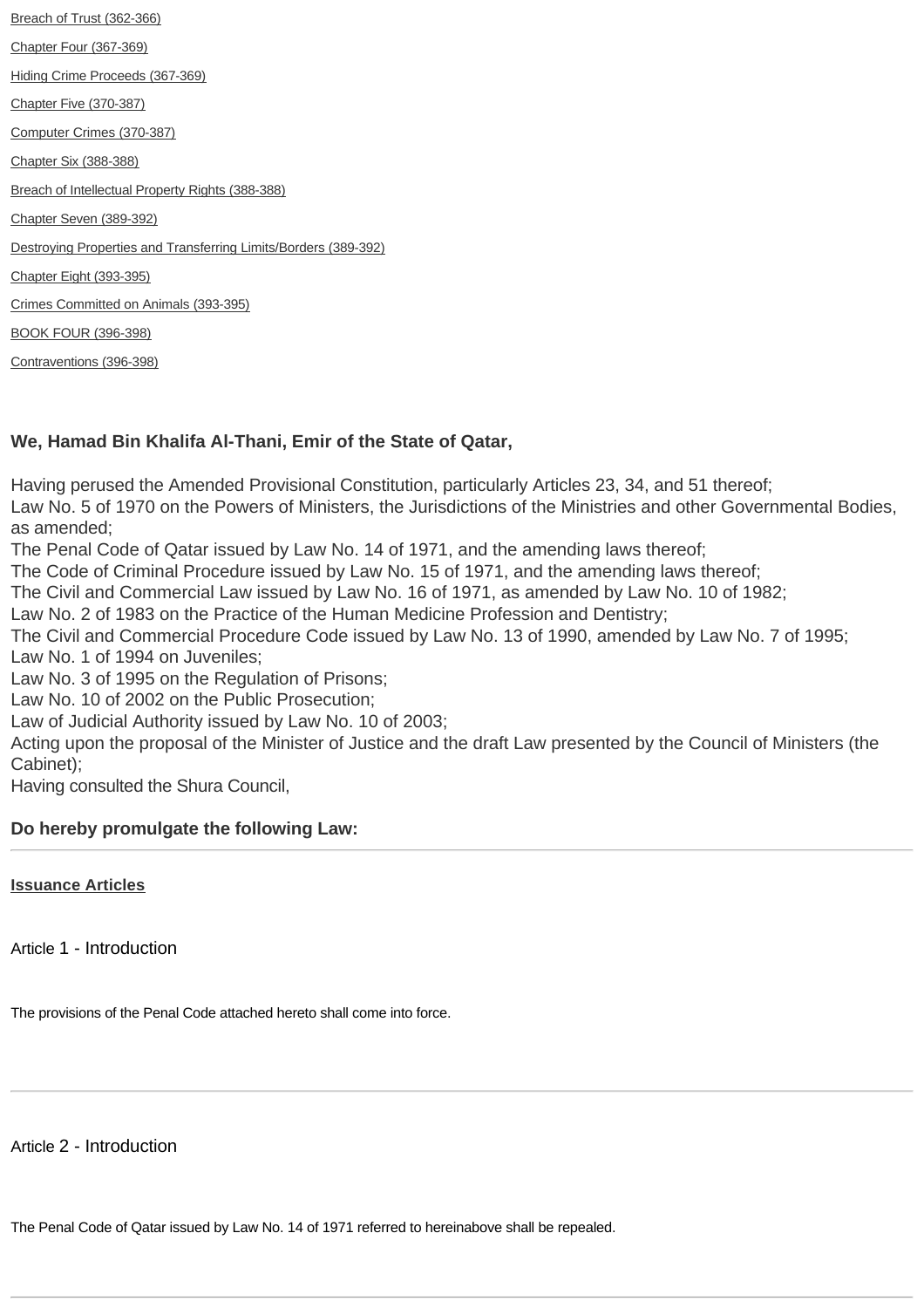Breach of Trust (362-366)

Chapter Four (367-369)

Hiding Crime Proceeds (367-369)

Chapter Five (370-387)

Computer Crimes (370-387)

Chapter Six (388-388)

Breach of Intellectual Property Rights (388-388)

Chapter Seven (389-392)

Destroying Properties and Transferring Limits/Borders (389-392)

Chapter Eight (393-395)

Crimes Committed on Animals (393-395)

BOOK FOUR (396-398)

Contraventions (396-398)

**We, Hamad Bin Khalifa Al-Thani, Emir of the State of Qatar,**

Having perused the Amended Provisional Constitution, particularly Articles 23, 34, and 51 thereof;
Law No. 5 of 1970 on the Powers of Ministers, the Jurisdictions of the Ministries and other Governmental Bodies, as amended;
The Penal Code of Qatar issued by Law No. 14 of 1971, and the amending laws thereof;
The Code of Criminal Procedure issued by Law No. 15 of 1971, and the amending laws thereof;
The Civil and Commercial Law issued by Law No. 16 of 1971, as amended by Law No. 10 of 1982;
Law No. 2 of 1983 on the Practice of the Human Medicine Profession and Dentistry;
The Civil and Commercial Procedure Code issued by Law No. 13 of 1990, amended by Law No. 7 of 1995;
Law No. 1 of 1994 on Juveniles;
Law No. 3 of 1995 on the Regulation of Prisons;
Law No. 10 of 2002 on the Public Prosecution;
Law of Judicial Authority issued by Law No. 10 of 2003;
Acting upon the proposal of the Minister of Justice and the draft Law presented by the Council of Ministers (the Cabinet);
Having consulted the Shura Council,

**Do hereby promulgate the following Law:**

---

**Issuance Articles**

### Article 1 - Introduction

The provisions of the Penal Code attached hereto shall come into force.

---

### Article 2 - Introduction

The Penal Code of Qatar issued by Law No. 14 of 1971 referred to hereinabove shall be repealed.

---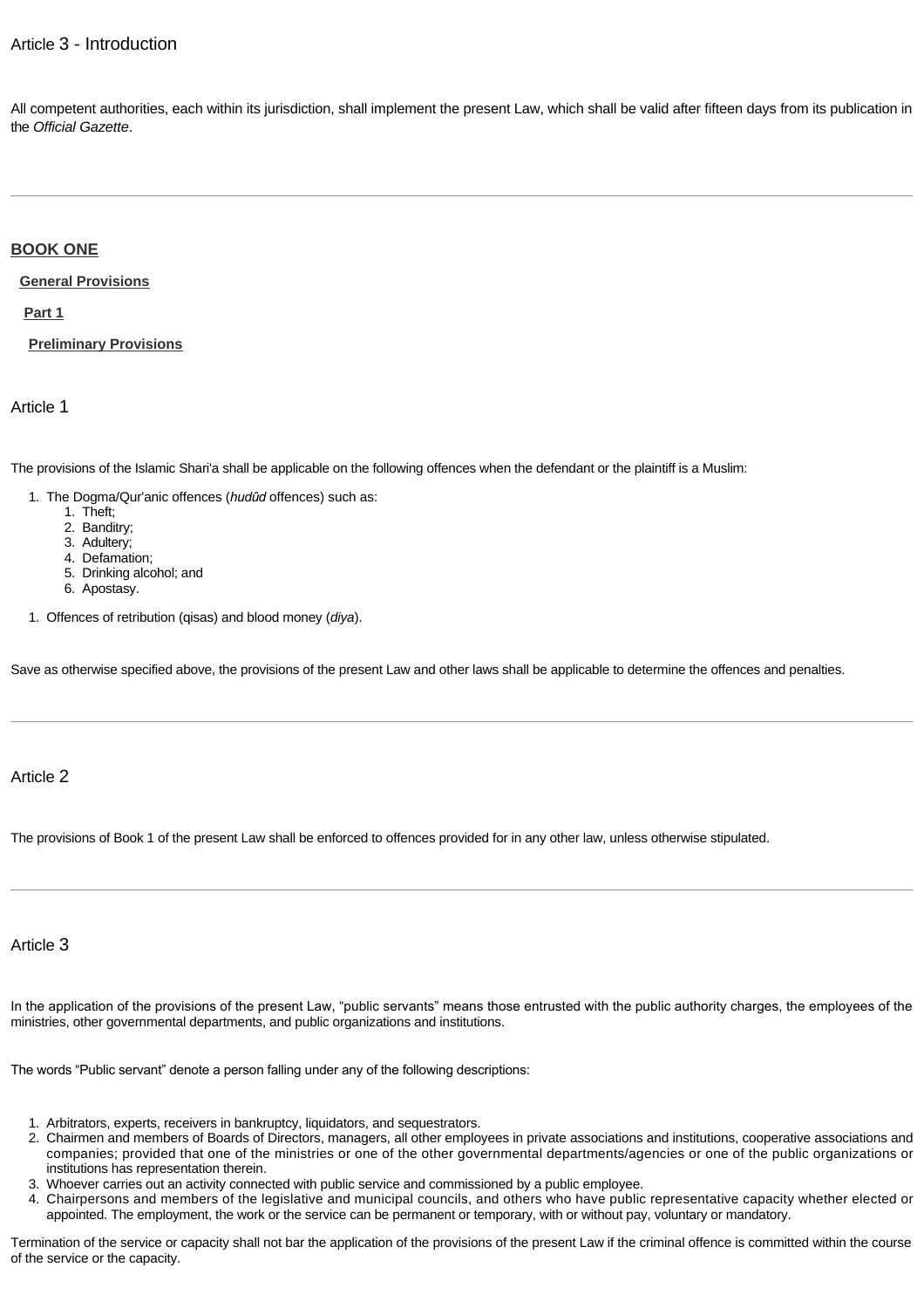Article 3 - Introduction

All competent authorities, each within its jurisdiction, shall implement the present Law, which shall be valid after fifteen days from its publication in the *Official Gazette*.

---

## BOOK ONE

### General Provisions

### Part 1

### Preliminary Provisions

Article 1

The provisions of the Islamic Shari'a shall be applicable on the following offences when the defendant or the plaintiff is a Muslim:

1. The Dogma/Qur'anic offences (*hudûd* offences) such as:
    1. Theft;
    2. Banditry;
    3. Adultery;
    4. Defamation;
    5. Drinking alcohol; and
    6. Apostasy.

1. Offences of retribution (qisas) and blood money (*diya*).

Save as otherwise specified above, the provisions of the present Law and other laws shall be applicable to determine the offences and penalties.

---

Article 2

The provisions of Book 1 of the present Law shall be enforced to offences provided for in any other law, unless otherwise stipulated.

---

Article 3

In the application of the provisions of the present Law, "public servants" means those entrusted with the public authority charges, the employees of the ministries, other governmental departments, and public organizations and institutions.

The words "Public servant" denote a person falling under any of the following descriptions:

1. Arbitrators, experts, receivers in bankruptcy, liquidators, and sequestrators.
2. Chairmen and members of Boards of Directors, managers, all other employees in private associations and institutions, cooperative associations and companies; provided that one of the ministries or one of the other governmental departments/agencies or one of the public organizations or institutions has representation therein.
3. Whoever carries out an activity connected with public service and commissioned by a public employee.
4. Chairpersons and members of the legislative and municipal councils, and others who have public representative capacity whether elected or appointed. The employment, the work or the service can be permanent or temporary, with or without pay, voluntary or mandatory.

Termination of the service or capacity shall not bar the application of the provisions of the present Law if the criminal offence is committed within the course of the service or the capacity.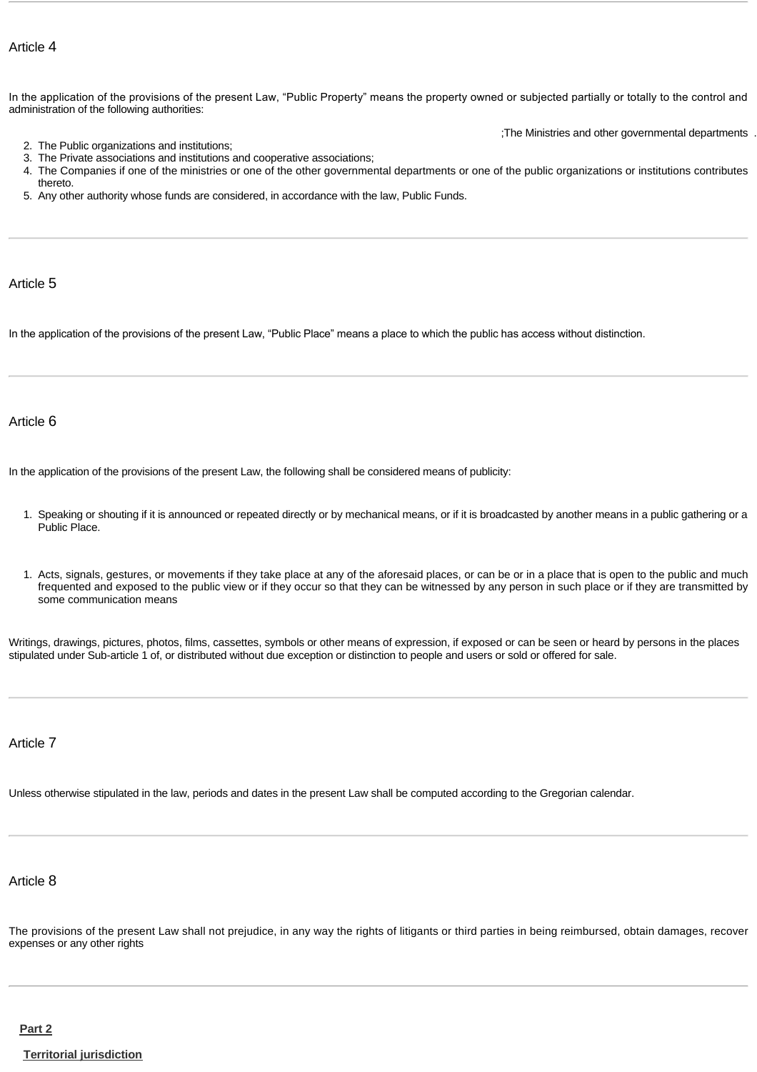Article 4

In the application of the provisions of the present Law, “Public Property” means the property owned or subjected partially or totally to the control and administration of the following authorities:

1. The Ministries and other governmental departments;
2. The Public organizations and institutions;
3. The Private associations and institutions and cooperative associations;
4. The Companies if one of the ministries or one of the other governmental departments or one of the public organizations or institutions contributes thereto.
5. Any other authority whose funds are considered, in accordance with the law, Public Funds.

---

Article 5

In the application of the provisions of the present Law, “Public Place” means a place to which the public has access without distinction.

---

Article 6

In the application of the provisions of the present Law, the following shall be considered means of publicity:

1. Speaking or shouting if it is announced or repeated directly or by mechanical means, or if it is broadcasted by another means in a public gathering or a Public Place.

1. Acts, signals, gestures, or movements if they take place at any of the aforesaid places, or can be or in a place that is open to the public and much frequented and exposed to the public view or if they occur so that they can be witnessed by any person in such place or if they are transmitted by some communication means

Writings, drawings, pictures, photos, films, cassettes, symbols or other means of expression, if exposed or can be seen or heard by persons in the places stipulated under Sub-article 1 of, or distributed without due exception or distinction to people and users or sold or offered for sale.

---

Article 7

Unless otherwise stipulated in the law, periods and dates in the present Law shall be computed according to the Gregorian calendar.

---

Article 8

The provisions of the present Law shall not prejudice, in any way the rights of litigants or third parties in being reimbursed, obtain damages, recover expenses or any other rights

---

**Part 2**

**Territorial jurisdiction**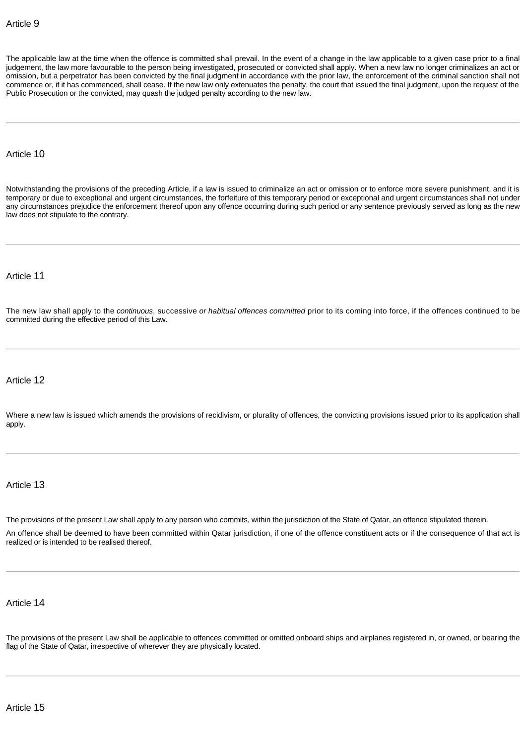## Article 9

The applicable law at the time when the offence is committed shall prevail. In the event of a change in the law applicable to a given case prior to a final judgement, the law more favourable to the person being investigated, prosecuted or convicted shall apply. When a new law no longer criminalizes an act or omission, but a perpetrator has been convicted by the final judgment in accordance with the prior law, the enforcement of the criminal sanction shall not commence or, if it has commenced, shall cease. If the new law only extenuates the penalty, the court that issued the final judgment, upon the request of the Public Prosecution or the convicted, may quash the judged penalty according to the new law.

---

## Article 10

Notwithstanding the provisions of the preceding Article, if a law is issued to criminalize an act or omission or to enforce more severe punishment, and it is temporary or due to exceptional and urgent circumstances, the forfeiture of this temporary period or exceptional and urgent circumstances shall not under any circumstances prejudice the enforcement thereof upon any offence occurring during such period or any sentence previously served as long as the new law does not stipulate to the contrary.

---

## Article 11

The new law shall apply to the *continuous*, successive *or habitual offences committed* prior to its coming into force, if the offences continued to be committed during the effective period of this Law.

---

## Article 12

Where a new law is issued which amends the provisions of recidivism, or plurality of offences, the convicting provisions issued prior to its application shall apply.

---

## Article 13

The provisions of the present Law shall apply to any person who commits, within the jurisdiction of the State of Qatar, an offence stipulated therein.

An offence shall be deemed to have been committed within Qatar jurisdiction, if one of the offence constituent acts or if the consequence of that act is realized or is intended to be realised thereof.

---

## Article 14

The provisions of the present Law shall be applicable to offences committed or omitted onboard ships and airplanes registered in, or owned, or bearing the flag of the State of Qatar, irrespective of wherever they are physically located.

---

## Article 15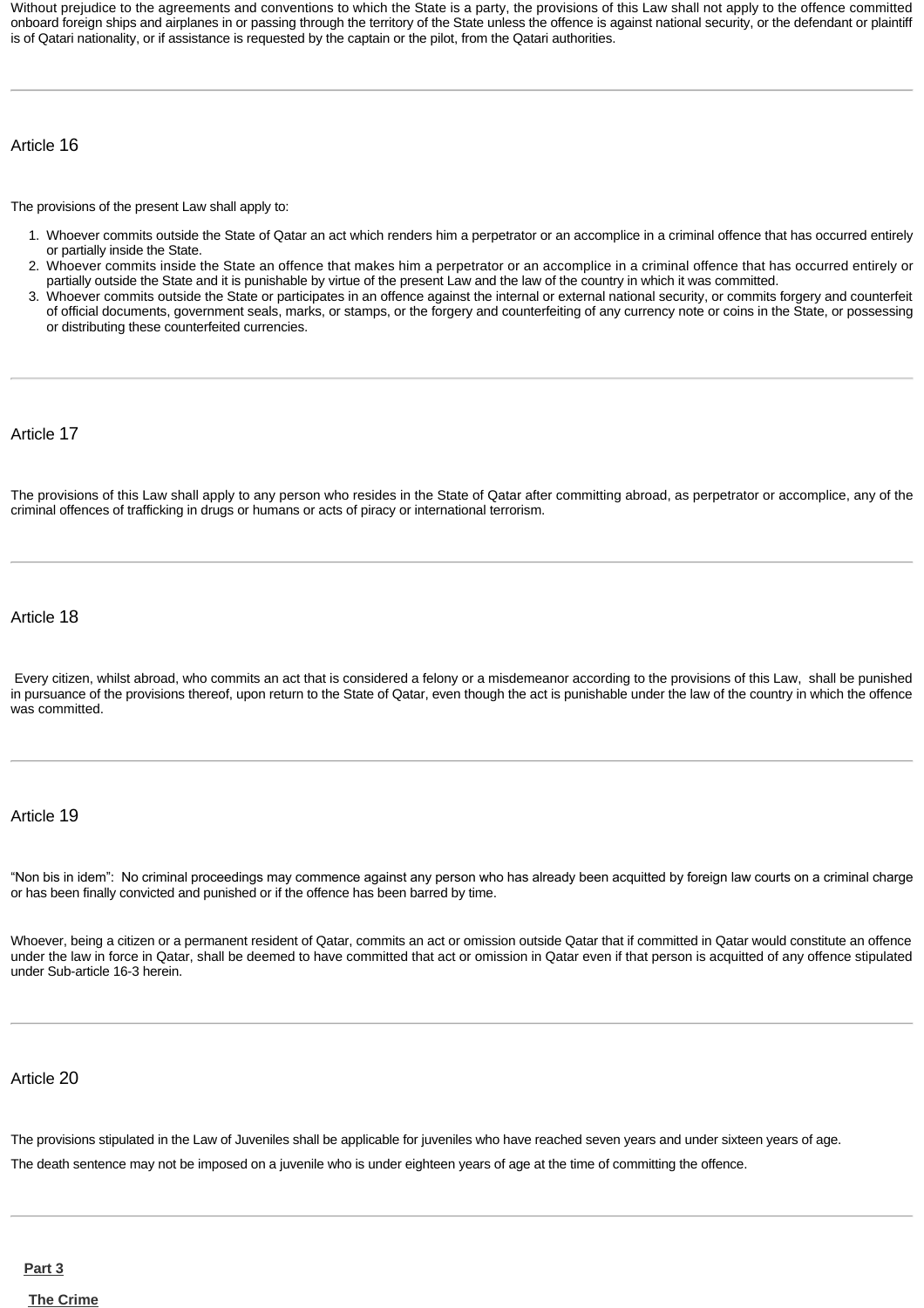Without prejudice to the agreements and conventions to which the State is a party, the provisions of this Law shall not apply to the offence committed onboard foreign ships and airplanes in or passing through the territory of the State unless the offence is against national security, or the defendant or plaintiff is of Qatari nationality, or if assistance is requested by the captain or the pilot, from the Qatari authorities.

---

## Article 16

The provisions of the present Law shall apply to:

1. Whoever commits outside the State of Qatar an act which renders him a perpetrator or an accomplice in a criminal offence that has occurred entirely or partially inside the State.
2. Whoever commits inside the State an offence that makes him a perpetrator or an accomplice in a criminal offence that has occurred entirely or partially outside the State and it is punishable by virtue of the present Law and the law of the country in which it was committed.
3. Whoever commits outside the State or participates in an offence against the internal or external national security, or commits forgery and counterfeit of official documents, government seals, marks, or stamps, or the forgery and counterfeiting of any currency note or coins in the State, or possessing or distributing these counterfeited currencies.

---

## Article 17

The provisions of this Law shall apply to any person who resides in the State of Qatar after committing abroad, as perpetrator or accomplice, any of the criminal offences of trafficking in drugs or humans or acts of piracy or international terrorism.

---

## Article 18

Every citizen, whilst abroad, who commits an act that is considered a felony or a misdemeanor according to the provisions of this Law, shall be punished in pursuance of the provisions thereof, upon return to the State of Qatar, even though the act is punishable under the law of the country in which the offence was committed.

---

## Article 19

"Non bis in idem": No criminal proceedings may commence against any person who has already been acquitted by foreign law courts on a criminal charge or has been finally convicted and punished or if the offence has been barred by time.

Whoever, being a citizen or a permanent resident of Qatar, commits an act or omission outside Qatar that if committed in Qatar would constitute an offence under the law in force in Qatar, shall be deemed to have committed that act or omission in Qatar even if that person is acquitted of any offence stipulated under Sub-article 16-3 herein.

---

## Article 20

The provisions stipulated in the Law of Juveniles shall be applicable for juveniles who have reached seven years and under sixteen years of age.

The death sentence may not be imposed on a juvenile who is under eighteen years of age at the time of committing the offence.

---

# Part 3

## The Crime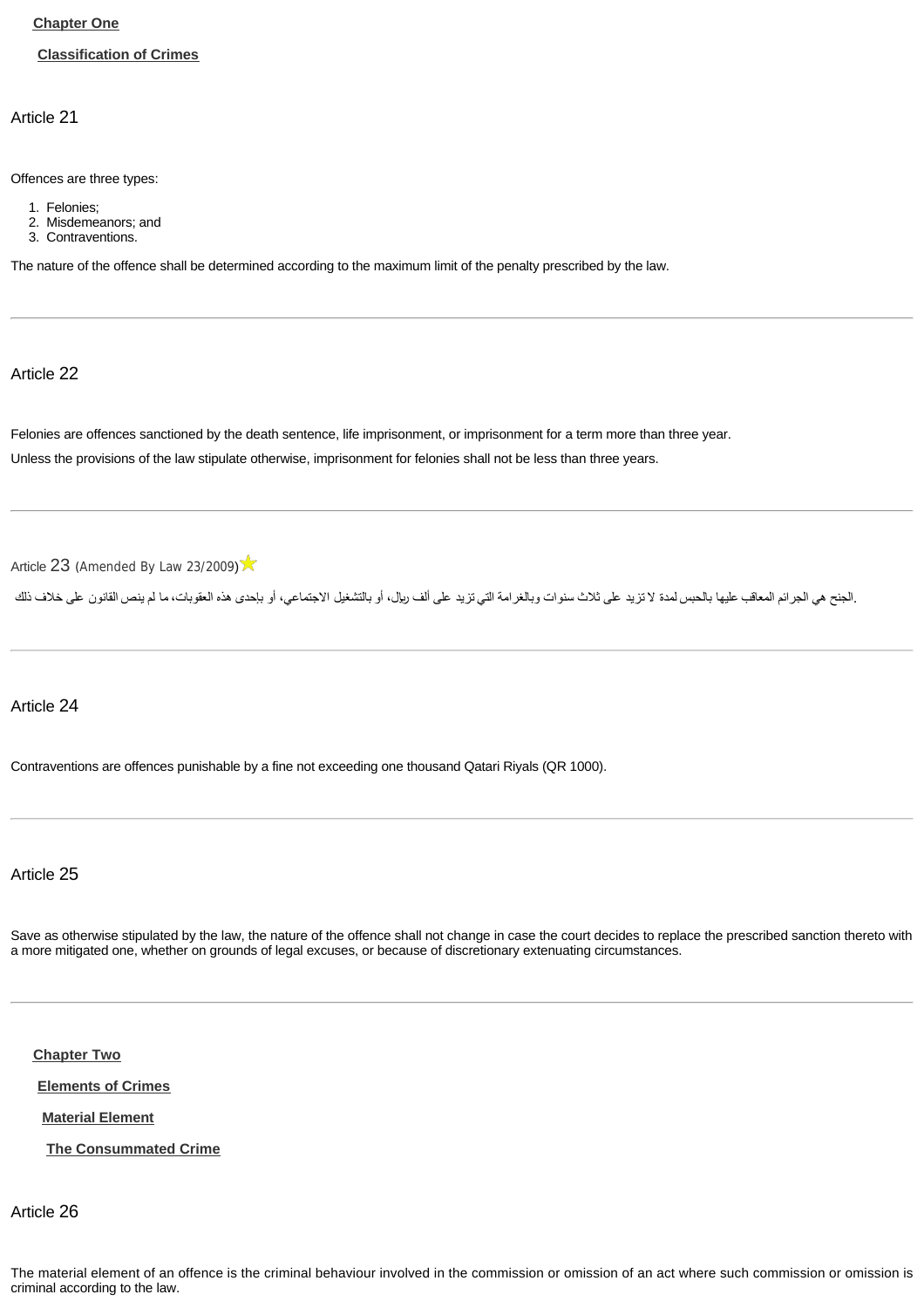**Chapter One**

**Classification of Crimes**

## Article 21

Offences are three types:

1. Felonies;
2. Misdemeanors; and
3. Contraventions.

The nature of the offence shall be determined according to the maximum limit of the penalty prescribed by the law.

---

## Article 22

Felonies are offences sanctioned by the death sentence, life imprisonment, or imprisonment for a term more than three year.

Unless the provisions of the law stipulate otherwise, imprisonment for felonies shall not be less than three years.

---

## Article 23 (Amended By Law 23/2009)

الجنح هي الجرائم المعاقب عليها بالحبس لمدة لا تزيد على ثلاث سنوات وبالغرامة التي تزيد على ألف ريال، أو بالتشغيل الاجتماعي، أو بإحدى هذه العقوبات، ما لم ينص القانون على خلاف ذلك.

---

## Article 24

Contraventions are offences punishable by a fine not exceeding one thousand Qatari Riyals (QR 1000).

---

## Article 25

Save as otherwise stipulated by the law, the nature of the offence shall not change in case the court decides to replace the prescribed sanction thereto with a more mitigated one, whether on grounds of legal excuses, or because of discretionary extenuating circumstances.

---

**Chapter Two**

**Elements of Crimes**

**Material Element**

**The Consummated Crime**

## Article 26

The material element of an offence is the criminal behaviour involved in the commission or omission of an act where such commission or omission is criminal according to the law.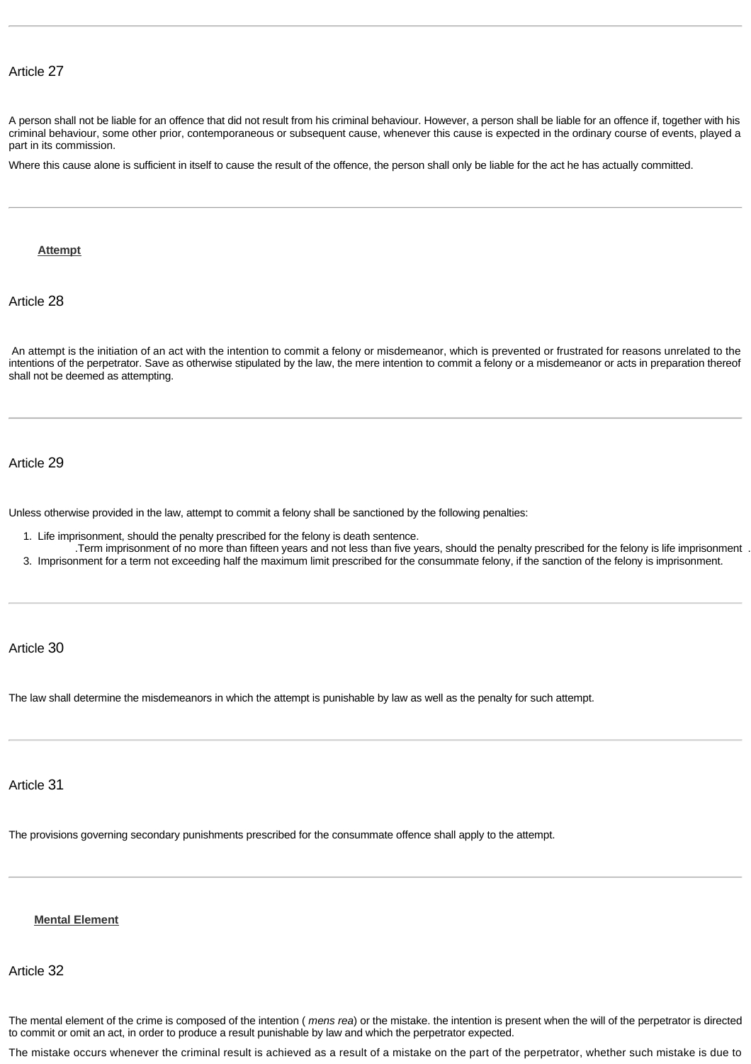## Article 27

A person shall not be liable for an offence that did not result from his criminal behaviour. However, a person shall be liable for an offence if, together with his criminal behaviour, some other prior, contemporaneous or subsequent cause, whenever this cause is expected in the ordinary course of events, played a part in its commission.

Where this cause alone is sufficient in itself to cause the result of the offence, the person shall only be liable for the act he has actually committed.

---

**Attempt**

## Article 28

An attempt is the initiation of an act with the intention to commit a felony or misdemeanor, which is prevented or frustrated for reasons unrelated to the intentions of the perpetrator. Save as otherwise stipulated by the law, the mere intention to commit a felony or a misdemeanor or acts in preparation thereof shall not be deemed as attempting.

---

## Article 29

Unless otherwise provided in the law, attempt to commit a felony shall be sanctioned by the following penalties:

1. Life imprisonment, should the penalty prescribed for the felony is death sentence.
2. Term imprisonment of no more than fifteen years and not less than five years, should the penalty prescribed for the felony is life imprisonment.
3. Imprisonment for a term not exceeding half the maximum limit prescribed for the consummate felony, if the sanction of the felony is imprisonment.

---

## Article 30

The law shall determine the misdemeanors in which the attempt is punishable by law as well as the penalty for such attempt.

---

## Article 31

The provisions governing secondary punishments prescribed for the consummate offence shall apply to the attempt.

---

**Mental Element**

## Article 32

The mental element of the crime is composed of the intention ( *mens rea*) or the mistake. the intention is present when the will of the perpetrator is directed to commit or omit an act, in order to produce a result punishable by law and which the perpetrator expected.

The mistake occurs whenever the criminal result is achieved as a result of a mistake on the part of the perpetrator, whether such mistake is due to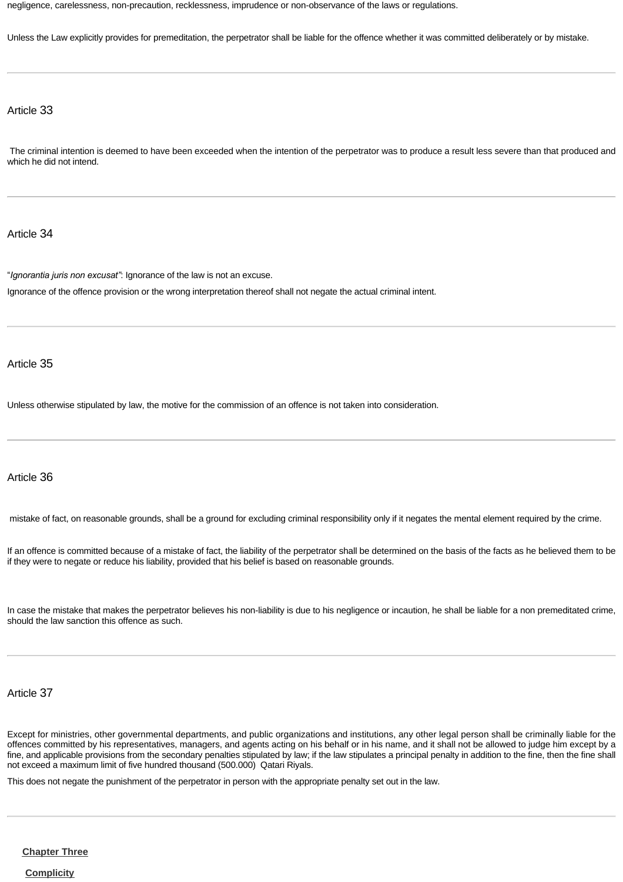negligence, carelessness, non-precaution, recklessness, imprudence or non-observance of the laws or regulations.

Unless the Law explicitly provides for premeditation, the perpetrator shall be liable for the offence whether it was committed deliberately or by mistake.

---

### Article 33

The criminal intention is deemed to have been exceeded when the intention of the perpetrator was to produce a result less severe than that produced and which he did not intend.

---

### Article 34

"*Ignorantia juris non excusat"*: Ignorance of the law is not an excuse.

Ignorance of the offence provision or the wrong interpretation thereof shall not negate the actual criminal intent.

---

### Article 35

Unless otherwise stipulated by law, the motive for the commission of an offence is not taken into consideration.

---

### Article 36

mistake of fact, on reasonable grounds, shall be a ground for excluding criminal responsibility only if it negates the mental element required by the crime.

If an offence is committed because of a mistake of fact, the liability of the perpetrator shall be determined on the basis of the facts as he believed them to be if they were to negate or reduce his liability, provided that his belief is based on reasonable grounds.

In case the mistake that makes the perpetrator believes his non-liability is due to his negligence or incaution, he shall be liable for a non premeditated crime, should the law sanction this offence as such.

---

### Article 37

Except for ministries, other governmental departments, and public organizations and institutions, any other legal person shall be criminally liable for the offences committed by his representatives, managers, and agents acting on his behalf or in his name, and it shall not be allowed to judge him except by a fine, and applicable provisions from the secondary penalties stipulated by law; if the law stipulates a principal penalty in addition to the fine, then the fine shall not exceed a maximum limit of five hundred thousand (500.000) Qatari Riyals.

This does not negate the punishment of the perpetrator in person with the appropriate penalty set out in the law.

---

## Chapter Three

## Complicity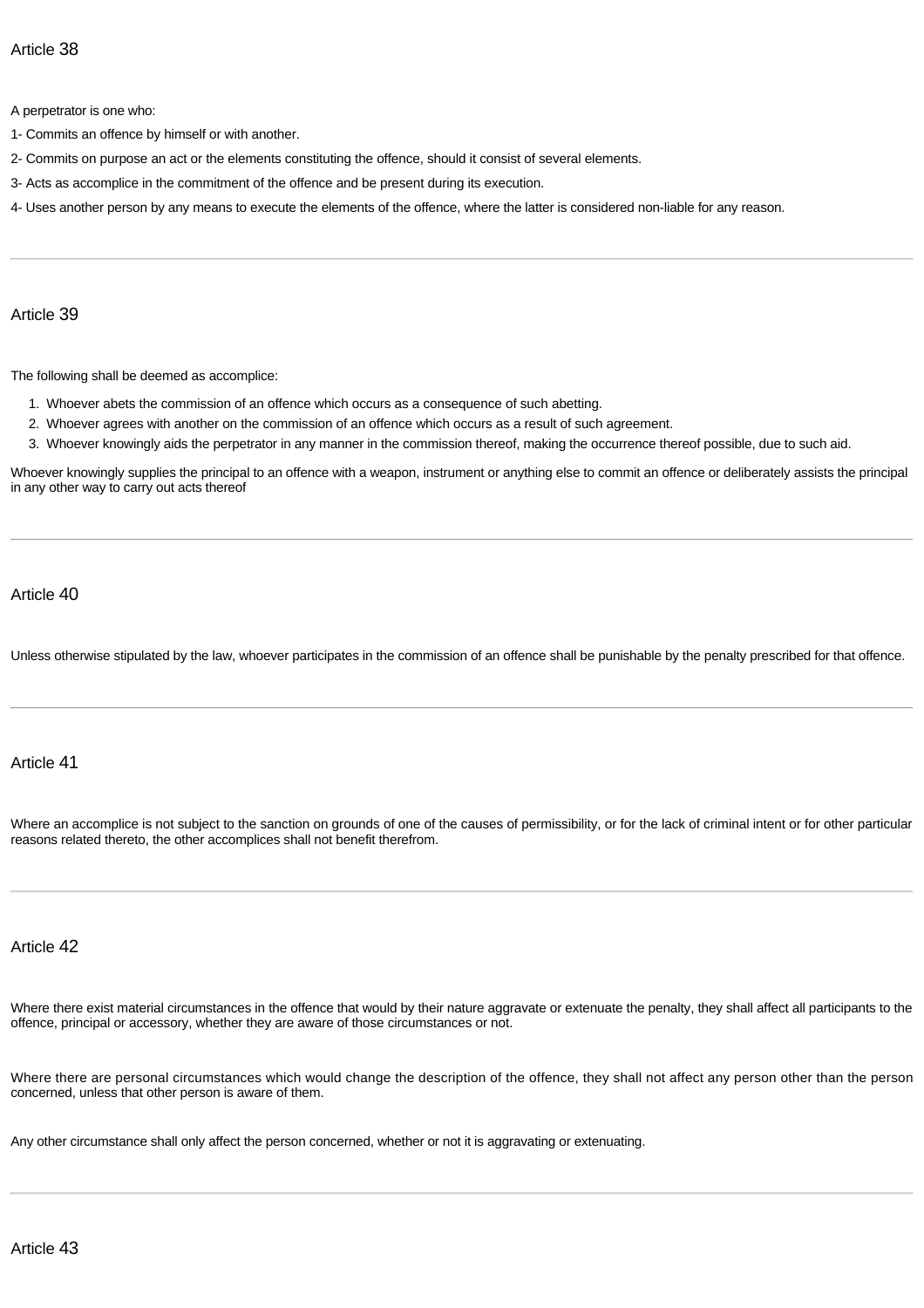## Article 38

A perpetrator is one who:

1- Commits an offence by himself or with another.

2- Commits on purpose an act or the elements constituting the offence, should it consist of several elements.

3- Acts as accomplice in the commitment of the offence and be present during its execution.

4- Uses another person by any means to execute the elements of the offence, where the latter is considered non-liable for any reason.

---

## Article 39

The following shall be deemed as accomplice:

1. Whoever abets the commission of an offence which occurs as a consequence of such abetting.
2. Whoever agrees with another on the commission of an offence which occurs as a result of such agreement.
3. Whoever knowingly aids the perpetrator in any manner in the commission thereof, making the occurrence thereof possible, due to such aid.

Whoever knowingly supplies the principal to an offence with a weapon, instrument or anything else to commit an offence or deliberately assists the principal in any other way to carry out acts thereof

---

## Article 40

Unless otherwise stipulated by the law, whoever participates in the commission of an offence shall be punishable by the penalty prescribed for that offence.

---

## Article 41

Where an accomplice is not subject to the sanction on grounds of one of the causes of permissibility, or for the lack of criminal intent or for other particular reasons related thereto, the other accomplices shall not benefit therefrom.

---

## Article 42

Where there exist material circumstances in the offence that would by their nature aggravate or extenuate the penalty, they shall affect all participants to the offence, principal or accessory, whether they are aware of those circumstances or not.

Where there are personal circumstances which would change the description of the offence, they shall not affect any person other than the person concerned, unless that other person is aware of them.

Any other circumstance shall only affect the person concerned, whether or not it is aggravating or extenuating.

---

## Article 43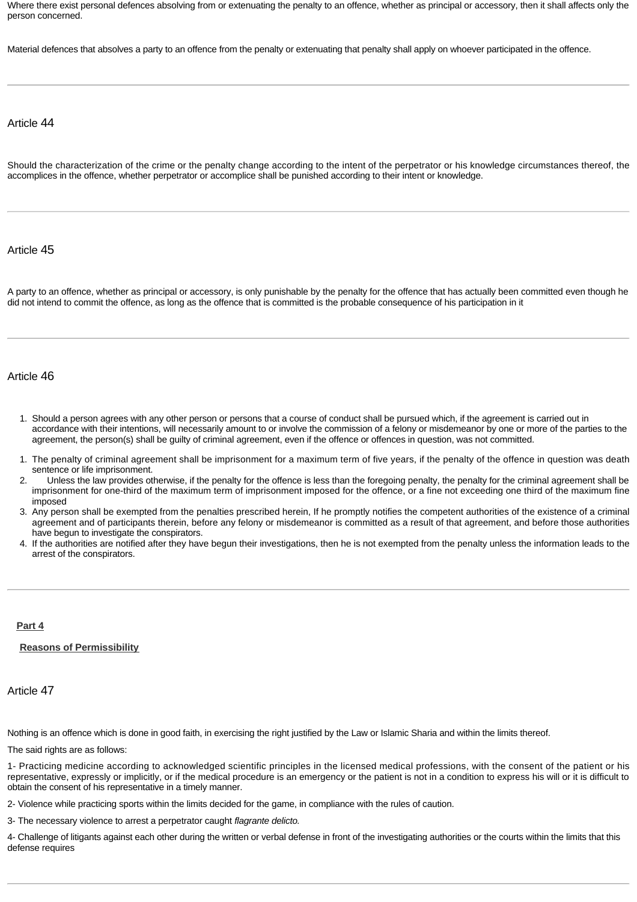Where there exist personal defences absolving from or extenuating the penalty to an offence, whether as principal or accessory, then it shall affects only the person concerned.

Material defences that absolves a party to an offence from the penalty or extenuating that penalty shall apply on whoever participated in the offence.

---

## Article 44

Should the characterization of the crime or the penalty change according to the intent of the perpetrator or his knowledge circumstances thereof, the accomplices in the offence, whether perpetrator or accomplice shall be punished according to their intent or knowledge.

---

## Article 45

A party to an offence, whether as principal or accessory, is only punishable by the penalty for the offence that has actually been committed even though he did not intend to commit the offence, as long as the offence that is committed is the probable consequence of his participation in it

---

## Article 46

1. Should a person agrees with any other person or persons that a course of conduct shall be pursued which, if the agreement is carried out in accordance with their intentions, will necessarily amount to or involve the commission of a felony or misdemeanor by one or more of the parties to the agreement, the person(s) shall be guilty of criminal agreement, even if the offence or offences in question, was not committed.

1. The penalty of criminal agreement shall be imprisonment for a maximum term of five years, if the penalty of the offence in question was death sentence or life imprisonment.
2. Unless the law provides otherwise, if the penalty for the offence is less than the foregoing penalty, the penalty for the criminal agreement shall be imprisonment for one-third of the maximum term of imprisonment imposed for the offence, or a fine not exceeding one third of the maximum fine imposed
3. Any person shall be exempted from the penalties prescribed herein, If he promptly notifies the competent authorities of the existence of a criminal agreement and of participants therein, before any felony or misdemeanor is committed as a result of that agreement, and before those authorities have begun to investigate the conspirators.
4. If the authorities are notified after they have begun their investigations, then he is not exempted from the penalty unless the information leads to the arrest of the conspirators.

---

**Part 4**

**Reasons of Permissibility**

## Article 47

Nothing is an offence which is done in good faith, in exercising the right justified by the Law or Islamic Sharia and within the limits thereof.

The said rights are as follows:

1- Practicing medicine according to acknowledged scientific principles in the licensed medical professions, with the consent of the patient or his representative, expressly or implicitly, or if the medical procedure is an emergency or the patient is not in a condition to express his will or it is difficult to obtain the consent of his representative in a timely manner.

2- Violence while practicing sports within the limits decided for the game, in compliance with the rules of caution.

3- The necessary violence to arrest a perpetrator caught *flagrante delicto.*

4- Challenge of litigants against each other during the written or verbal defense in front of the investigating authorities or the courts within the limits that this defense requires

---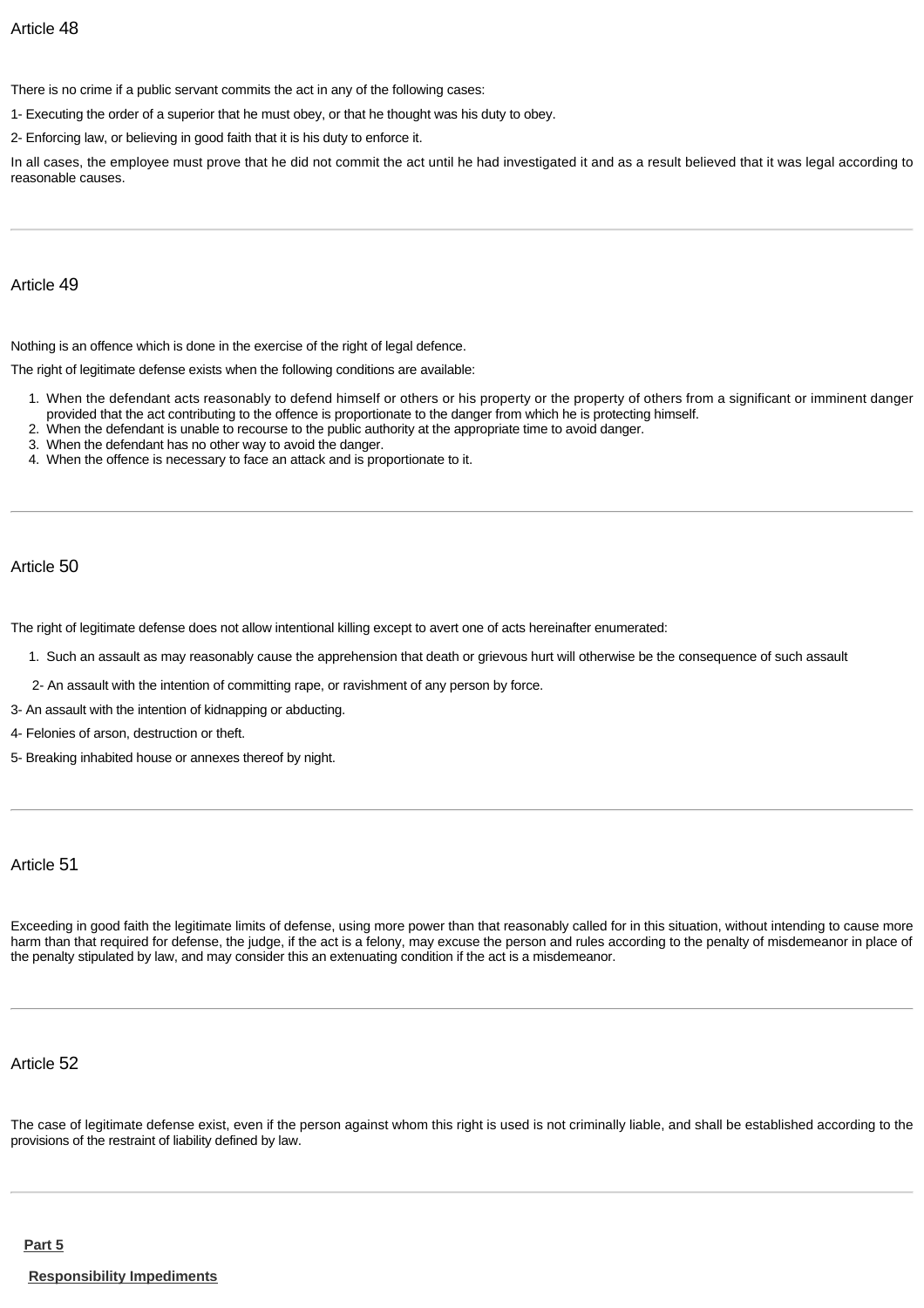## Article 48

There is no crime if a public servant commits the act in any of the following cases:

1- Executing the order of a superior that he must obey, or that he thought was his duty to obey.

2- Enforcing law, or believing in good faith that it is his duty to enforce it.

In all cases, the employee must prove that he did not commit the act until he had investigated it and as a result believed that it was legal according to reasonable causes.

---

## Article 49

Nothing is an offence which is done in the exercise of the right of legal defence.

The right of legitimate defense exists when the following conditions are available:

1. When the defendant acts reasonably to defend himself or others or his property or the property of others from a significant or imminent danger provided that the act contributing to the offence is proportionate to the danger from which he is protecting himself.
2. When the defendant is unable to recourse to the public authority at the appropriate time to avoid danger.
3. When the defendant has no other way to avoid the danger.
4. When the offence is necessary to face an attack and is proportionate to it.

---

## Article 50

The right of legitimate defense does not allow intentional killing except to avert one of acts hereinafter enumerated:

1. Such an assault as may reasonably cause the apprehension that death or grievous hurt will otherwise be the consequence of such assault

2- An assault with the intention of committing rape, or ravishment of any person by force.

3- An assault with the intention of kidnapping or abducting.

4- Felonies of arson, destruction or theft.

5- Breaking inhabited house or annexes thereof by night.

---

## Article 51

Exceeding in good faith the legitimate limits of defense, using more power than that reasonably called for in this situation, without intending to cause more harm than that required for defense, the judge, if the act is a felony, may excuse the person and rules according to the penalty of misdemeanor in place of the penalty stipulated by law, and may consider this an extenuating condition if the act is a misdemeanor.

---

## Article 52

The case of legitimate defense exist, even if the person against whom this right is used is not criminally liable, and shall be established according to the provisions of the restraint of liability defined by law.

---

# Part 5

## Responsibility Impediments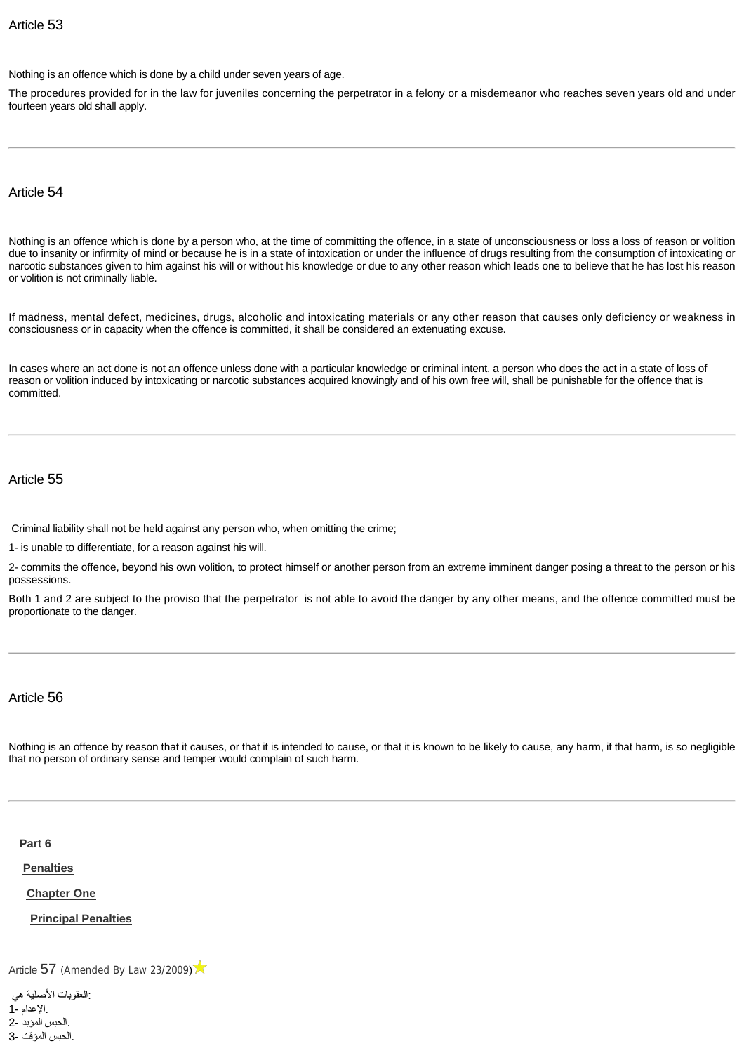## Article 53

Nothing is an offence which is done by a child under seven years of age.

The procedures provided for in the law for juveniles concerning the perpetrator in a felony or a misdemeanor who reaches seven years old and under fourteen years old shall apply.

---

## Article 54

Nothing is an offence which is done by a person who, at the time of committing the offence, in a state of unconsciousness or loss a loss of reason or volition due to insanity or infirmity of mind or because he is in a state of intoxication or under the influence of drugs resulting from the consumption of intoxicating or narcotic substances given to him against his will or without his knowledge or due to any other reason which leads one to believe that he has lost his reason or volition is not criminally liable.

If madness, mental defect, medicines, drugs, alcoholic and intoxicating materials or any other reason that causes only deficiency or weakness in consciousness or in capacity when the offence is committed, it shall be considered an extenuating excuse.

In cases where an act done is not an offence unless done with a particular knowledge or criminal intent, a person who does the act in a state of loss of reason or volition induced by intoxicating or narcotic substances acquired knowingly and of his own free will, shall be punishable for the offence that is committed.

---

## Article 55

Criminal liability shall not be held against any person who, when omitting the crime;

1- is unable to differentiate, for a reason against his will.

2- commits the offence, beyond his own volition, to protect himself or another person from an extreme imminent danger posing a threat to the person or his possessions.

Both 1 and 2 are subject to the proviso that the perpetrator is not able to avoid the danger by any other means, and the offence committed must be proportionate to the danger.

---

## Article 56

Nothing is an offence by reason that it causes, or that it is intended to cause, or that it is known to be likely to cause, any harm, if that harm, is so negligible that no person of ordinary sense and temper would complain of such harm.

---

**Part 6**

**Penalties**

**Chapter One**

**Principal Penalties**

## Article 57 (Amended By Law 23/2009)

العقوبات الأصلية هي:

1- الإعدام.

2- الحبس المؤبد.

3- الحبس المؤقت.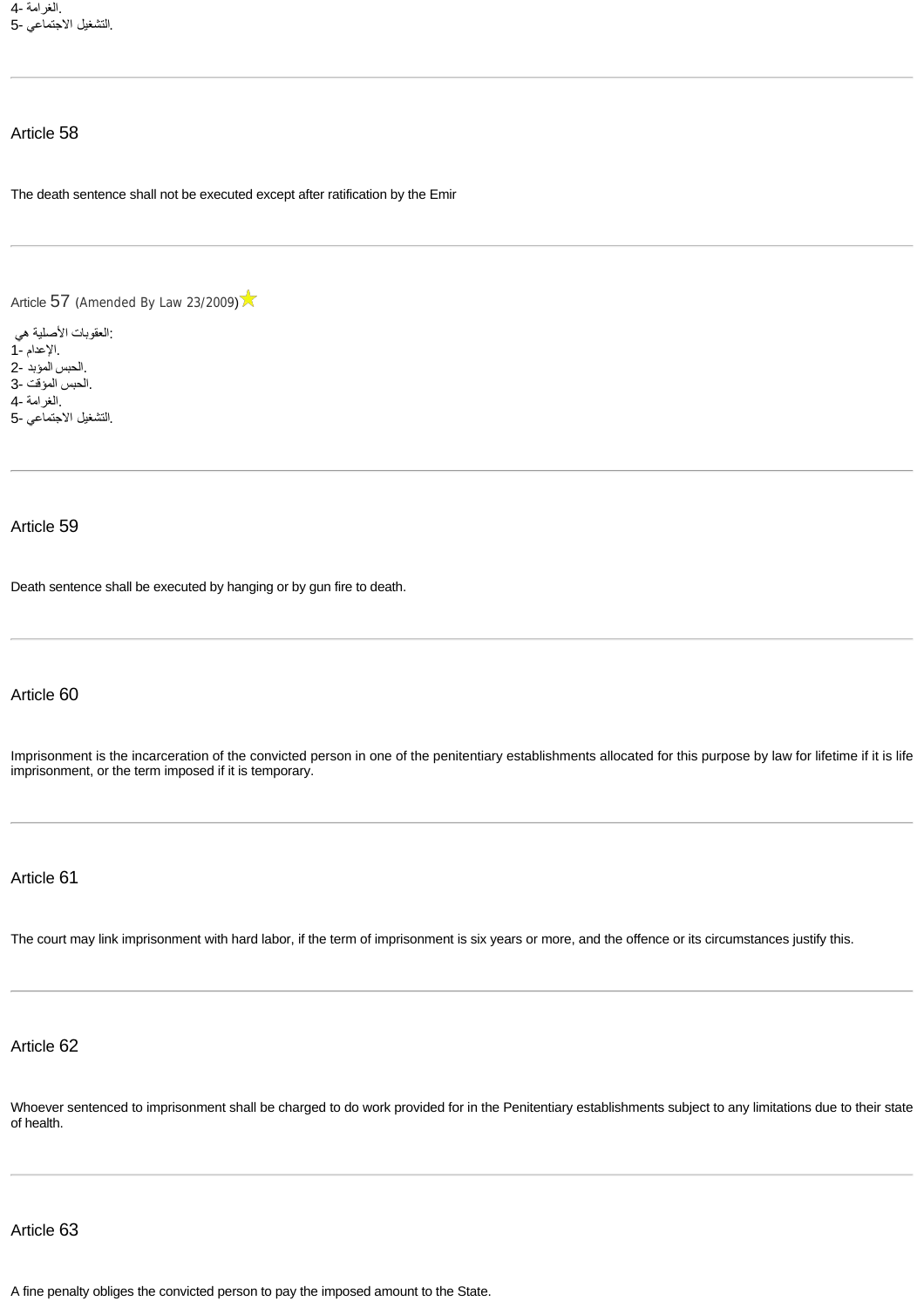4- الغرامة.
5- التشغيل الاجتماعي.

---

## Article 58

The death sentence shall not be executed except after ratification by the Emir

---

## Article 57 (Amended By Law 23/2009)

العقوبات الأصلية هي:
1- الإعدام.
2- الحبس المؤبد.
3- الحبس المؤقت.
4- الغرامة.
5- التشغيل الاجتماعي.

---

## Article 59

Death sentence shall be executed by hanging or by gun fire to death.

---

## Article 60

Imprisonment is the incarceration of the convicted person in one of the penitentiary establishments allocated for this purpose by law for lifetime if it is life imprisonment, or the term imposed if it is temporary.

---

## Article 61

The court may link imprisonment with hard labor, if the term of imprisonment is six years or more, and the offence or its circumstances justify this.

---

## Article 62

Whoever sentenced to imprisonment shall be charged to do work provided for in the Penitentiary establishments subject to any limitations due to their state of health.

---

## Article 63

A fine penalty obliges the convicted person to pay the imposed amount to the State.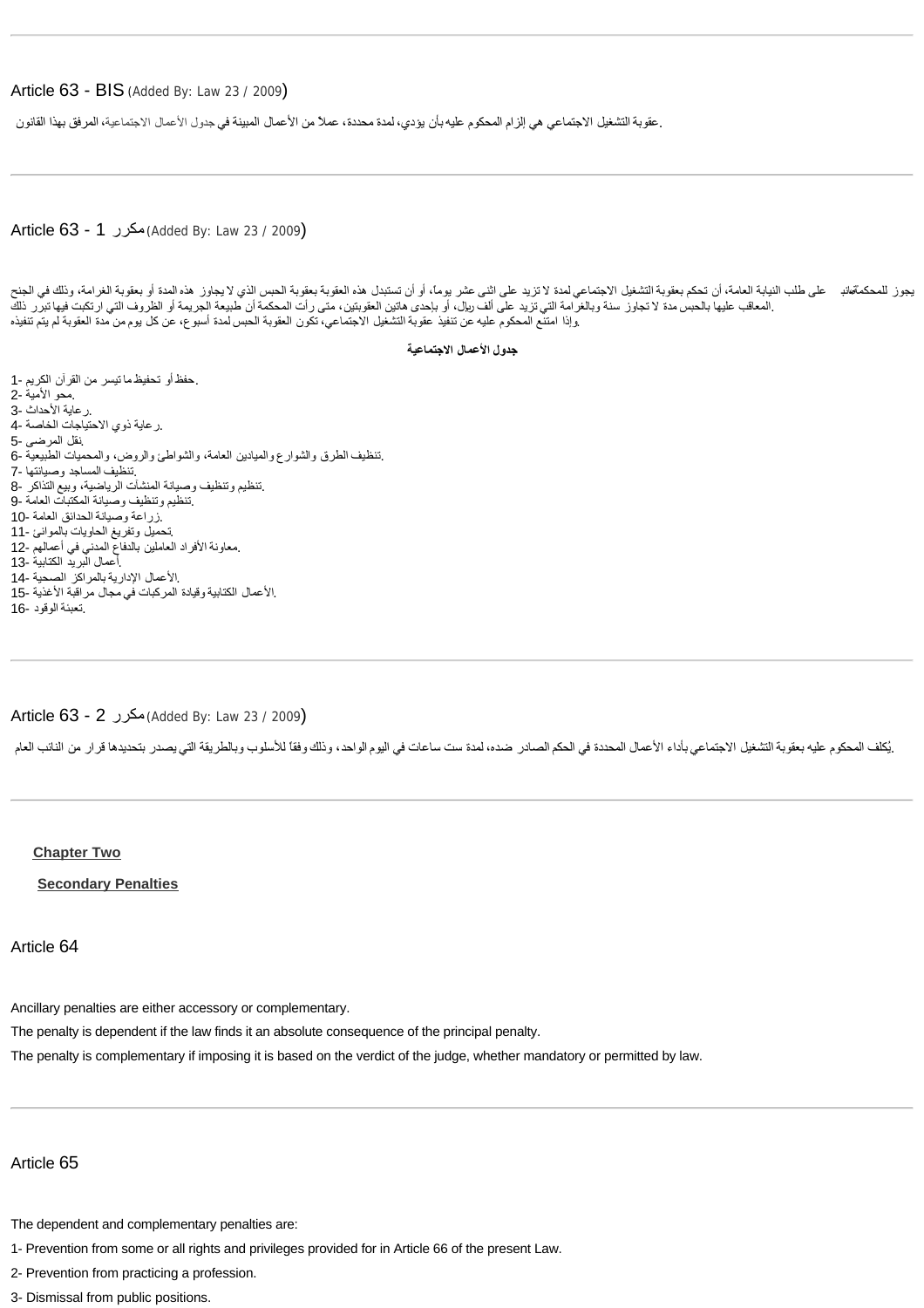## Article 63 - BIS (Added By: Law 23 / 2009)

عقوبة التشغيل الاجتماعي هي إلزام المحكوم عليه بأن يؤدي، لمدة محددة، عملاً من الأعمال المبينة في جدول الأعمال الاجتماعية، المرفق بهذا القانون.

## Article 63 - 1 مكرر (Added By: Law 23 / 2009)

يجوز للمحكمة، على طلب النيابة العامة، أن تحكم بعقوبة التشغيل الاجتماعي لمدة لا تزيد على اثنى عشر يوماً، أو أن تستبدل هذه العقوبة بعقوبة الحبس الذي لا يجاوز هذه المدة أو بعقوبة الغرامة، وذلك في الجنح المعاقب عليها بالحبس مدة لا تجاوز سنة وبالغرامة التي تزيد على ألف ريال، أو بإحدى هاتين العقوبتين، متى رأت المحكمة أن طبيعة الجريمة أو الظروف التي ارتكبت فيها تبرر ذلك.
وإذا امتنع المحكوم عليه عن تنفيذ عقوبة التشغيل الاجتماعي، تكون العقوبة الحبس لمدة أسبوع، عن كل يوم من مدة العقوبة لم يتم تنفيذه.

**جدول الأعمال الاجتماعية**

1- حفظ أو تحفيظ ما تيسر من القرآن الكريم.
2- محو الأمية.
3- رعاية الأحداث.
4- رعاية ذوي الاحتياجات الخاصة.
5- نقل المرضى.
6- تنظيف الطرق والشوارع والميادين العامة، والشواطئ والروض، والمحميات الطبيعية.
7- تنظيف المساجد وصيانتها.
8- تنظيم وتنظيف وصيانة المنشآت الرياضية، وبيع التذاكر.
9- تنظيم وتنظيف وصيانة المكتبات العامة.
10- زراعة وصيانة الحدائق العامة.
11- تحميل وتفريغ الحاويات بالموانئ.
12- معاونة الأفراد العاملين بالدفاع المدني في أعمالهم.
13- أعمال البريد الكتابية.
14- الأعمال الإدارية بالمراكز الصحية.
15- الأعمال الكتابية وقيادة المركبات في مجال مراقبة الأغذية.
16- تعبئة الوقود.

## Article 63 - 2 مكرر (Added By: Law 23 / 2009)

يُكلف المحكوم عليه بعقوبة التشغيل الاجتماعي بأداء الأعمال المحددة في الحكم الصادر ضده، لمدة ست ساعات في اليوم الواحد، وذلك وفقاً للأسلوب وبالطريقة التي يصدر بتحديدها قرار من النائب العام.

## Chapter Two

## Secondary Penalties

## Article 64

Ancillary penalties are either accessory or complementary.

The penalty is dependent if the law finds it an absolute consequence of the principal penalty.

The penalty is complementary if imposing it is based on the verdict of the judge, whether mandatory or permitted by law.

## Article 65

The dependent and complementary penalties are:

1- Prevention from some or all rights and privileges provided for in Article 66 of the present Law.

2- Prevention from practicing a profession.

3- Dismissal from public positions.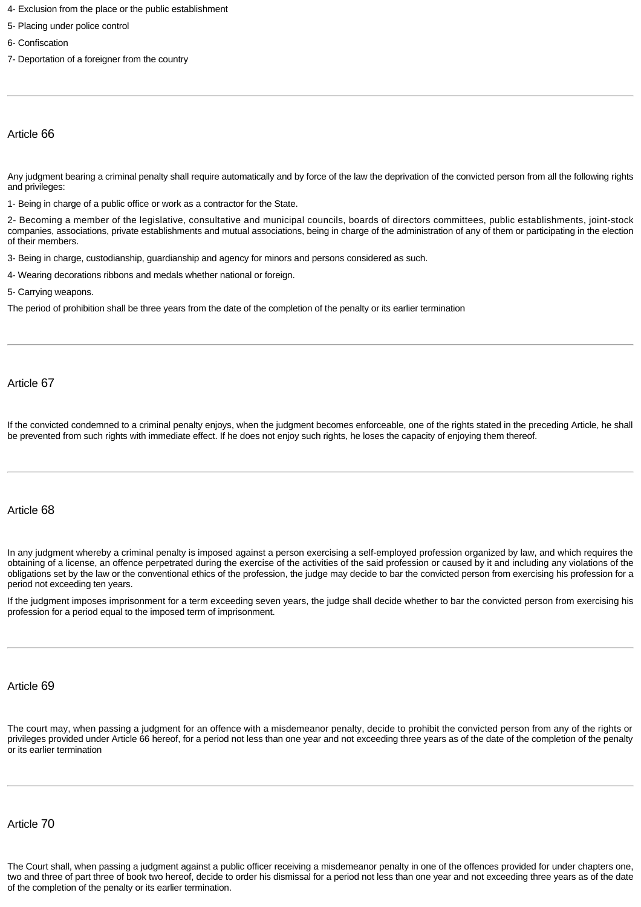4- Exclusion from the place or the public establishment

5- Placing under police control

6- Confiscation

7- Deportation of a foreigner from the country

---

## Article 66

Any judgment bearing a criminal penalty shall require automatically and by force of the law the deprivation of the convicted person from all the following rights and privileges:

1- Being in charge of a public office or work as a contractor for the State.

2- Becoming a member of the legislative, consultative and municipal councils, boards of directors committees, public establishments, joint-stock companies, associations, private establishments and mutual associations, being in charge of the administration of any of them or participating in the election of their members.

3- Being in charge, custodianship, guardianship and agency for minors and persons considered as such.

4- Wearing decorations ribbons and medals whether national or foreign.

5- Carrying weapons.

The period of prohibition shall be three years from the date of the completion of the penalty or its earlier termination

---

## Article 67

If the convicted condemned to a criminal penalty enjoys, when the judgment becomes enforceable, one of the rights stated in the preceding Article, he shall be prevented from such rights with immediate effect. If he does not enjoy such rights, he loses the capacity of enjoying them thereof.

---

## Article 68

In any judgment whereby a criminal penalty is imposed against a person exercising a self-employed profession organized by law, and which requires the obtaining of a license, an offence perpetrated during the exercise of the activities of the said profession or caused by it and including any violations of the obligations set by the law or the conventional ethics of the profession, the judge may decide to bar the convicted person from exercising his profession for a period not exceeding ten years.

If the judgment imposes imprisonment for a term exceeding seven years, the judge shall decide whether to bar the convicted person from exercising his profession for a period equal to the imposed term of imprisonment.

---

## Article 69

The court may, when passing a judgment for an offence with a misdemeanor penalty, decide to prohibit the convicted person from any of the rights or privileges provided under Article 66 hereof, for a period not less than one year and not exceeding three years as of the date of the completion of the penalty or its earlier termination

---

## Article 70

The Court shall, when passing a judgment against a public officer receiving a misdemeanor penalty in one of the offences provided for under chapters one, two and three of part three of book two hereof, decide to order his dismissal for a period not less than one year and not exceeding three years as of the date of the completion of the penalty or its earlier termination.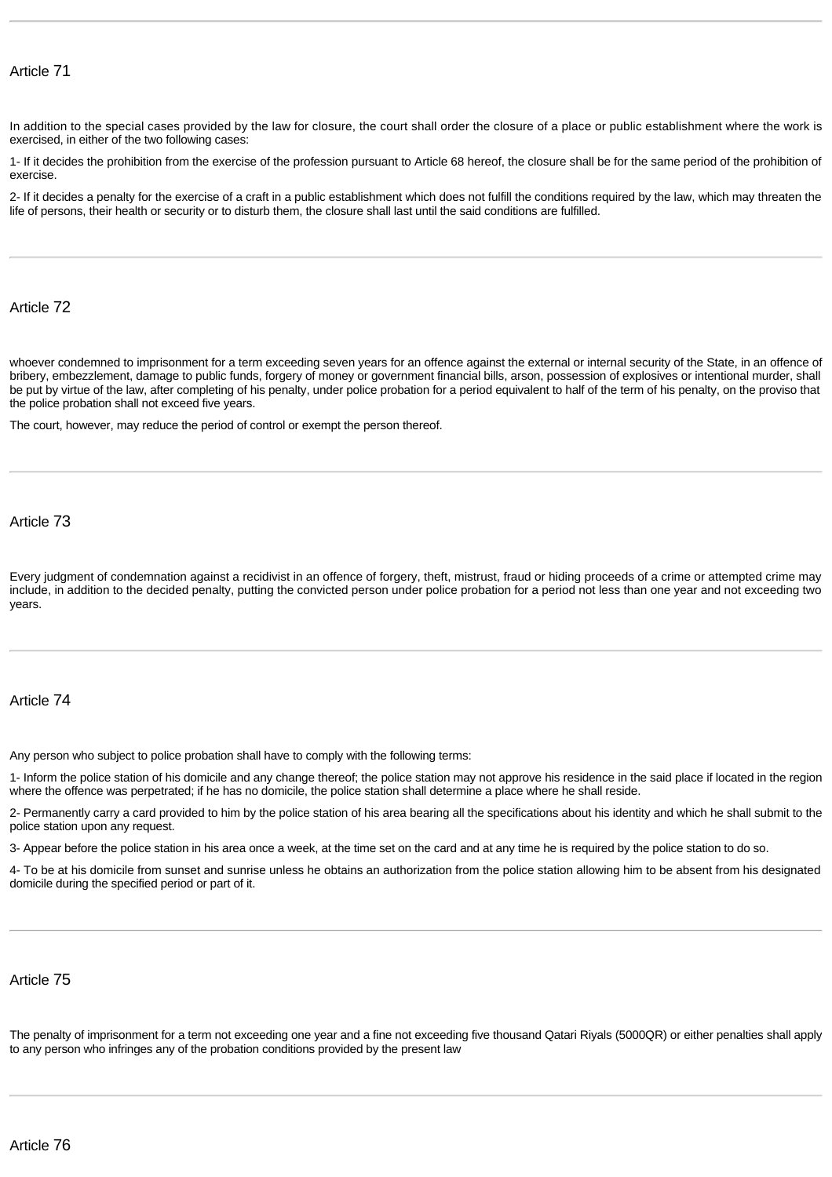## Article 71

In addition to the special cases provided by the law for closure, the court shall order the closure of a place or public establishment where the work is exercised, in either of the two following cases:

1- If it decides the prohibition from the exercise of the profession pursuant to Article 68 hereof, the closure shall be for the same period of the prohibition of exercise.

2- If it decides a penalty for the exercise of a craft in a public establishment which does not fulfill the conditions required by the law, which may threaten the life of persons, their health or security or to disturb them, the closure shall last until the said conditions are fulfilled.

---

## Article 72

whoever condemned to imprisonment for a term exceeding seven years for an offence against the external or internal security of the State, in an offence of bribery, embezzlement, damage to public funds, forgery of money or government financial bills, arson, possession of explosives or intentional murder, shall be put by virtue of the law, after completing of his penalty, under police probation for a period equivalent to half of the term of his penalty, on the proviso that the police probation shall not exceed five years.

The court, however, may reduce the period of control or exempt the person thereof.

---

## Article 73

Every judgment of condemnation against a recidivist in an offence of forgery, theft, mistrust, fraud or hiding proceeds of a crime or attempted crime may include, in addition to the decided penalty, putting the convicted person under police probation for a period not less than one year and not exceeding two years.

---

## Article 74

Any person who subject to police probation shall have to comply with the following terms:

1- Inform the police station of his domicile and any change thereof; the police station may not approve his residence in the said place if located in the region where the offence was perpetrated; if he has no domicile, the police station shall determine a place where he shall reside.

2- Permanently carry a card provided to him by the police station of his area bearing all the specifications about his identity and which he shall submit to the police station upon any request.

3- Appear before the police station in his area once a week, at the time set on the card and at any time he is required by the police station to do so.

4- To be at his domicile from sunset and sunrise unless he obtains an authorization from the police station allowing him to be absent from his designated domicile during the specified period or part of it.

---

## Article 75

The penalty of imprisonment for a term not exceeding one year and a fine not exceeding five thousand Qatari Riyals (5000QR) or either penalties shall apply to any person who infringes any of the probation conditions provided by the present law

---

## Article 76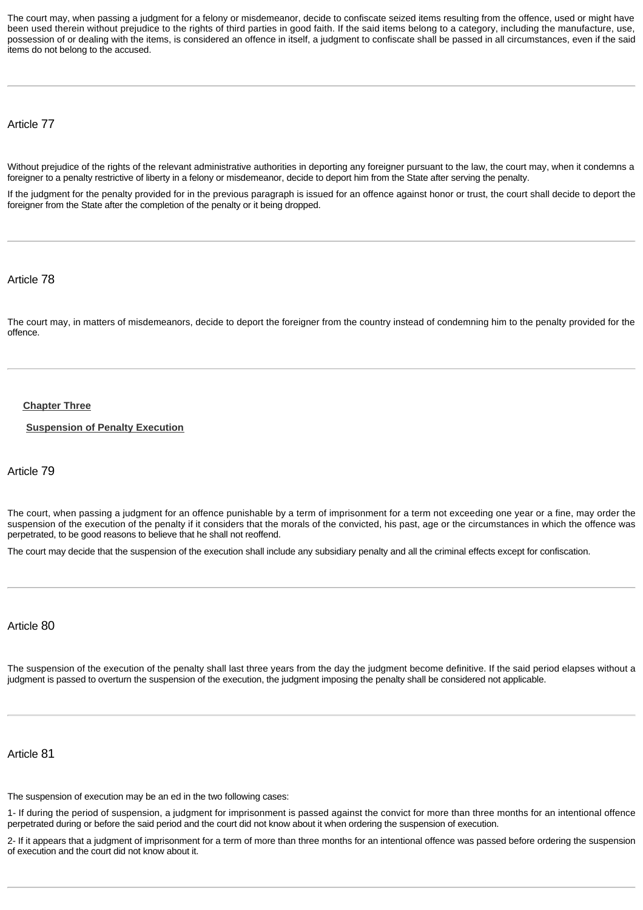The court may, when passing a judgment for a felony or misdemeanor, decide to confiscate seized items resulting from the offence, used or might have been used therein without prejudice to the rights of third parties in good faith. If the said items belong to a category, including the manufacture, use, possession of or dealing with the items, is considered an offence in itself, a judgment to confiscate shall be passed in all circumstances, even if the said items do not belong to the accused.

---

Article 77

Without prejudice of the rights of the relevant administrative authorities in deporting any foreigner pursuant to the law, the court may, when it condemns a foreigner to a penalty restrictive of liberty in a felony or misdemeanor, decide to deport him from the State after serving the penalty.

If the judgment for the penalty provided for in the previous paragraph is issued for an offence against honor or trust, the court shall decide to deport the foreigner from the State after the completion of the penalty or it being dropped.

---

Article 78

The court may, in matters of misdemeanors, decide to deport the foreigner from the country instead of condemning him to the penalty provided for the offence.

---

**Chapter Three**

**Suspension of Penalty Execution**

Article 79

The court, when passing a judgment for an offence punishable by a term of imprisonment for a term not exceeding one year or a fine, may order the suspension of the execution of the penalty if it considers that the morals of the convicted, his past, age or the circumstances in which the offence was perpetrated, to be good reasons to believe that he shall not reoffend.

The court may decide that the suspension of the execution shall include any subsidiary penalty and all the criminal effects except for confiscation.

---

Article 80

The suspension of the execution of the penalty shall last three years from the day the judgment become definitive. If the said period elapses without a judgment is passed to overturn the suspension of the execution, the judgment imposing the penalty shall be considered not applicable.

---

Article 81

The suspension of execution may be an ed in the two following cases:

1- If during the period of suspension, a judgment for imprisonment is passed against the convict for more than three months for an intentional offence perpetrated during or before the said period and the court did not know about it when ordering the suspension of execution.

2- If it appears that a judgment of imprisonment for a term of more than three months for an intentional offence was passed before ordering the suspension of execution and the court did not know about it.

---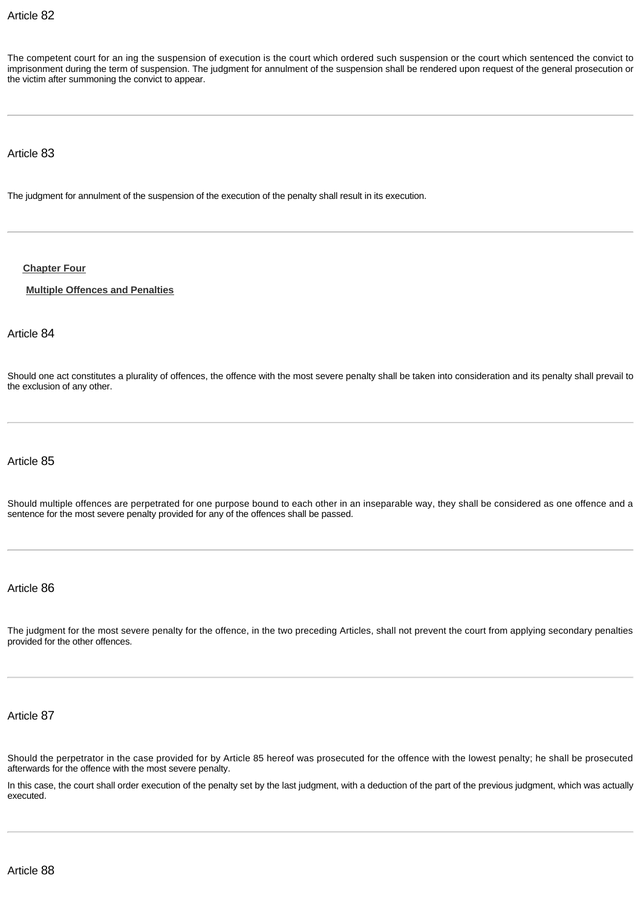Article 82

The competent court for an ing the suspension of execution is the court which ordered such suspension or the court which sentenced the convict to imprisonment during the term of suspension. The judgment for annulment of the suspension shall be rendered upon request of the general prosecution or the victim after summoning the convict to appear.

---

Article 83

The judgment for annulment of the suspension of the execution of the penalty shall result in its execution.

---

## Chapter Four

### Multiple Offences and Penalties

Article 84

Should one act constitutes a plurality of offences, the offence with the most severe penalty shall be taken into consideration and its penalty shall prevail to the exclusion of any other.

---

Article 85

Should multiple offences are perpetrated for one purpose bound to each other in an inseparable way, they shall be considered as one offence and a sentence for the most severe penalty provided for any of the offences shall be passed.

---

Article 86

The judgment for the most severe penalty for the offence, in the two preceding Articles, shall not prevent the court from applying secondary penalties provided for the other offences.

---

Article 87

Should the perpetrator in the case provided for by Article 85 hereof was prosecuted for the offence with the lowest penalty; he shall be prosecuted afterwards for the offence with the most severe penalty.

In this case, the court shall order execution of the penalty set by the last judgment, with a deduction of the part of the previous judgment, which was actually executed.

---

Article 88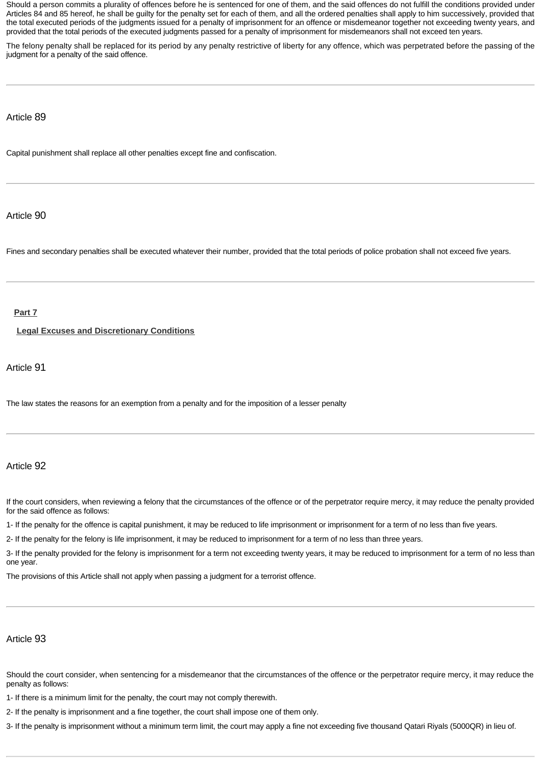Should a person commits a plurality of offences before he is sentenced for one of them, and the said offences do not fulfill the conditions provided under Articles 84 and 85 hereof, he shall be guilty for the penalty set for each of them, and all the ordered penalties shall apply to him successively, provided that the total executed periods of the judgments issued for a penalty of imprisonment for an offence or misdemeanor together not exceeding twenty years, and provided that the total periods of the executed judgments passed for a penalty of imprisonment for misdemeanors shall not exceed ten years.

The felony penalty shall be replaced for its period by any penalty restrictive of liberty for any offence, which was perpetrated before the passing of the judgment for a penalty of the said offence.

---

Article 89

Capital punishment shall replace all other penalties except fine and confiscation.

---

Article 90

Fines and secondary penalties shall be executed whatever their number, provided that the total periods of police probation shall not exceed five years.

---

**Part 7**

**Legal Excuses and Discretionary Conditions**

Article 91

The law states the reasons for an exemption from a penalty and for the imposition of a lesser penalty

---

Article 92

If the court considers, when reviewing a felony that the circumstances of the offence or of the perpetrator require mercy, it may reduce the penalty provided for the said offence as follows:

1- If the penalty for the offence is capital punishment, it may be reduced to life imprisonment or imprisonment for a term of no less than five years.

2- If the penalty for the felony is life imprisonment, it may be reduced to imprisonment for a term of no less than three years.

3- If the penalty provided for the felony is imprisonment for a term not exceeding twenty years, it may be reduced to imprisonment for a term of no less than one year.

The provisions of this Article shall not apply when passing a judgment for a terrorist offence.

---

Article 93

Should the court consider, when sentencing for a misdemeanor that the circumstances of the offence or the perpetrator require mercy, it may reduce the penalty as follows:

1- If there is a minimum limit for the penalty, the court may not comply therewith.

2- If the penalty is imprisonment and a fine together, the court shall impose one of them only.

3- If the penalty is imprisonment without a minimum term limit, the court may apply a fine not exceeding five thousand Qatari Riyals (5000QR) in lieu of.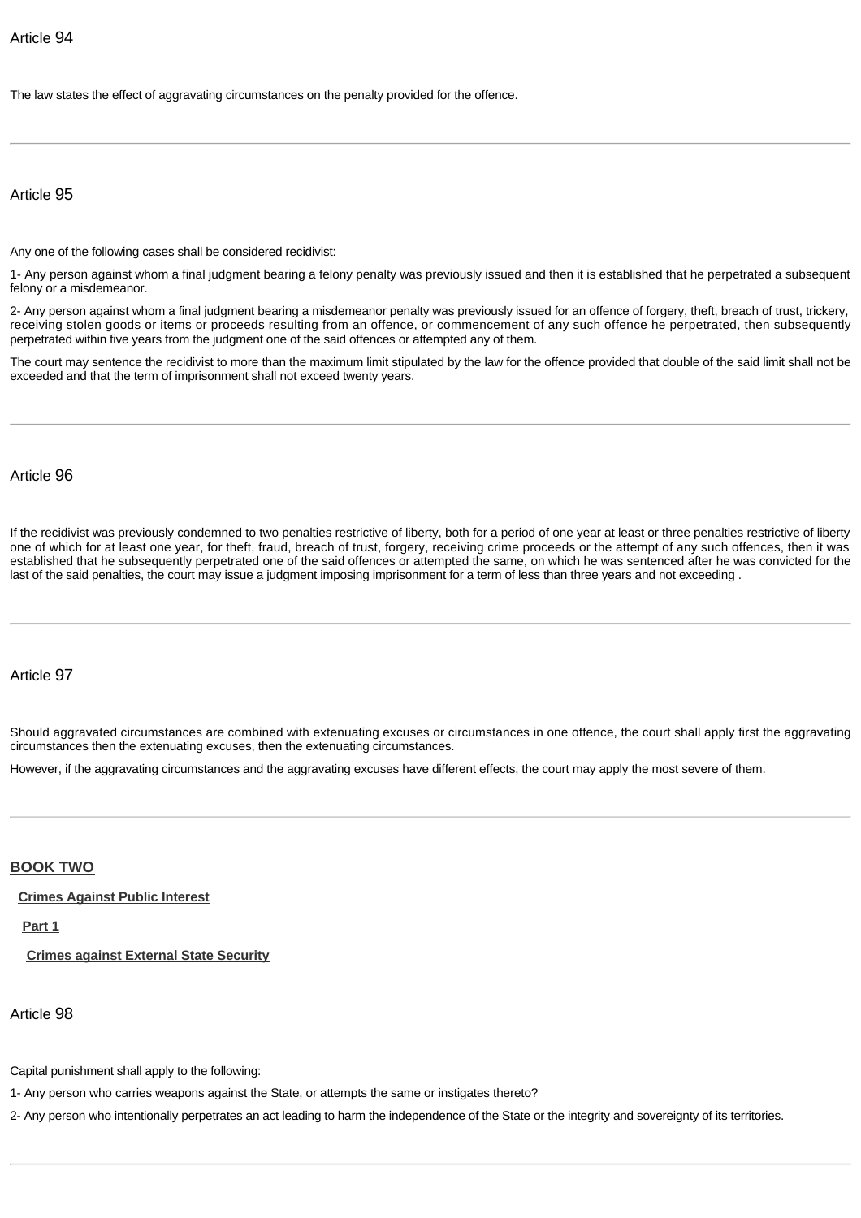Article 94

The law states the effect of aggravating circumstances on the penalty provided for the offence.

---

Article 95

Any one of the following cases shall be considered recidivist:

1- Any person against whom a final judgment bearing a felony penalty was previously issued and then it is established that he perpetrated a subsequent felony or a misdemeanor.

2- Any person against whom a final judgment bearing a misdemeanor penalty was previously issued for an offence of forgery, theft, breach of trust, trickery, receiving stolen goods or items or proceeds resulting from an offence, or commencement of any such offence he perpetrated, then subsequently perpetrated within five years from the judgment one of the said offences or attempted any of them.

The court may sentence the recidivist to more than the maximum limit stipulated by the law for the offence provided that double of the said limit shall not be exceeded and that the term of imprisonment shall not exceed twenty years.

---

Article 96

If the recidivist was previously condemned to two penalties restrictive of liberty, both for a period of one year at least or three penalties restrictive of liberty one of which for at least one year, for theft, fraud, breach of trust, forgery, receiving crime proceeds or the attempt of any such offences, then it was established that he subsequently perpetrated one of the said offences or attempted the same, on which he was sentenced after he was convicted for the last of the said penalties, the court may issue a judgment imposing imprisonment for a term of less than three years and not exceeding .

---

Article 97

Should aggravated circumstances are combined with extenuating excuses or circumstances in one offence, the court shall apply first the aggravating circumstances then the extenuating excuses, then the extenuating circumstances.

However, if the aggravating circumstances and the aggravating excuses have different effects, the court may apply the most severe of them.

---

## BOOK TWO

### Crimes Against Public Interest

### Part 1

### Crimes against External State Security

Article 98

Capital punishment shall apply to the following:

1- Any person who carries weapons against the State, or attempts the same or instigates thereto?

2- Any person who intentionally perpetrates an act leading to harm the independence of the State or the integrity and sovereignty of its territories.

---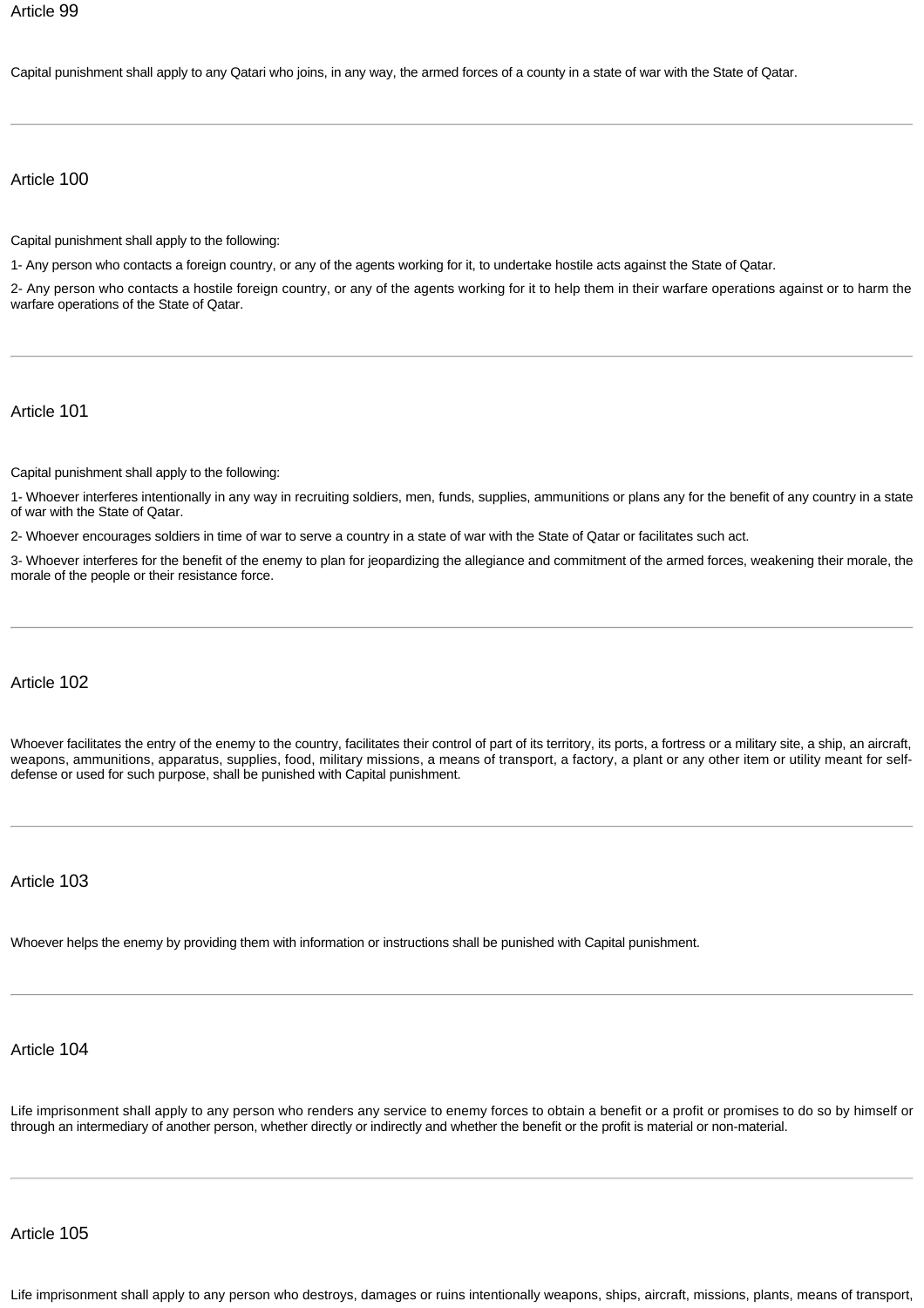## Article 99

Capital punishment shall apply to any Qatari who joins, in any way, the armed forces of a county in a state of war with the State of Qatar.

---

## Article 100

Capital punishment shall apply to the following:

1- Any person who contacts a foreign country, or any of the agents working for it, to undertake hostile acts against the State of Qatar.

2- Any person who contacts a hostile foreign country, or any of the agents working for it to help them in their warfare operations against or to harm the warfare operations of the State of Qatar.

---

## Article 101

Capital punishment shall apply to the following:

1- Whoever interferes intentionally in any way in recruiting soldiers, men, funds, supplies, ammunitions or plans any for the benefit of any country in a state of war with the State of Qatar.

2- Whoever encourages soldiers in time of war to serve a country in a state of war with the State of Qatar or facilitates such act.

3- Whoever interferes for the benefit of the enemy to plan for jeopardizing the allegiance and commitment of the armed forces, weakening their morale, the morale of the people or their resistance force.

---

## Article 102

Whoever facilitates the entry of the enemy to the country, facilitates their control of part of its territory, its ports, a fortress or a military site, a ship, an aircraft, weapons, ammunitions, apparatus, supplies, food, military missions, a means of transport, a factory, a plant or any other item or utility meant for self-defense or used for such purpose, shall be punished with Capital punishment.

---

## Article 103

Whoever helps the enemy by providing them with information or instructions shall be punished with Capital punishment.

---

## Article 104

Life imprisonment shall apply to any person who renders any service to enemy forces to obtain a benefit or a profit or promises to do so by himself or through an intermediary of another person, whether directly or indirectly and whether the benefit or the profit is material or non-material.

---

## Article 105

Life imprisonment shall apply to any person who destroys, damages or ruins intentionally weapons, ships, aircraft, missions, plants, means of transport,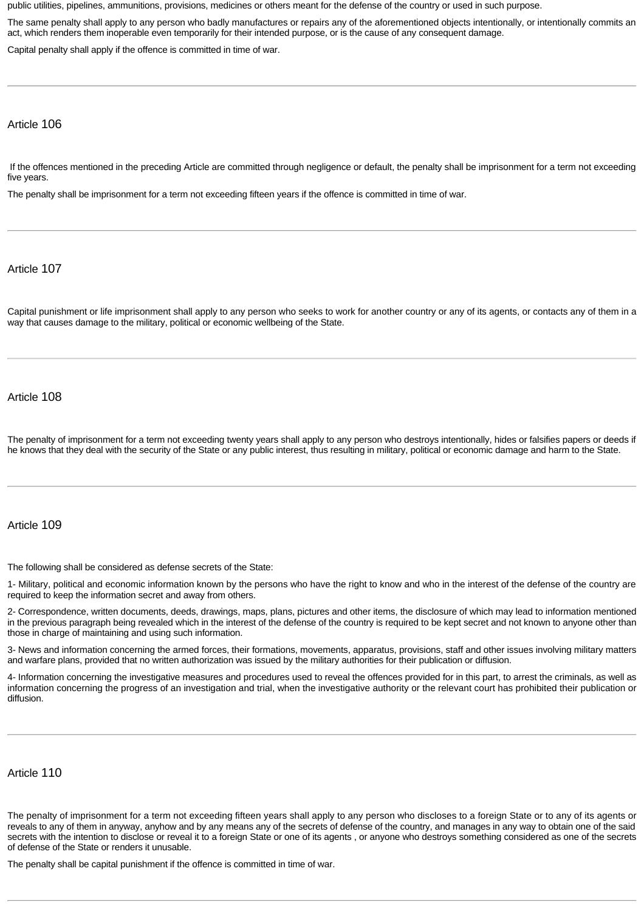public utilities, pipelines, ammunitions, provisions, medicines or others meant for the defense of the country or used in such purpose.

The same penalty shall apply to any person who badly manufactures or repairs any of the aforementioned objects intentionally, or intentionally commits an act, which renders them inoperable even temporarily for their intended purpose, or is the cause of any consequent damage.

Capital penalty shall apply if the offence is committed in time of war.

---

## Article 106

If the offences mentioned in the preceding Article are committed through negligence or default, the penalty shall be imprisonment for a term not exceeding five years.

The penalty shall be imprisonment for a term not exceeding fifteen years if the offence is committed in time of war.

---

## Article 107

Capital punishment or life imprisonment shall apply to any person who seeks to work for another country or any of its agents, or contacts any of them in a way that causes damage to the military, political or economic wellbeing of the State.

---

## Article 108

The penalty of imprisonment for a term not exceeding twenty years shall apply to any person who destroys intentionally, hides or falsifies papers or deeds if he knows that they deal with the security of the State or any public interest, thus resulting in military, political or economic damage and harm to the State.

---

## Article 109

The following shall be considered as defense secrets of the State:

1- Military, political and economic information known by the persons who have the right to know and who in the interest of the defense of the country are required to keep the information secret and away from others.

2- Correspondence, written documents, deeds, drawings, maps, plans, pictures and other items, the disclosure of which may lead to information mentioned in the previous paragraph being revealed which in the interest of the defense of the country is required to be kept secret and not known to anyone other than those in charge of maintaining and using such information.

3- News and information concerning the armed forces, their formations, movements, apparatus, provisions, staff and other issues involving military matters and warfare plans, provided that no written authorization was issued by the military authorities for their publication or diffusion.

4- Information concerning the investigative measures and procedures used to reveal the offences provided for in this part, to arrest the criminals, as well as information concerning the progress of an investigation and trial, when the investigative authority or the relevant court has prohibited their publication or diffusion.

---

## Article 110

The penalty of imprisonment for a term not exceeding fifteen years shall apply to any person who discloses to a foreign State or to any of its agents or reveals to any of them in anyway, anyhow and by any means any of the secrets of defense of the country, and manages in any way to obtain one of the said secrets with the intention to disclose or reveal it to a foreign State or one of its agents , or anyone who destroys something considered as one of the secrets of defense of the State or renders it unusable.

The penalty shall be capital punishment if the offence is committed in time of war.

---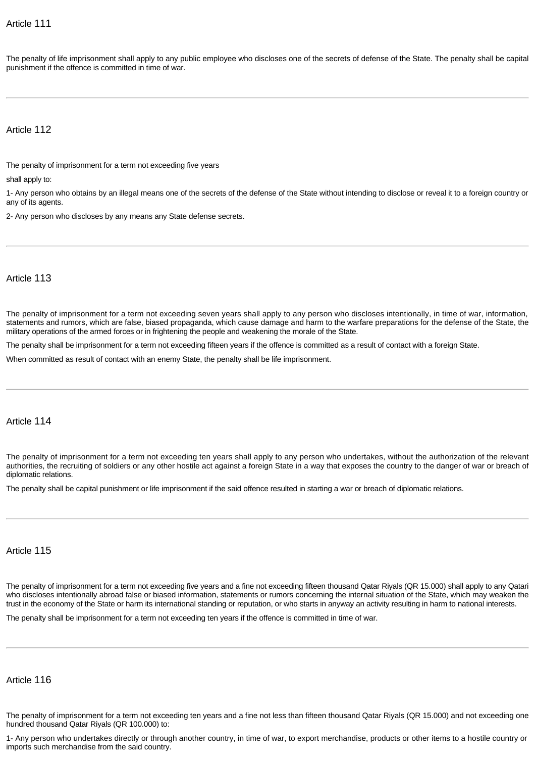## Article 111

The penalty of life imprisonment shall apply to any public employee who discloses one of the secrets of defense of the State. The penalty shall be capital punishment if the offence is committed in time of war.

---

## Article 112

The penalty of imprisonment for a term not exceeding five years

shall apply to:

1- Any person who obtains by an illegal means one of the secrets of the defense of the State without intending to disclose or reveal it to a foreign country or any of its agents.

2- Any person who discloses by any means any State defense secrets.

---

## Article 113

The penalty of imprisonment for a term not exceeding seven years shall apply to any person who discloses intentionally, in time of war, information, statements and rumors, which are false, biased propaganda, which cause damage and harm to the warfare preparations for the defense of the State, the military operations of the armed forces or in frightening the people and weakening the morale of the State.

The penalty shall be imprisonment for a term not exceeding fifteen years if the offence is committed as a result of contact with a foreign State.

When committed as result of contact with an enemy State, the penalty shall be life imprisonment.

---

## Article 114

The penalty of imprisonment for a term not exceeding ten years shall apply to any person who undertakes, without the authorization of the relevant authorities, the recruiting of soldiers or any other hostile act against a foreign State in a way that exposes the country to the danger of war or breach of diplomatic relations.

The penalty shall be capital punishment or life imprisonment if the said offence resulted in starting a war or breach of diplomatic relations.

---

## Article 115

The penalty of imprisonment for a term not exceeding five years and a fine not exceeding fifteen thousand Qatar Riyals (QR 15.000) shall apply to any Qatari who discloses intentionally abroad false or biased information, statements or rumors concerning the internal situation of the State, which may weaken the trust in the economy of the State or harm its international standing or reputation, or who starts in anyway an activity resulting in harm to national interests.

The penalty shall be imprisonment for a term not exceeding ten years if the offence is committed in time of war.

---

## Article 116

The penalty of imprisonment for a term not exceeding ten years and a fine not less than fifteen thousand Qatar Riyals (QR 15.000) and not exceeding one hundred thousand Qatar Riyals (QR 100.000) to:

1- Any person who undertakes directly or through another country, in time of war, to export merchandise, products or other items to a hostile country or imports such merchandise from the said country.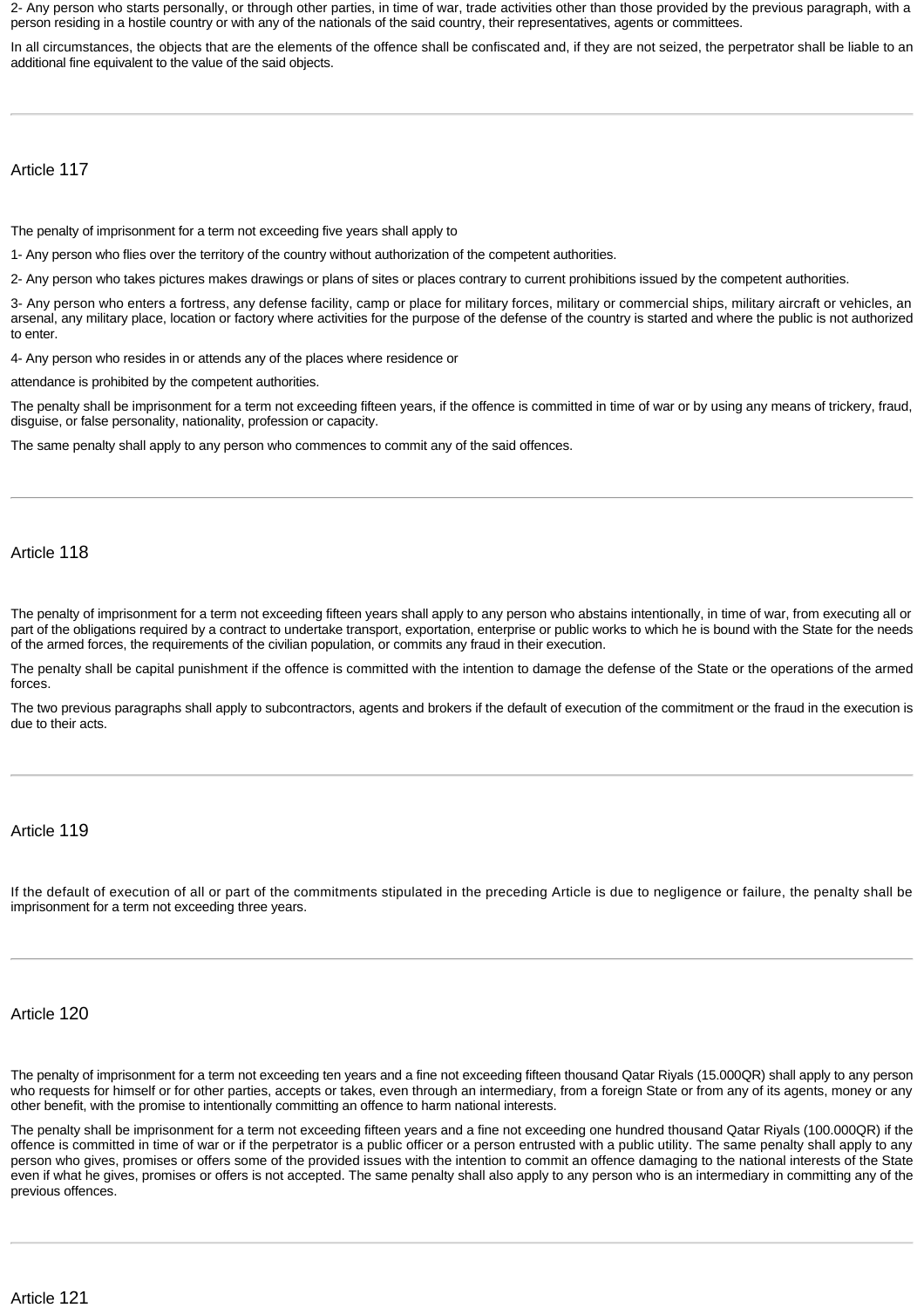2- Any person who starts personally, or through other parties, in time of war, trade activities other than those provided by the previous paragraph, with a person residing in a hostile country or with any of the nationals of the said country, their representatives, agents or committees.

In all circumstances, the objects that are the elements of the offence shall be confiscated and, if they are not seized, the perpetrator shall be liable to an additional fine equivalent to the value of the said objects.

---

## Article 117

The penalty of imprisonment for a term not exceeding five years shall apply to

1- Any person who flies over the territory of the country without authorization of the competent authorities.

2- Any person who takes pictures makes drawings or plans of sites or places contrary to current prohibitions issued by the competent authorities.

3- Any person who enters a fortress, any defense facility, camp or place for military forces, military or commercial ships, military aircraft or vehicles, an arsenal, any military place, location or factory where activities for the purpose of the defense of the country is started and where the public is not authorized to enter.

4- Any person who resides in or attends any of the places where residence or

attendance is prohibited by the competent authorities.

The penalty shall be imprisonment for a term not exceeding fifteen years, if the offence is committed in time of war or by using any means of trickery, fraud, disguise, or false personality, nationality, profession or capacity.

The same penalty shall apply to any person who commences to commit any of the said offences.

---

## Article 118

The penalty of imprisonment for a term not exceeding fifteen years shall apply to any person who abstains intentionally, in time of war, from executing all or part of the obligations required by a contract to undertake transport, exportation, enterprise or public works to which he is bound with the State for the needs of the armed forces, the requirements of the civilian population, or commits any fraud in their execution.

The penalty shall be capital punishment if the offence is committed with the intention to damage the defense of the State or the operations of the armed forces.

The two previous paragraphs shall apply to subcontractors, agents and brokers if the default of execution of the commitment or the fraud in the execution is due to their acts.

---

## Article 119

If the default of execution of all or part of the commitments stipulated in the preceding Article is due to negligence or failure, the penalty shall be imprisonment for a term not exceeding three years.

---

## Article 120

The penalty of imprisonment for a term not exceeding ten years and a fine not exceeding fifteen thousand Qatar Riyals (15.000QR) shall apply to any person who requests for himself or for other parties, accepts or takes, even through an intermediary, from a foreign State or from any of its agents, money or any other benefit, with the promise to intentionally committing an offence to harm national interests.

The penalty shall be imprisonment for a term not exceeding fifteen years and a fine not exceeding one hundred thousand Qatar Riyals (100.000QR) if the offence is committed in time of war or if the perpetrator is a public officer or a person entrusted with a public utility. The same penalty shall apply to any person who gives, promises or offers some of the provided issues with the intention to commit an offence damaging to the national interests of the State even if what he gives, promises or offers is not accepted. The same penalty shall also apply to any person who is an intermediary in committing any of the previous offences.

---

## Article 121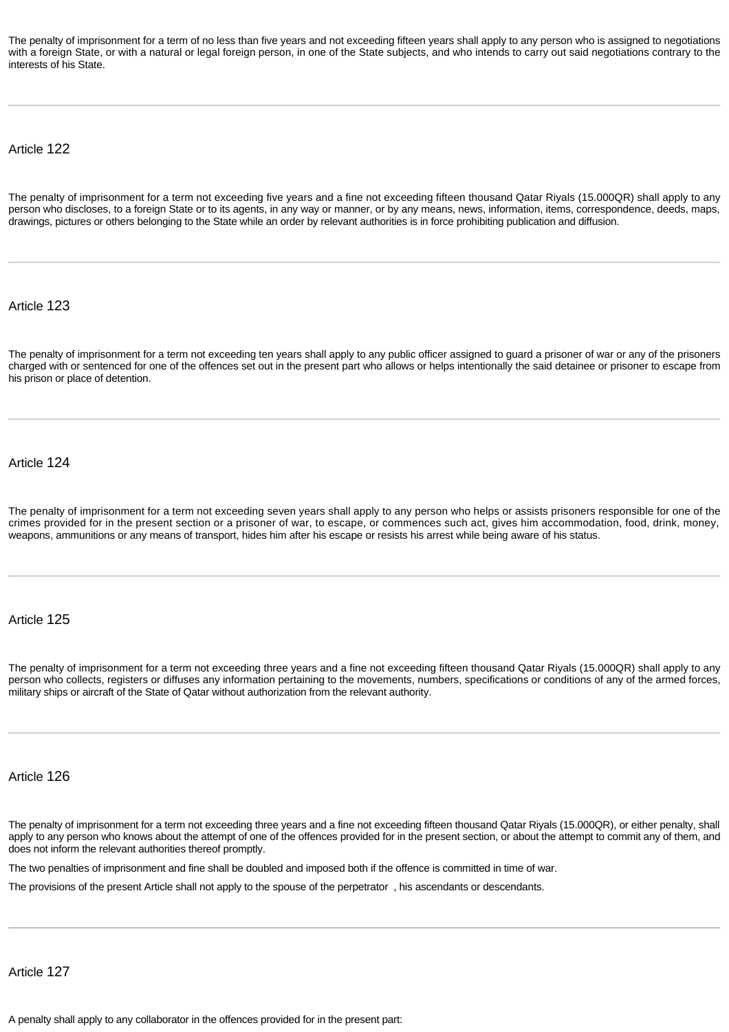The penalty of imprisonment for a term of no less than five years and not exceeding fifteen years shall apply to any person who is assigned to negotiations with a foreign State, or with a natural or legal foreign person, in one of the State subjects, and who intends to carry out said negotiations contrary to the interests of his State.

---

## Article 122

The penalty of imprisonment for a term not exceeding five years and a fine not exceeding fifteen thousand Qatar Riyals (15.000QR) shall apply to any person who discloses, to a foreign State or to its agents, in any way or manner, or by any means, news, information, items, correspondence, deeds, maps, drawings, pictures or others belonging to the State while an order by relevant authorities is in force prohibiting publication and diffusion.

---

## Article 123

The penalty of imprisonment for a term not exceeding ten years shall apply to any public officer assigned to guard a prisoner of war or any of the prisoners charged with or sentenced for one of the offences set out in the present part who allows or helps intentionally the said detainee or prisoner to escape from his prison or place of detention.

---

## Article 124

The penalty of imprisonment for a term not exceeding seven years shall apply to any person who helps or assists prisoners responsible for one of the crimes provided for in the present section or a prisoner of war, to escape, or commences such act, gives him accommodation, food, drink, money, weapons, ammunitions or any means of transport, hides him after his escape or resists his arrest while being aware of his status.

---

## Article 125

The penalty of imprisonment for a term not exceeding three years and a fine not exceeding fifteen thousand Qatar Riyals (15.000QR) shall apply to any person who collects, registers or diffuses any information pertaining to the movements, numbers, specifications or conditions of any of the armed forces, military ships or aircraft of the State of Qatar without authorization from the relevant authority.

---

## Article 126

The penalty of imprisonment for a term not exceeding three years and a fine not exceeding fifteen thousand Qatar Riyals (15.000QR), or either penalty, shall apply to any person who knows about the attempt of one of the offences provided for in the present section, or about the attempt to commit any of them, and does not inform the relevant authorities thereof promptly.

The two penalties of imprisonment and fine shall be doubled and imposed both if the offence is committed in time of war.

The provisions of the present Article shall not apply to the spouse of the perpetrator , his ascendants or descendants.

---

## Article 127

A penalty shall apply to any collaborator in the offences provided for in the present part: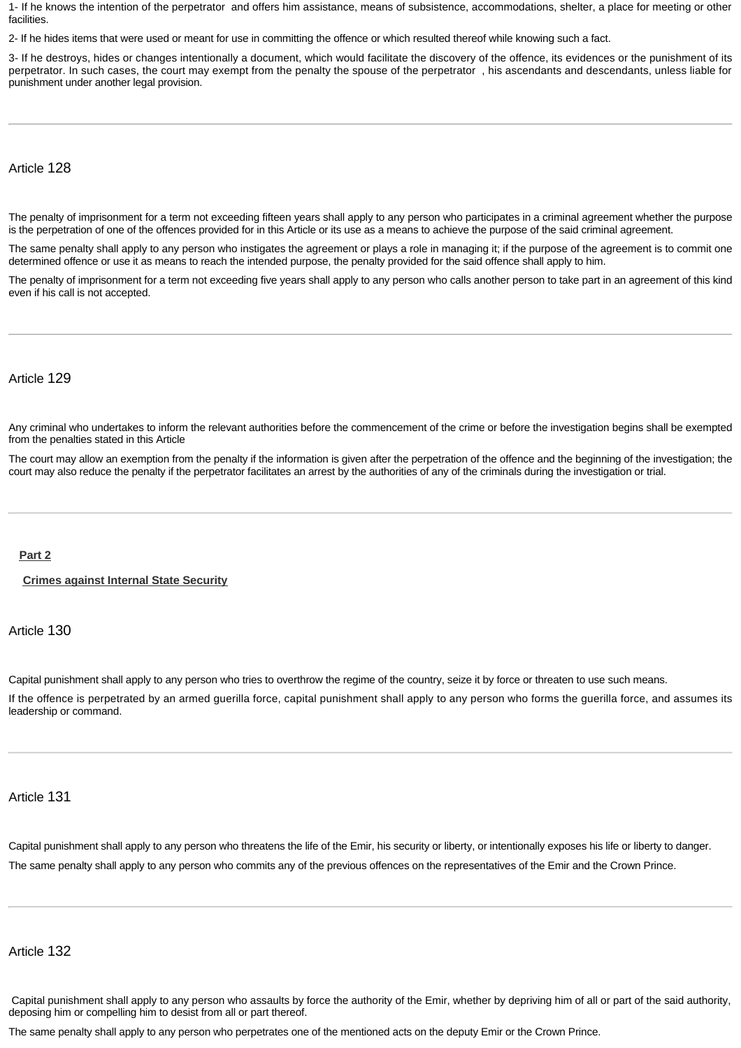1- If he knows the intention of the perpetrator and offers him assistance, means of subsistence, accommodations, shelter, a place for meeting or other facilities.

2- If he hides items that were used or meant for use in committing the offence or which resulted thereof while knowing such a fact.

3- If he destroys, hides or changes intentionally a document, which would facilitate the discovery of the offence, its evidences or the punishment of its perpetrator. In such cases, the court may exempt from the penalty the spouse of the perpetrator , his ascendants and descendants, unless liable for punishment under another legal provision.

---

## Article 128

The penalty of imprisonment for a term not exceeding fifteen years shall apply to any person who participates in a criminal agreement whether the purpose is the perpetration of one of the offences provided for in this Article or its use as a means to achieve the purpose of the said criminal agreement.

The same penalty shall apply to any person who instigates the agreement or plays a role in managing it; if the purpose of the agreement is to commit one determined offence or use it as means to reach the intended purpose, the penalty provided for the said offence shall apply to him.

The penalty of imprisonment for a term not exceeding five years shall apply to any person who calls another person to take part in an agreement of this kind even if his call is not accepted.

---

## Article 129

Any criminal who undertakes to inform the relevant authorities before the commencement of the crime or before the investigation begins shall be exempted from the penalties stated in this Article

The court may allow an exemption from the penalty if the information is given after the perpetration of the offence and the beginning of the investigation; the court may also reduce the penalty if the perpetrator facilitates an arrest by the authorities of any of the criminals during the investigation or trial.

---

# Part 2

## Crimes against Internal State Security

## Article 130

Capital punishment shall apply to any person who tries to overthrow the regime of the country, seize it by force or threaten to use such means.

If the offence is perpetrated by an armed guerilla force, capital punishment shall apply to any person who forms the guerilla force, and assumes its leadership or command.

---

## Article 131

Capital punishment shall apply to any person who threatens the life of the Emir, his security or liberty, or intentionally exposes his life or liberty to danger.

The same penalty shall apply to any person who commits any of the previous offences on the representatives of the Emir and the Crown Prince.

---

## Article 132

Capital punishment shall apply to any person who assaults by force the authority of the Emir, whether by depriving him of all or part of the said authority, deposing him or compelling him to desist from all or part thereof.

The same penalty shall apply to any person who perpetrates one of the mentioned acts on the deputy Emir or the Crown Prince.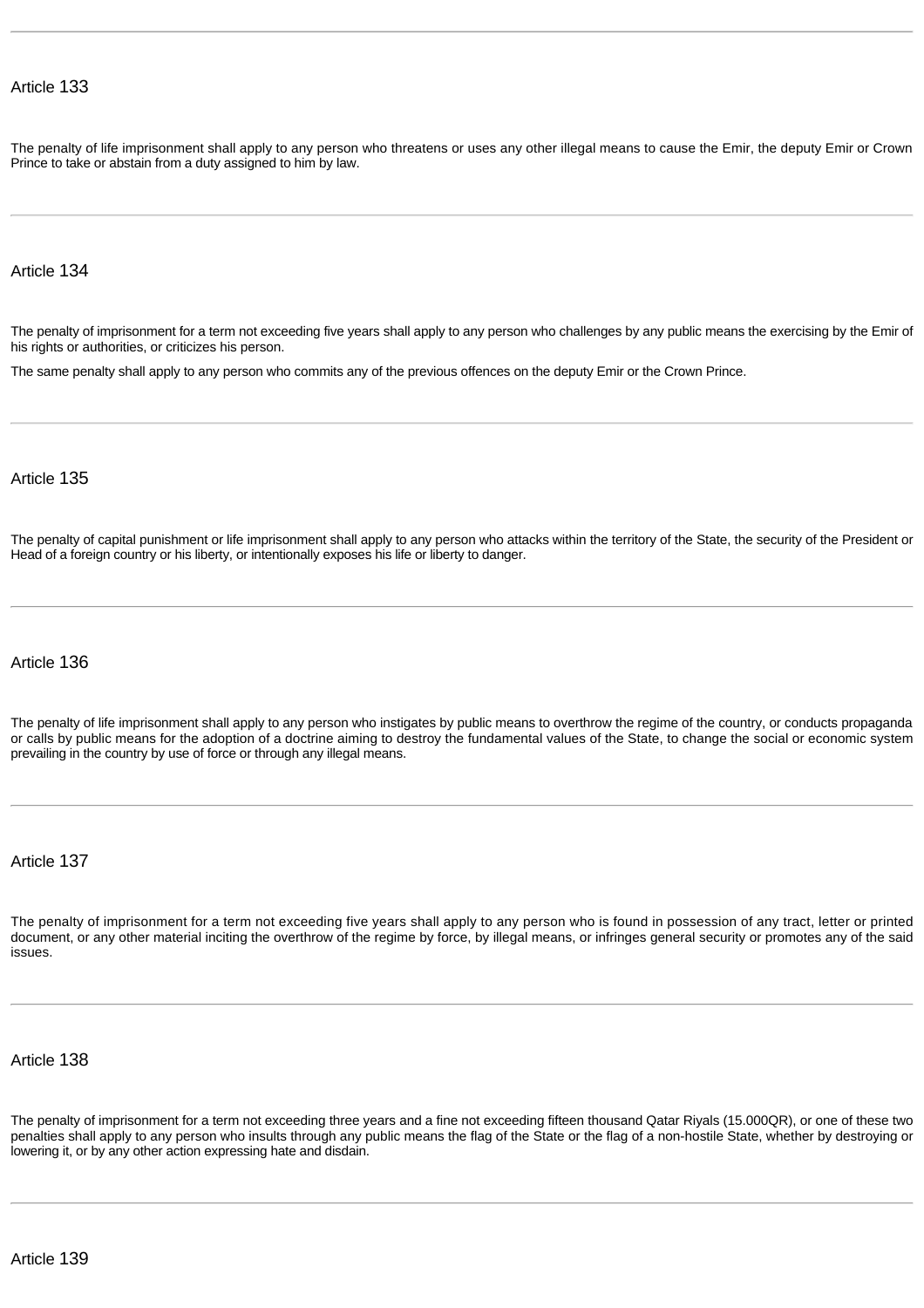## Article 133

The penalty of life imprisonment shall apply to any person who threatens or uses any other illegal means to cause the Emir, the deputy Emir or Crown Prince to take or abstain from a duty assigned to him by law.

---

## Article 134

The penalty of imprisonment for a term not exceeding five years shall apply to any person who challenges by any public means the exercising by the Emir of his rights or authorities, or criticizes his person.

The same penalty shall apply to any person who commits any of the previous offences on the deputy Emir or the Crown Prince.

---

## Article 135

The penalty of capital punishment or life imprisonment shall apply to any person who attacks within the territory of the State, the security of the President or Head of a foreign country or his liberty, or intentionally exposes his life or liberty to danger.

---

## Article 136

The penalty of life imprisonment shall apply to any person who instigates by public means to overthrow the regime of the country, or conducts propaganda or calls by public means for the adoption of a doctrine aiming to destroy the fundamental values of the State, to change the social or economic system prevailing in the country by use of force or through any illegal means.

---

## Article 137

The penalty of imprisonment for a term not exceeding five years shall apply to any person who is found in possession of any tract, letter or printed document, or any other material inciting the overthrow of the regime by force, by illegal means, or infringes general security or promotes any of the said issues.

---

## Article 138

The penalty of imprisonment for a term not exceeding three years and a fine not exceeding fifteen thousand Qatar Riyals (15.000QR), or one of these two penalties shall apply to any person who insults through any public means the flag of the State or the flag of a non-hostile State, whether by destroying or lowering it, or by any other action expressing hate and disdain.

---

## Article 139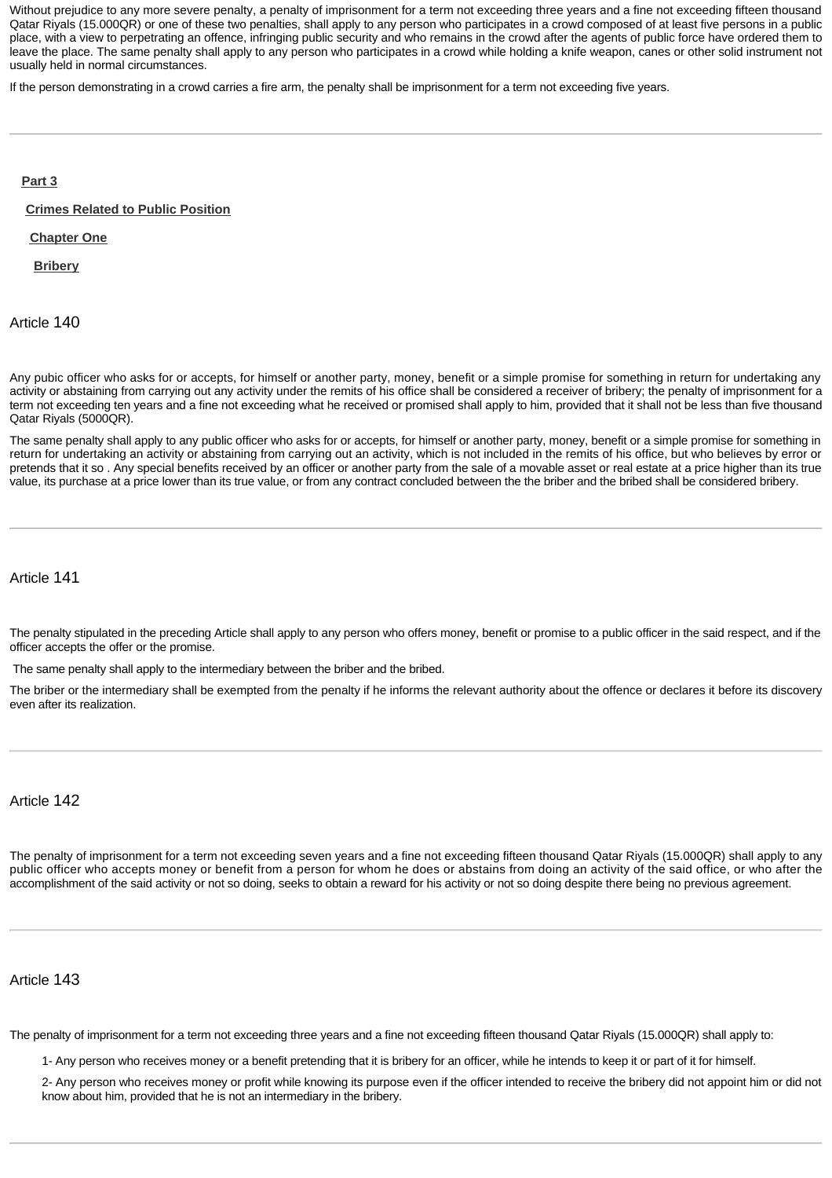Without prejudice to any more severe penalty, a penalty of imprisonment for a term not exceeding three years and a fine not exceeding fifteen thousand Qatar Riyals (15.000QR) or one of these two penalties, shall apply to any person who participates in a crowd composed of at least five persons in a public place, with a view to perpetrating an offence, infringing public security and who remains in the crowd after the agents of public force have ordered them to leave the place. The same penalty shall apply to any person who participates in a crowd while holding a knife weapon, canes or other solid instrument not usually held in normal circumstances.

If the person demonstrating in a crowd carries a fire arm, the penalty shall be imprisonment for a term not exceeding five years.

---

**Part 3**

**Crimes Related to Public Position**

**Chapter One**

**Bribery**

## Article 140

Any pubic officer who asks for or accepts, for himself or another party, money, benefit or a simple promise for something in return for undertaking any activity or abstaining from carrying out any activity under the remits of his office shall be considered a receiver of bribery; the penalty of imprisonment for a term not exceeding ten years and a fine not exceeding what he received or promised shall apply to him, provided that it shall not be less than five thousand Qatar Riyals (5000QR).

The same penalty shall apply to any public officer who asks for or accepts, for himself or another party, money, benefit or a simple promise for something in return for undertaking an activity or abstaining from carrying out an activity, which is not included in the remits of his office, but who believes by error or pretends that it so . Any special benefits received by an officer or another party from the sale of a movable asset or real estate at a price higher than its true value, its purchase at a price lower than its true value, or from any contract concluded between the the briber and the bribed shall be considered bribery.

---

## Article 141

The penalty stipulated in the preceding Article shall apply to any person who offers money, benefit or promise to a public officer in the said respect, and if the officer accepts the offer or the promise.

The same penalty shall apply to the intermediary between the briber and the bribed.

The briber or the intermediary shall be exempted from the penalty if he informs the relevant authority about the offence or declares it before its discovery even after its realization.

---

## Article 142

The penalty of imprisonment for a term not exceeding seven years and a fine not exceeding fifteen thousand Qatar Riyals (15.000QR) shall apply to any public officer who accepts money or benefit from a person for whom he does or abstains from doing an activity of the said office, or who after the accomplishment of the said activity or not so doing, seeks to obtain a reward for his activity or not so doing despite there being no previous agreement.

---

## Article 143

The penalty of imprisonment for a term not exceeding three years and a fine not exceeding fifteen thousand Qatar Riyals (15.000QR) shall apply to:

1- Any person who receives money or a benefit pretending that it is bribery for an officer, while he intends to keep it or part of it for himself.

2- Any person who receives money or profit while knowing its purpose even if the officer intended to receive the bribery did not appoint him or did not know about him, provided that he is not an intermediary in the bribery.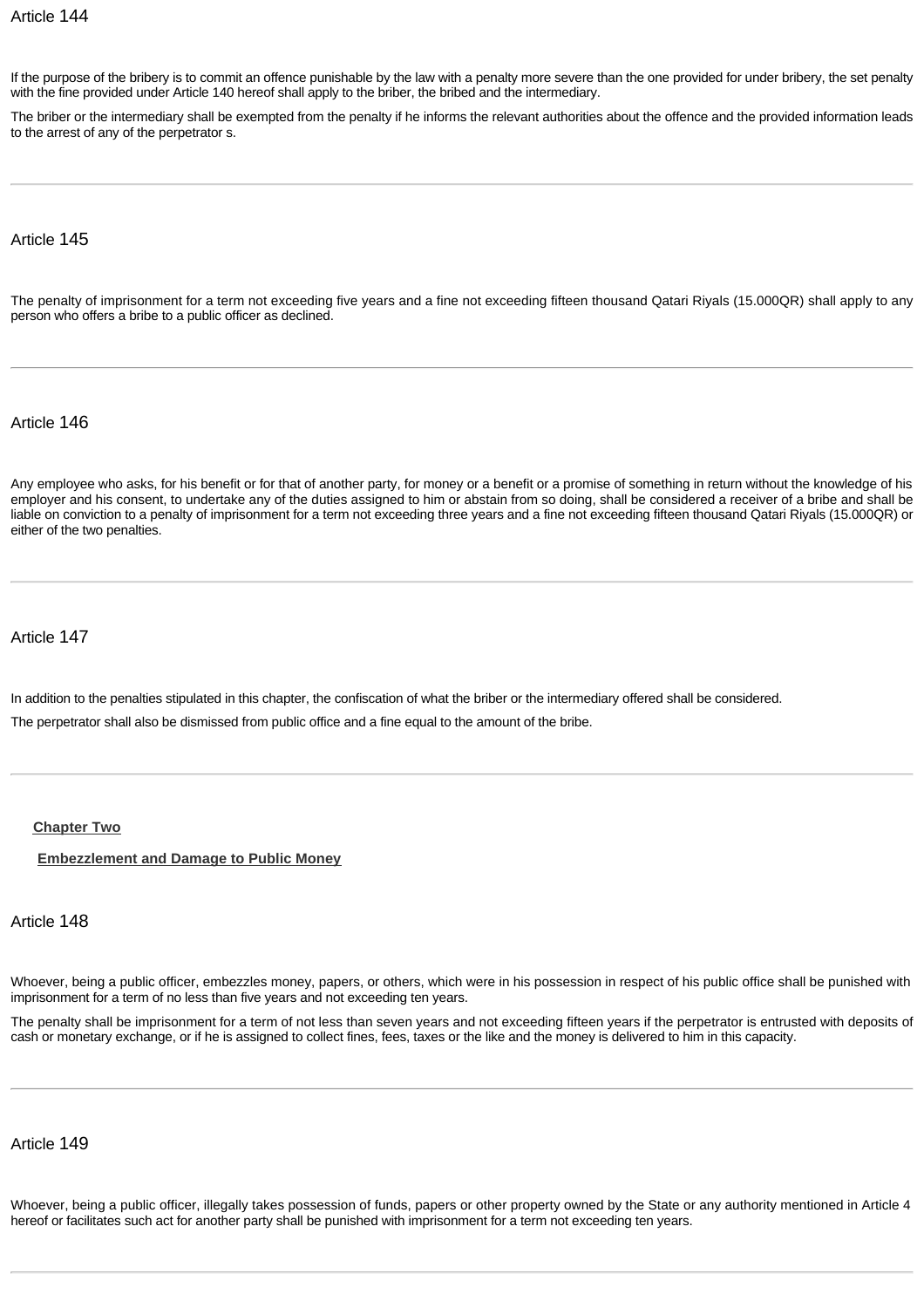### Article 144

If the purpose of the bribery is to commit an offence punishable by the law with a penalty more severe than the one provided for under bribery, the set penalty with the fine provided under Article 140 hereof shall apply to the briber, the bribed and the intermediary.

The briber or the intermediary shall be exempted from the penalty if he informs the relevant authorities about the offence and the provided information leads to the arrest of any of the perpetrator s.

---

### Article 145

The penalty of imprisonment for a term not exceeding five years and a fine not exceeding fifteen thousand Qatari Riyals (15.000QR) shall apply to any person who offers a bribe to a public officer as declined.

---

### Article 146

Any employee who asks, for his benefit or for that of another party, for money or a benefit or a promise of something in return without the knowledge of his employer and his consent, to undertake any of the duties assigned to him or abstain from so doing, shall be considered a receiver of a bribe and shall be liable on conviction to a penalty of imprisonment for a term not exceeding three years and a fine not exceeding fifteen thousand Qatari Riyals (15.000QR) or either of the two penalties.

---

### Article 147

In addition to the penalties stipulated in this chapter, the confiscation of what the briber or the intermediary offered shall be considered.

The perpetrator shall also be dismissed from public office and a fine equal to the amount of the bribe.

---

## Chapter Two

## Embezzlement and Damage to Public Money

### Article 148

Whoever, being a public officer, embezzles money, papers, or others, which were in his possession in respect of his public office shall be punished with imprisonment for a term of no less than five years and not exceeding ten years.

The penalty shall be imprisonment for a term of not less than seven years and not exceeding fifteen years if the perpetrator is entrusted with deposits of cash or monetary exchange, or if he is assigned to collect fines, fees, taxes or the like and the money is delivered to him in this capacity.

---

### Article 149

Whoever, being a public officer, illegally takes possession of funds, papers or other property owned by the State or any authority mentioned in Article 4 hereof or facilitates such act for another party shall be punished with imprisonment for a term not exceeding ten years.

---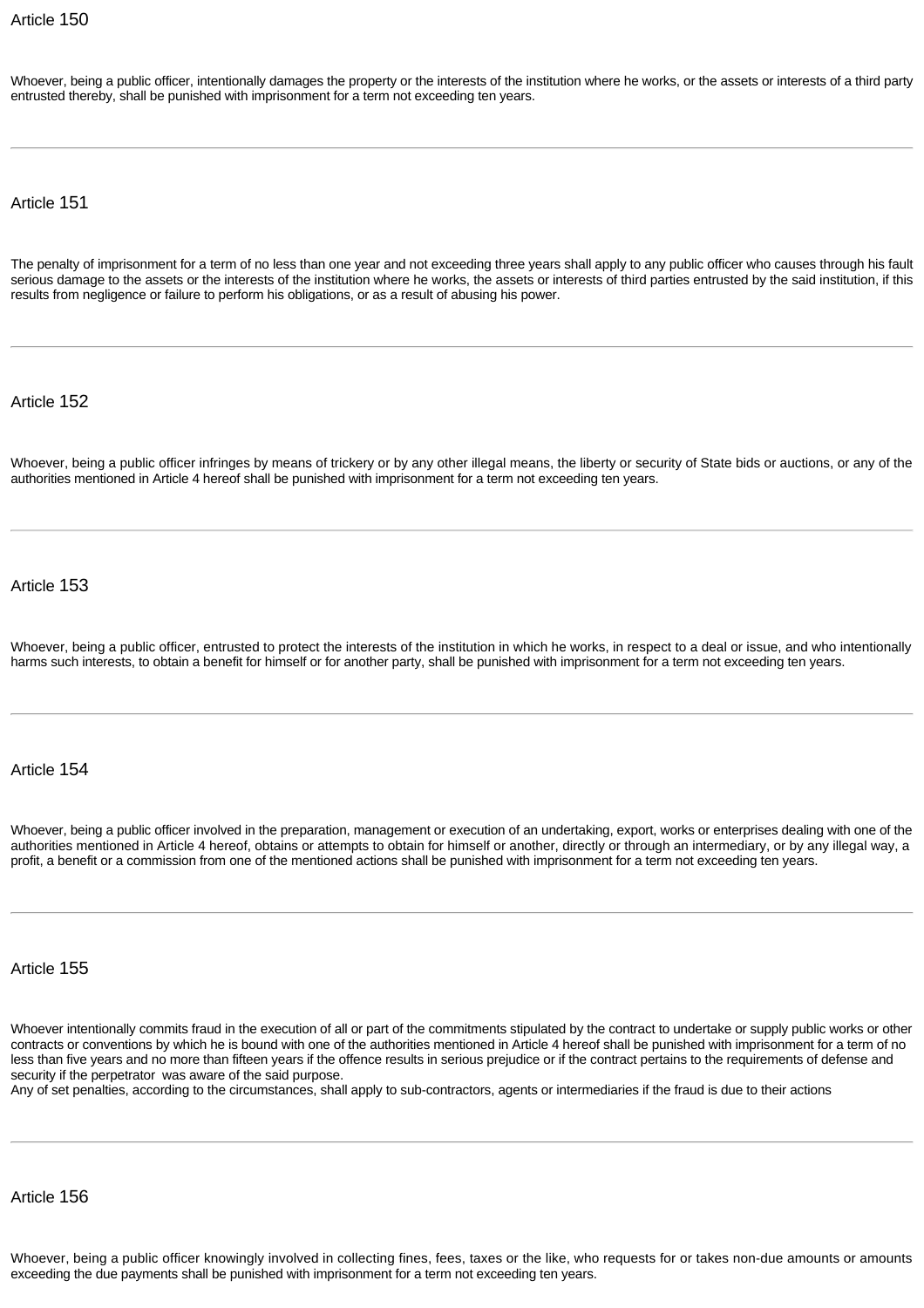## Article 150

Whoever, being a public officer, intentionally damages the property or the interests of the institution where he works, or the assets or interests of a third party entrusted thereby, shall be punished with imprisonment for a term not exceeding ten years.

---

## Article 151

The penalty of imprisonment for a term of no less than one year and not exceeding three years shall apply to any public officer who causes through his fault serious damage to the assets or the interests of the institution where he works, the assets or interests of third parties entrusted by the said institution, if this results from negligence or failure to perform his obligations, or as a result of abusing his power.

---

## Article 152

Whoever, being a public officer infringes by means of trickery or by any other illegal means, the liberty or security of State bids or auctions, or any of the authorities mentioned in Article 4 hereof shall be punished with imprisonment for a term not exceeding ten years.

---

## Article 153

Whoever, being a public officer, entrusted to protect the interests of the institution in which he works, in respect to a deal or issue, and who intentionally harms such interests, to obtain a benefit for himself or for another party, shall be punished with imprisonment for a term not exceeding ten years.

---

## Article 154

Whoever, being a public officer involved in the preparation, management or execution of an undertaking, export, works or enterprises dealing with one of the authorities mentioned in Article 4 hereof, obtains or attempts to obtain for himself or another, directly or through an intermediary, or by any illegal way, a profit, a benefit or a commission from one of the mentioned actions shall be punished with imprisonment for a term not exceeding ten years.

---

## Article 155

Whoever intentionally commits fraud in the execution of all or part of the commitments stipulated by the contract to undertake or supply public works or other contracts or conventions by which he is bound with one of the authorities mentioned in Article 4 hereof shall be punished with imprisonment for a term of no less than five years and no more than fifteen years if the offence results in serious prejudice or if the contract pertains to the requirements of defense and security if the perpetrator was aware of the said purpose.
Any of set penalties, according to the circumstances, shall apply to sub-contractors, agents or intermediaries if the fraud is due to their actions

---

## Article 156

Whoever, being a public officer knowingly involved in collecting fines, fees, taxes or the like, who requests for or takes non-due amounts or amounts exceeding the due payments shall be punished with imprisonment for a term not exceeding ten years.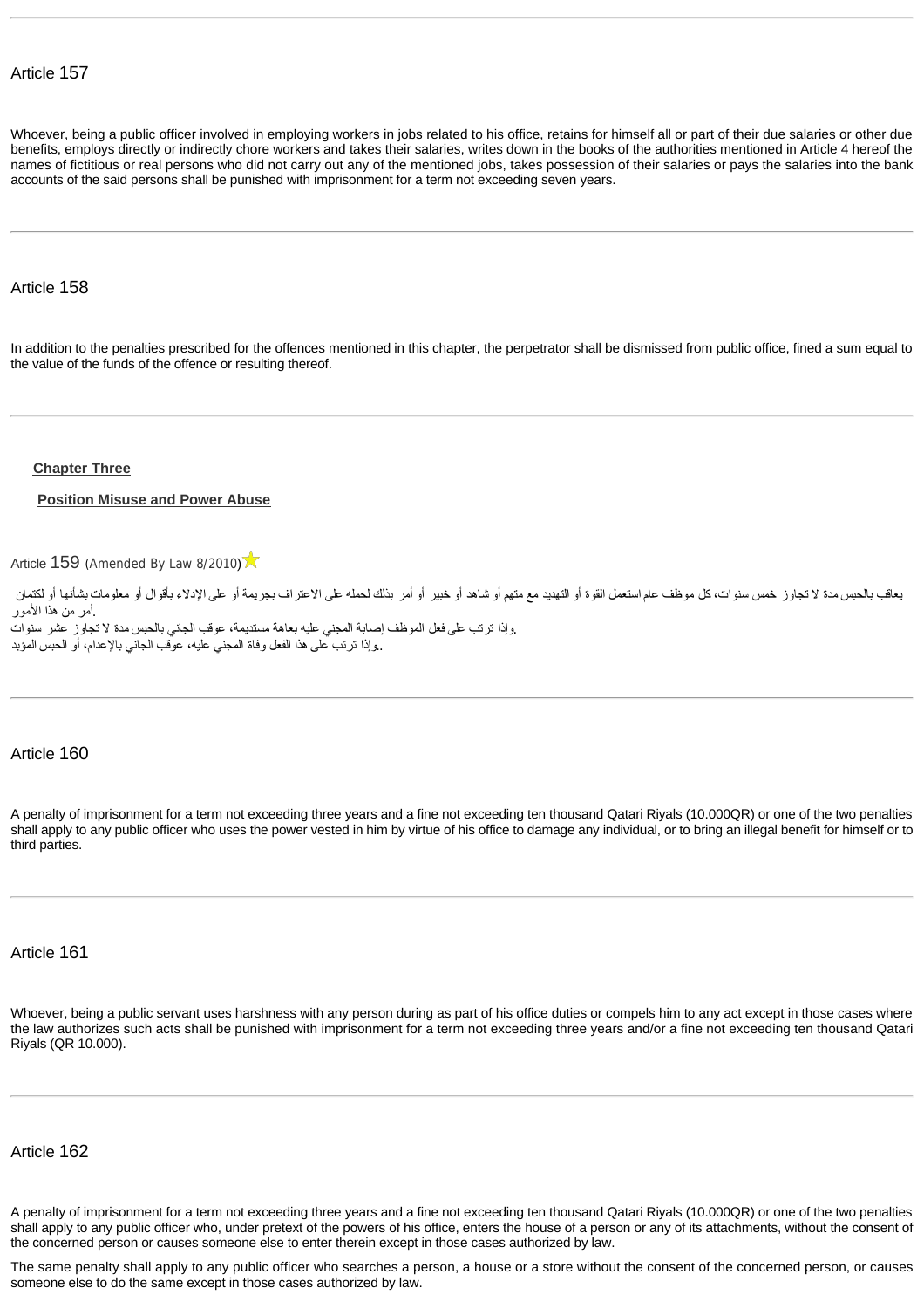## Article 157

Whoever, being a public officer involved in employing workers in jobs related to his office, retains for himself all or part of their due salaries or other due benefits, employs directly or indirectly chore workers and takes their salaries, writes down in the books of the authorities mentioned in Article 4 hereof the names of fictitious or real persons who did not carry out any of the mentioned jobs, takes possession of their salaries or pays the salaries into the bank accounts of the said persons shall be punished with imprisonment for a term not exceeding seven years.

---

## Article 158

In addition to the penalties prescribed for the offences mentioned in this chapter, the perpetrator shall be dismissed from public office, fined a sum equal to the value of the funds of the offence or resulting thereof.

---

### Chapter Three

### Position Misuse and Power Abuse

## Article 159 (Amended By Law 8/2010)

يعاقب بالحبس مدة لا تجاوز خمس سنوات، كل موظف عام استعمل القوة أو التهديد مع متهم أو شاهد أو خبير أو أمر بذلك لحمله على الاعتراف بجريمة أو على الإدلاء بأقوال أو معلومات بشأنها أو لكتمان أمر من هذا الأمور.

وإذا ترتب على فعل الموظف إصابة المجني عليه بعاهة مستديمة، عوقب الجاني بالحبس مدة لا تجاوز عشر سنوات.

وإذا ترتب على هذا الفعل وفاة المجني عليه، عوقب الجاني بالإعدام، أو الحبس المؤبد.

---

## Article 160

A penalty of imprisonment for a term not exceeding three years and a fine not exceeding ten thousand Qatari Riyals (10.000QR) or one of the two penalties shall apply to any public officer who uses the power vested in him by virtue of his office to damage any individual, or to bring an illegal benefit for himself or to third parties.

---

## Article 161

Whoever, being a public servant uses harshness with any person during as part of his office duties or compels him to any act except in those cases where the law authorizes such acts shall be punished with imprisonment for a term not exceeding three years and/or a fine not exceeding ten thousand Qatari Riyals (QR 10.000).

---

## Article 162

A penalty of imprisonment for a term not exceeding three years and a fine not exceeding ten thousand Qatari Riyals (10.000QR) or one of the two penalties shall apply to any public officer who, under pretext of the powers of his office, enters the house of a person or any of its attachments, without the consent of the concerned person or causes someone else to enter therein except in those cases authorized by law.

The same penalty shall apply to any public officer who searches a person, a house or a store without the consent of the concerned person, or causes someone else to do the same except in those cases authorized by law.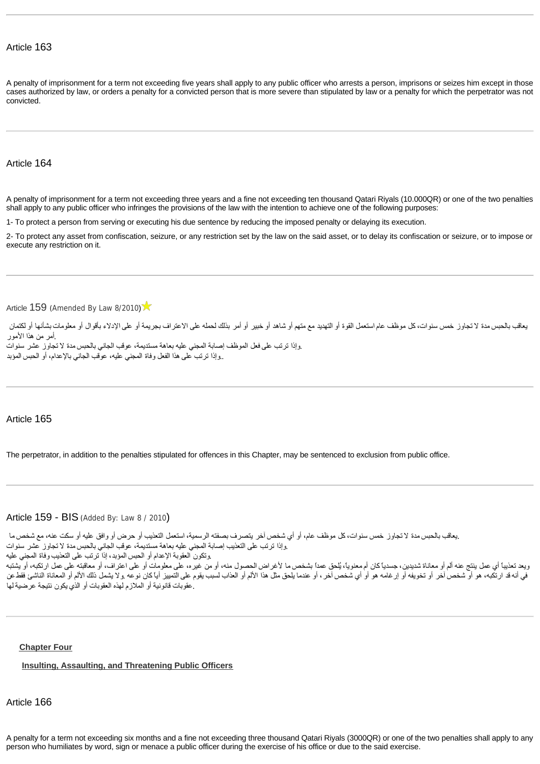## Article 163

A penalty of imprisonment for a term not exceeding five years shall apply to any public officer who arrests a person, imprisons or seizes him except in those cases authorized by law, or orders a penalty for a convicted person that is more severe than stipulated by law or a penalty for which the perpetrator was not convicted.

---

## Article 164

A penalty of imprisonment for a term not exceeding three years and a fine not exceeding ten thousand Qatari Riyals (10.000QR) or one of the two penalties shall apply to any public officer who infringes the provisions of the law with the intention to achieve one of the following purposes:

1- To protect a person from serving or executing his due sentence by reducing the imposed penalty or delaying its execution.

2- To protect any asset from confiscation, seizure, or any restriction set by the law on the said asset, or to delay its confiscation or seizure, or to impose or execute any restriction on it.

---

## Article 159 (Amended By Law 8/2010)

يعاقب بالحبس مدة لا تجاوز خمس سنوات، كل موظف عام استعمل القوة أو التهديد مع متهم أو شاهد أو خبير أو أمر بذلك لحمله على الاعتراف بجريمة أو على الإدلاء بأقوال أو معلومات بشأنها أو لكتمان أمر من هذا الأمور.

وإذا ترتب على فعل الموظف إصابة المجني عليه بعاهة مستديمة، عوقب الجاني بالحبس مدة لا تجاوز عشر سنوات.

وإذا ترتب على هذا الفعل وفاة المجني عليه، عوقب الجاني بالإعدام، أو الحبس المؤبد.

---

## Article 165

The perpetrator, in addition to the penalties stipulated for offences in this Chapter, may be sentenced to exclusion from public office.

---

## Article 159 - BIS (Added By: Law 8 / 2010)

يعاقب بالحبس مدة لا تجاوز خمس سنوات، كل موظف عام، أو أي شخص آخر يتصرف بصفته الرسمية، استعمل التعذيب أو حرض أو وافق عليه أو سكت عنه، مع شخص ما.

وإذا ترتب على التعذيب إصابة المجني عليه بعاهة مستديمة، عوقب الجاني بالحبس مدة لا تجاوز عشر سنوات.

وتكون العقوبة الإعدام أو الحبس المؤبد، إذا ترتب على التعذيب وفاة المجني عليه.

ويعد تعذيباً أي عمل ينتج عنه ألم أو معاناة شديدين، جسدياً كان أم معنوياً، يُلحق عمداً بشخص ما لأغراض الحصول منه، أو من غيره، على معلومات أو على اعتراف، أو معاقبته على عمل ارتكبه، أو يشتبه في أنه قد ارتكبه، هو أو شخص آخر أو تخويفه أو إرغامه هو أو أي شخص آخر، أو عندما يلحق مثل هذا الألم أو العذاب لسبب يقوم على التمييز أياً كان نوعه. ولا يشمل ذلك الألم أو المعاناة الناشئ فقط عن عقوبات قانونية أو الملازم لهذه العقوبات أو الذي يكون نتيجة عرضية لها.

---

### Chapter Four

### Insulting, Assaulting, and Threatening Public Officers

## Article 166

A penalty for a term not exceeding six months and a fine not exceeding three thousand Qatari Riyals (3000QR) or one of the two penalties shall apply to any person who humiliates by word, sign or menace a public officer during the exercise of his office or due to the said exercise.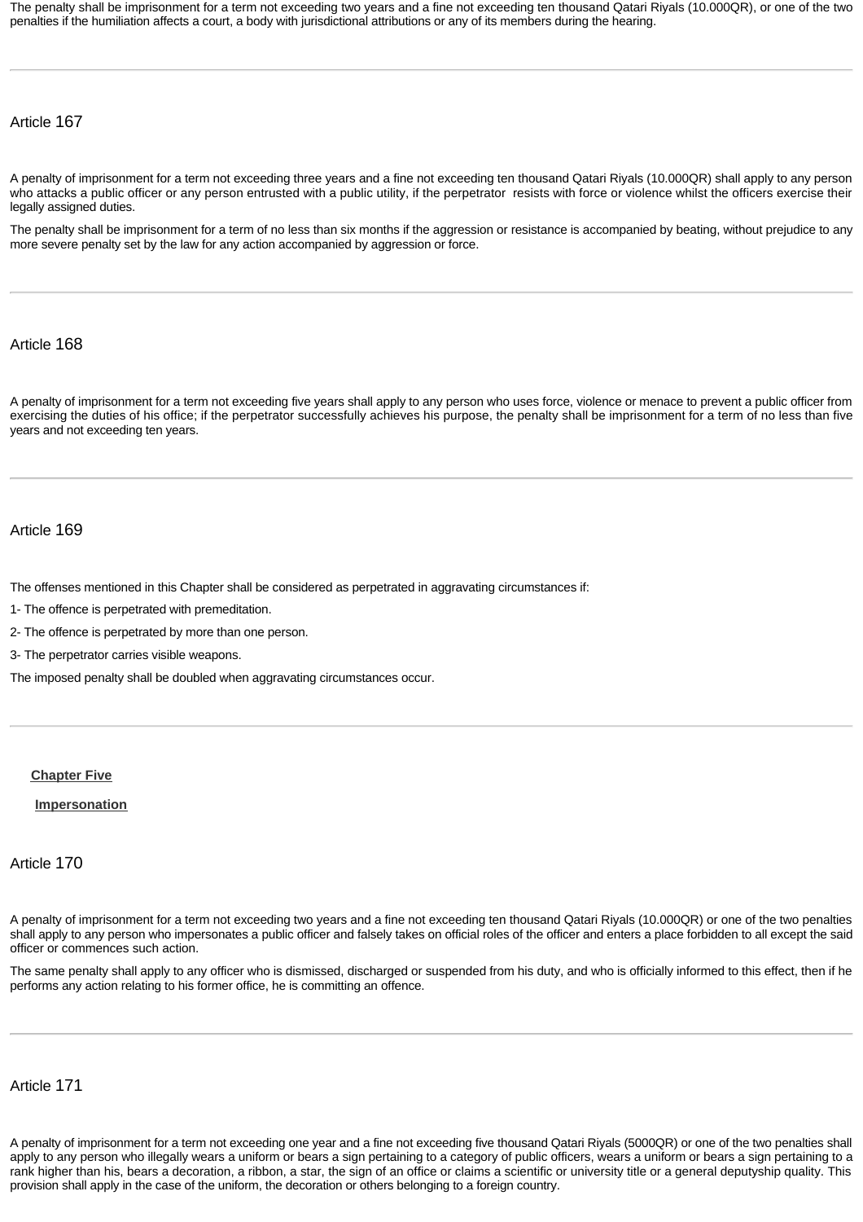The penalty shall be imprisonment for a term not exceeding two years and a fine not exceeding ten thousand Qatari Riyals (10.000QR), or one of the two penalties if the humiliation affects a court, a body with jurisdictional attributions or any of its members during the hearing.

---

### Article 167

A penalty of imprisonment for a term not exceeding three years and a fine not exceeding ten thousand Qatari Riyals (10.000QR) shall apply to any person who attacks a public officer or any person entrusted with a public utility, if the perpetrator resists with force or violence whilst the officers exercise their legally assigned duties.

The penalty shall be imprisonment for a term of no less than six months if the aggression or resistance is accompanied by beating, without prejudice to any more severe penalty set by the law for any action accompanied by aggression or force.

---

### Article 168

A penalty of imprisonment for a term not exceeding five years shall apply to any person who uses force, violence or menace to prevent a public officer from exercising the duties of his office; if the perpetrator successfully achieves his purpose, the penalty shall be imprisonment for a term of no less than five years and not exceeding ten years.

---

### Article 169

The offenses mentioned in this Chapter shall be considered as perpetrated in aggravating circumstances if:

1- The offence is perpetrated with premeditation.

2- The offence is perpetrated by more than one person.

3- The perpetrator carries visible weapons.

The imposed penalty shall be doubled when aggravating circumstances occur.

---

## Chapter Five

## Impersonation

### Article 170

A penalty of imprisonment for a term not exceeding two years and a fine not exceeding ten thousand Qatari Riyals (10.000QR) or one of the two penalties shall apply to any person who impersonates a public officer and falsely takes on official roles of the officer and enters a place forbidden to all except the said officer or commences such action.

The same penalty shall apply to any officer who is dismissed, discharged or suspended from his duty, and who is officially informed to this effect, then if he performs any action relating to his former office, he is committing an offence.

---

### Article 171

A penalty of imprisonment for a term not exceeding one year and a fine not exceeding five thousand Qatari Riyals (5000QR) or one of the two penalties shall apply to any person who illegally wears a uniform or bears a sign pertaining to a category of public officers, wears a uniform or bears a sign pertaining to a rank higher than his, bears a decoration, a ribbon, a star, the sign of an office or claims a scientific or university title or a general deputyship quality. This provision shall apply in the case of the uniform, the decoration or others belonging to a foreign country.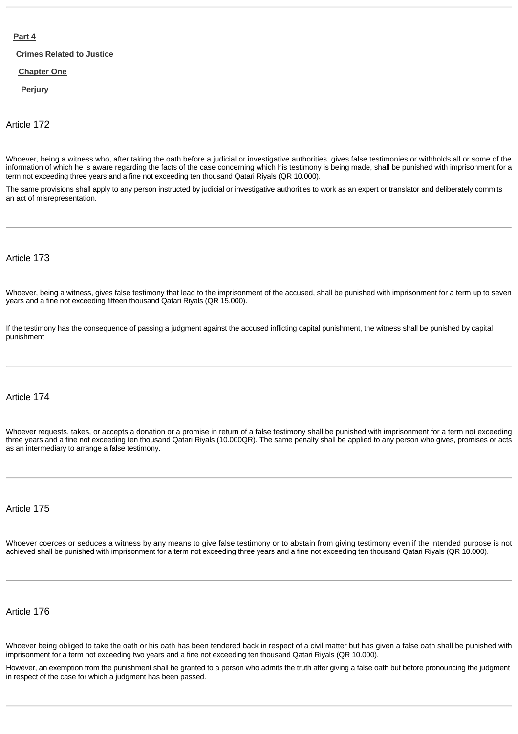**Part 4**

**Crimes Related to Justice**

**Chapter One**

**Perjury**

Article 172

Whoever, being a witness who, after taking the oath before a judicial or investigative authorities, gives false testimonies or withholds all or some of the information of which he is aware regarding the facts of the case concerning which his testimony is being made, shall be punished with imprisonment for a term not exceeding three years and a fine not exceeding ten thousand Qatari Riyals (QR 10.000).

The same provisions shall apply to any person instructed by judicial or investigative authorities to work as an expert or translator and deliberately commits an act of misrepresentation.

---

Article 173

Whoever, being a witness, gives false testimony that lead to the imprisonment of the accused, shall be punished with imprisonment for a term up to seven years and a fine not exceeding fifteen thousand Qatari Riyals (QR 15.000).

If the testimony has the consequence of passing a judgment against the accused inflicting capital punishment, the witness shall be punished by capital punishment

---

Article 174

Whoever requests, takes, or accepts a donation or a promise in return of a false testimony shall be punished with imprisonment for a term not exceeding three years and a fine not exceeding ten thousand Qatari Riyals (10.000QR). The same penalty shall be applied to any person who gives, promises or acts as an intermediary to arrange a false testimony.

---

Article 175

Whoever coerces or seduces a witness by any means to give false testimony or to abstain from giving testimony even if the intended purpose is not achieved shall be punished with imprisonment for a term not exceeding three years and a fine not exceeding ten thousand Qatari Riyals (QR 10.000).

---

Article 176

Whoever being obliged to take the oath or his oath has been tendered back in respect of a civil matter but has given a false oath shall be punished with imprisonment for a term not exceeding two years and a fine not exceeding ten thousand Qatari Riyals (QR 10.000).

However, an exemption from the punishment shall be granted to a person who admits the truth after giving a false oath but before pronouncing the judgment in respect of the case for which a judgment has been passed.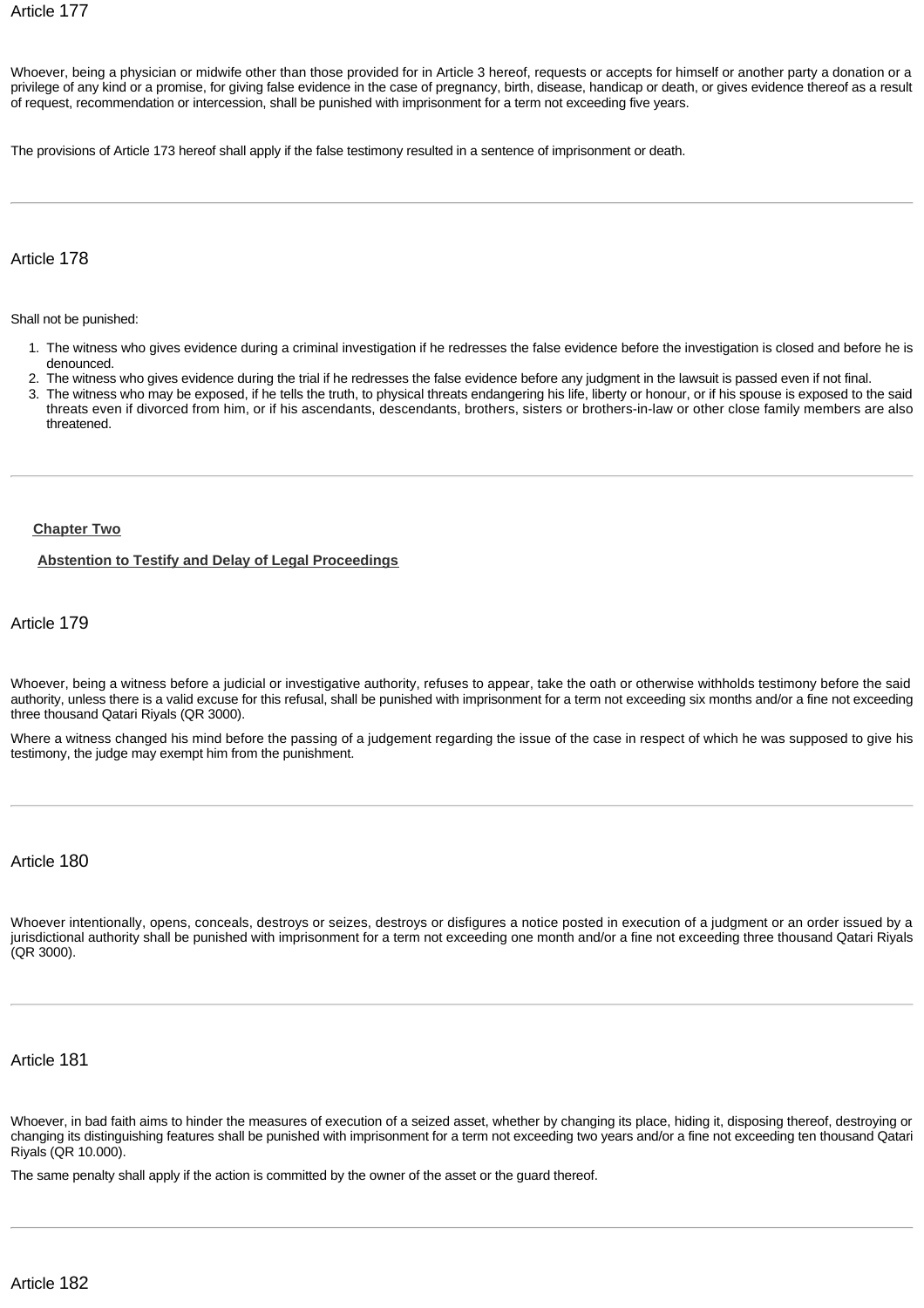## Article 177

Whoever, being a physician or midwife other than those provided for in Article 3 hereof, requests or accepts for himself or another party a donation or a privilege of any kind or a promise, for giving false evidence in the case of pregnancy, birth, disease, handicap or death, or gives evidence thereof as a result of request, recommendation or intercession, shall be punished with imprisonment for a term not exceeding five years.

The provisions of Article 173 hereof shall apply if the false testimony resulted in a sentence of imprisonment or death.

---

## Article 178

Shall not be punished:

1. The witness who gives evidence during a criminal investigation if he redresses the false evidence before the investigation is closed and before he is denounced.
2. The witness who gives evidence during the trial if he redresses the false evidence before any judgment in the lawsuit is passed even if not final.
3. The witness who may be exposed, if he tells the truth, to physical threats endangering his life, liberty or honour, or if his spouse is exposed to the said threats even if divorced from him, or if his ascendants, descendants, brothers, sisters or brothers-in-law or other close family members are also threatened.

---

**Chapter Two**

**Abstention to Testify and Delay of Legal Proceedings**

## Article 179

Whoever, being a witness before a judicial or investigative authority, refuses to appear, take the oath or otherwise withholds testimony before the said authority, unless there is a valid excuse for this refusal, shall be punished with imprisonment for a term not exceeding six months and/or a fine not exceeding three thousand Qatari Riyals (QR 3000).

Where a witness changed his mind before the passing of a judgement regarding the issue of the case in respect of which he was supposed to give his testimony, the judge may exempt him from the punishment.

---

## Article 180

Whoever intentionally, opens, conceals, destroys or seizes, destroys or disfigures a notice posted in execution of a judgment or an order issued by a jurisdictional authority shall be punished with imprisonment for a term not exceeding one month and/or a fine not exceeding three thousand Qatari Riyals (QR 3000).

---

## Article 181

Whoever, in bad faith aims to hinder the measures of execution of a seized asset, whether by changing its place, hiding it, disposing thereof, destroying or changing its distinguishing features shall be punished with imprisonment for a term not exceeding two years and/or a fine not exceeding ten thousand Qatari Riyals (QR 10.000).

The same penalty shall apply if the action is committed by the owner of the asset or the guard thereof.

---

## Article 182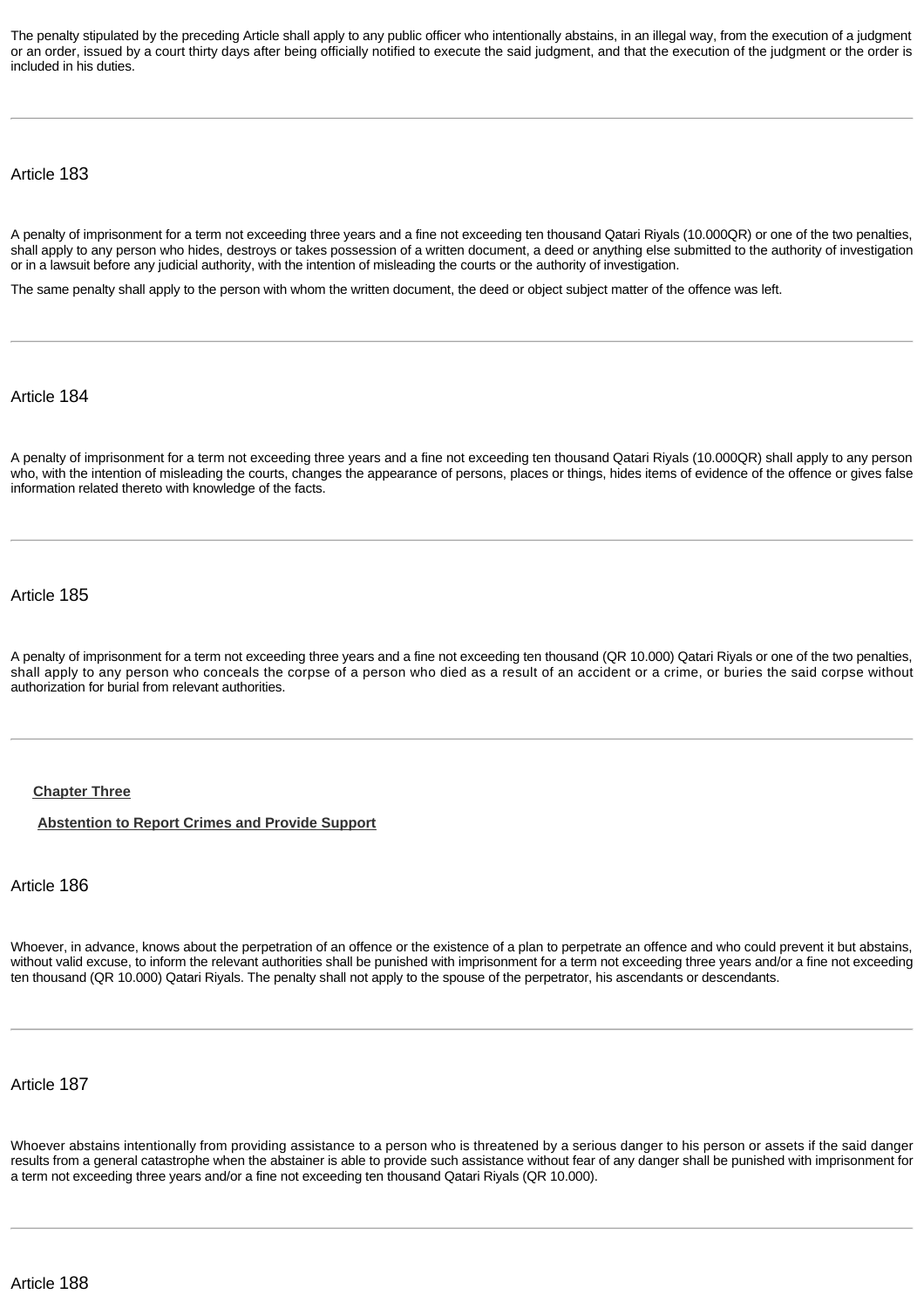The penalty stipulated by the preceding Article shall apply to any public officer who intentionally abstains, in an illegal way, from the execution of a judgment or an order, issued by a court thirty days after being officially notified to execute the said judgment, and that the execution of the judgment or the order is included in his duties.

---

### Article 183

A penalty of imprisonment for a term not exceeding three years and a fine not exceeding ten thousand Qatari Riyals (10.000QR) or one of the two penalties, shall apply to any person who hides, destroys or takes possession of a written document, a deed or anything else submitted to the authority of investigation or in a lawsuit before any judicial authority, with the intention of misleading the courts or the authority of investigation.

The same penalty shall apply to the person with whom the written document, the deed or object subject matter of the offence was left.

---

### Article 184

A penalty of imprisonment for a term not exceeding three years and a fine not exceeding ten thousand Qatari Riyals (10.000QR) shall apply to any person who, with the intention of misleading the courts, changes the appearance of persons, places or things, hides items of evidence of the offence or gives false information related thereto with knowledge of the facts.

---

### Article 185

A penalty of imprisonment for a term not exceeding three years and a fine not exceeding ten thousand (QR 10.000) Qatari Riyals or one of the two penalties, shall apply to any person who conceals the corpse of a person who died as a result of an accident or a crime, or buries the said corpse without authorization for burial from relevant authorities.

---

## Chapter Three

## Abstention to Report Crimes and Provide Support

### Article 186

Whoever, in advance, knows about the perpetration of an offence or the existence of a plan to perpetrate an offence and who could prevent it but abstains, without valid excuse, to inform the relevant authorities shall be punished with imprisonment for a term not exceeding three years and/or a fine not exceeding ten thousand (QR 10.000) Qatari Riyals. The penalty shall not apply to the spouse of the perpetrator, his ascendants or descendants.

---

### Article 187

Whoever abstains intentionally from providing assistance to a person who is threatened by a serious danger to his person or assets if the said danger results from a general catastrophe when the abstainer is able to provide such assistance without fear of any danger shall be punished with imprisonment for a term not exceeding three years and/or a fine not exceeding ten thousand Qatari Riyals (QR 10.000).

---

### Article 188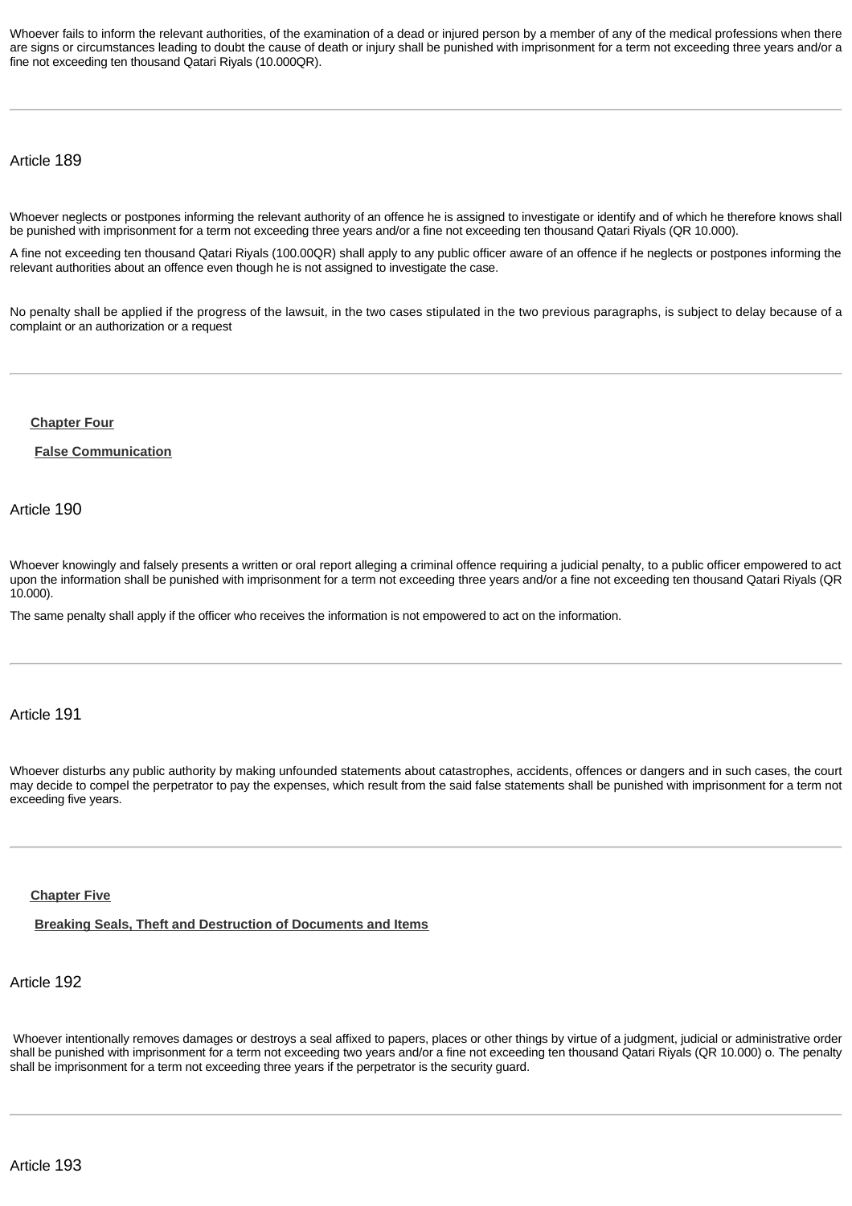Whoever fails to inform the relevant authorities, of the examination of a dead or injured person by a member of any of the medical professions when there are signs or circumstances leading to doubt the cause of death or injury shall be punished with imprisonment for a term not exceeding three years and/or a fine not exceeding ten thousand Qatari Riyals (10.000QR).

---

Article 189

Whoever neglects or postpones informing the relevant authority of an offence he is assigned to investigate or identify and of which he therefore knows shall be punished with imprisonment for a term not exceeding three years and/or a fine not exceeding ten thousand Qatari Riyals (QR 10.000).

A fine not exceeding ten thousand Qatari Riyals (100.00QR) shall apply to any public officer aware of an offence if he neglects or postpones informing the relevant authorities about an offence even though he is not assigned to investigate the case.

No penalty shall be applied if the progress of the lawsuit, in the two cases stipulated in the two previous paragraphs, is subject to delay because of a complaint or an authorization or a request

---

**Chapter Four**

**False Communication**

Article 190

Whoever knowingly and falsely presents a written or oral report alleging a criminal offence requiring a judicial penalty, to a public officer empowered to act upon the information shall be punished with imprisonment for a term not exceeding three years and/or a fine not exceeding ten thousand Qatari Riyals (QR 10.000).

The same penalty shall apply if the officer who receives the information is not empowered to act on the information.

---

Article 191

Whoever disturbs any public authority by making unfounded statements about catastrophes, accidents, offences or dangers and in such cases, the court may decide to compel the perpetrator to pay the expenses, which result from the said false statements shall be punished with imprisonment for a term not exceeding five years.

---

**Chapter Five**

**Breaking Seals, Theft and Destruction of Documents and Items**

Article 192

Whoever intentionally removes damages or destroys a seal affixed to papers, places or other things by virtue of a judgment, judicial or administrative order shall be punished with imprisonment for a term not exceeding two years and/or a fine not exceeding ten thousand Qatari Riyals (QR 10.000) o. The penalty shall be imprisonment for a term not exceeding three years if the perpetrator is the security guard.

---

Article 193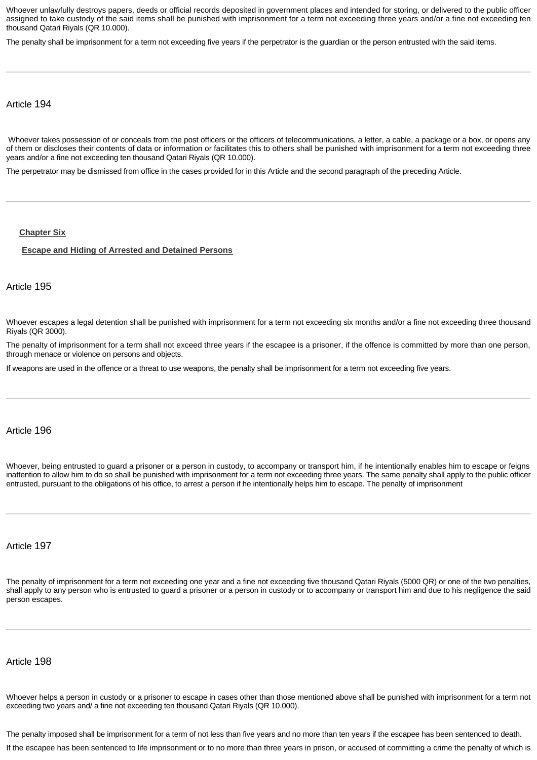Whoever unlawfully destroys papers, deeds or official records deposited in government places and intended for storing, or delivered to the public officer assigned to take custody of the said items shall be punished with imprisonment for a term not exceeding three years and/or a fine not exceeding ten thousand Qatari Riyals (QR 10.000).

The penalty shall be imprisonment for a term not exceeding five years if the perpetrator is the guardian or the person entrusted with the said items.

---

### Article 194

Whoever takes possession of or conceals from the post officers or the officers of telecommunications, a letter, a cable, a package or a box, or opens any of them or discloses their contents of data or information or facilitates this to others shall be punished with imprisonment for a term not exceeding three years and/or a fine not exceeding ten thousand Qatari Riyals (QR 10.000).

The perpetrator may be dismissed from office in the cases provided for in this Article and the second paragraph of the preceding Article.

---

## Chapter Six

## Escape and Hiding of Arrested and Detained Persons

### Article 195

Whoever escapes a legal detention shall be punished with imprisonment for a term not exceeding six months and/or a fine not exceeding three thousand Riyals (QR 3000).

The penalty of imprisonment for a term shall not exceed three years if the escapee is a prisoner, if the offence is committed by more than one person, through menace or violence on persons and objects.

If weapons are used in the offence or a threat to use weapons, the penalty shall be imprisonment for a term not exceeding five years.

---

### Article 196

Whoever, being entrusted to guard a prisoner or a person in custody, to accompany or transport him, if he intentionally enables him to escape or feigns inattention to allow him to do so shall be punished with imprisonment for a term not exceeding three years. The same penalty shall apply to the public officer entrusted, pursuant to the obligations of his office, to arrest a person if he intentionally helps him to escape. The penalty of imprisonment

---

### Article 197

The penalty of imprisonment for a term not exceeding one year and a fine not exceeding five thousand Qatari Riyals (5000 QR) or one of the two penalties, shall apply to any person who is entrusted to guard a prisoner or a person in custody or to accompany or transport him and due to his negligence the said person escapes.

---

### Article 198

Whoever helps a person in custody or a prisoner to escape in cases other than those mentioned above shall be punished with imprisonment for a term not exceeding two years and/ a fine not exceeding ten thousand Qatari Riyals (QR 10.000).

The penalty imposed shall be imprisonment for a term of not less than five years and no more than ten years if the escapee has been sentenced to death.

If the escapee has been sentenced to life imprisonment or to no more than three years in prison, or accused of committing a crime the penalty of which is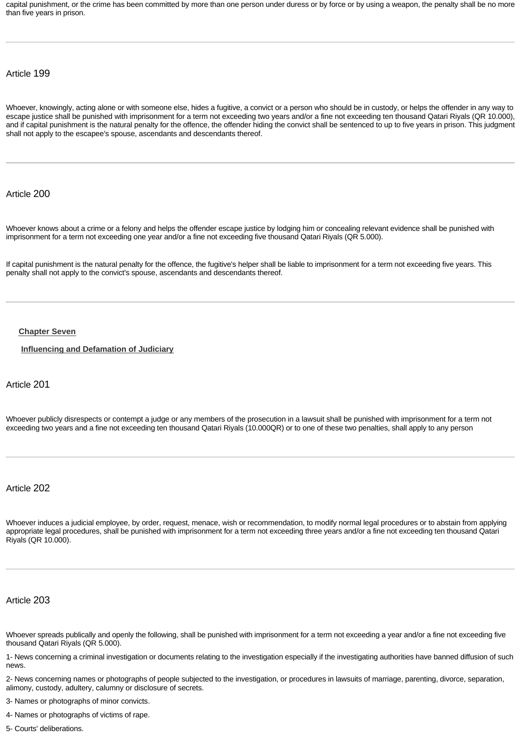capital punishment, or the crime has been committed by more than one person under duress or by force or by using a weapon, the penalty shall be no more than five years in prison.

---

### Article 199

Whoever, knowingly, acting alone or with someone else, hides a fugitive, a convict or a person who should be in custody, or helps the offender in any way to escape justice shall be punished with imprisonment for a term not exceeding two years and/or a fine not exceeding ten thousand Qatari Riyals (QR 10.000), and if capital punishment is the natural penalty for the offence, the offender hiding the convict shall be sentenced to up to five years in prison. This judgment shall not apply to the escapee's spouse, ascendants and descendants thereof.

---

### Article 200

Whoever knows about a crime or a felony and helps the offender escape justice by lodging him or concealing relevant evidence shall be punished with imprisonment for a term not exceeding one year and/or a fine not exceeding five thousand Qatari Riyals (QR 5.000).

If capital punishment is the natural penalty for the offence, the fugitive's helper shall be liable to imprisonment for a term not exceeding five years. This penalty shall not apply to the convict's spouse, ascendants and descendants thereof.

---

## Chapter Seven

## Influencing and Defamation of Judiciary

### Article 201

Whoever publicly disrespects or contempt a judge or any members of the prosecution in a lawsuit shall be punished with imprisonment for a term not exceeding two years and a fine not exceeding ten thousand Qatari Riyals (10.000QR) or to one of these two penalties, shall apply to any person

---

### Article 202

Whoever induces a judicial employee, by order, request, menace, wish or recommendation, to modify normal legal procedures or to abstain from applying appropriate legal procedures, shall be punished with imprisonment for a term not exceeding three years and/or a fine not exceeding ten thousand Qatari Riyals (QR 10.000).

---

### Article 203

Whoever spreads publically and openly the following, shall be punished with imprisonment for a term not exceeding a year and/or a fine not exceeding five thousand Qatari Riyals (QR 5.000).

1- News concerning a criminal investigation or documents relating to the investigation especially if the investigating authorities have banned diffusion of such news.

2- News concerning names or photographs of people subjected to the investigation, or procedures in lawsuits of marriage, parenting, divorce, separation, alimony, custody, adultery, calumny or disclosure of secrets.

3- Names or photographs of minor convicts.

4- Names or photographs of victims of rape.

5- Courts' deliberations.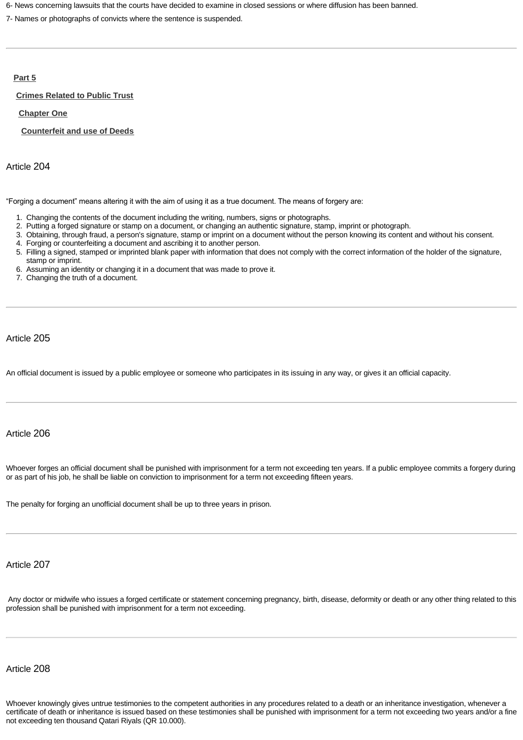6- News concerning lawsuits that the courts have decided to examine in closed sessions or where diffusion has been banned.

7- Names or photographs of convicts where the sentence is suspended.

---

**Part 5**

**Crimes Related to Public Trust**

**Chapter One**

**Counterfeit and use of Deeds**

## Article 204

"Forging a document" means altering it with the aim of using it as a true document. The means of forgery are:

1. Changing the contents of the document including the writing, numbers, signs or photographs.
2. Putting a forged signature or stamp on a document, or changing an authentic signature, stamp, imprint or photograph.
3. Obtaining, through fraud, a person's signature, stamp or imprint on a document without the person knowing its content and without his consent.
4. Forging or counterfeiting a document and ascribing it to another person.
5. Filling a signed, stamped or imprinted blank paper with information that does not comply with the correct information of the holder of the signature, stamp or imprint.
6. Assuming an identity or changing it in a document that was made to prove it.
7. Changing the truth of a document.

---

## Article 205

An official document is issued by a public employee or someone who participates in its issuing in any way, or gives it an official capacity.

---

## Article 206

Whoever forges an official document shall be punished with imprisonment for a term not exceeding ten years. If a public employee commits a forgery during or as part of his job, he shall be liable on conviction to imprisonment for a term not exceeding fifteen years.

The penalty for forging an unofficial document shall be up to three years in prison.

---

## Article 207

Any doctor or midwife who issues a forged certificate or statement concerning pregnancy, birth, disease, deformity or death or any other thing related to this profession shall be punished with imprisonment for a term not exceeding.

---

## Article 208

Whoever knowingly gives untrue testimonies to the competent authorities in any procedures related to a death or an inheritance investigation, whenever a certificate of death or inheritance is issued based on these testimonies shall be punished with imprisonment for a term not exceeding two years and/or a fine not exceeding ten thousand Qatari Riyals (QR 10.000).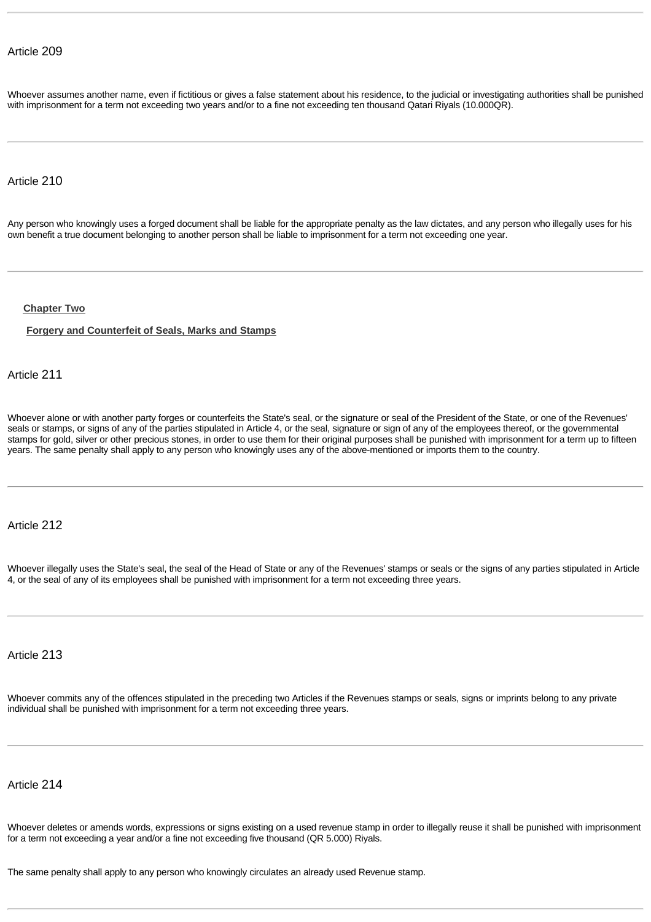### Article 209

Whoever assumes another name, even if fictitious or gives a false statement about his residence, to the judicial or investigating authorities shall be punished with imprisonment for a term not exceeding two years and/or to a fine not exceeding ten thousand Qatari Riyals (10.000QR).

---

### Article 210

Any person who knowingly uses a forged document shall be liable for the appropriate penalty as the law dictates, and any person who illegally uses for his own benefit a true document belonging to another person shall be liable to imprisonment for a term not exceeding one year.

---

## Chapter Two

## Forgery and Counterfeit of Seals, Marks and Stamps

### Article 211

Whoever alone or with another party forges or counterfeits the State's seal, or the signature or seal of the President of the State, or one of the Revenues' seals or stamps, or signs of any of the parties stipulated in Article 4, or the seal, signature or sign of any of the employees thereof, or the governmental stamps for gold, silver or other precious stones, in order to use them for their original purposes shall be punished with imprisonment for a term up to fifteen years. The same penalty shall apply to any person who knowingly uses any of the above-mentioned or imports them to the country.

---

### Article 212

Whoever illegally uses the State's seal, the seal of the Head of State or any of the Revenues' stamps or seals or the signs of any parties stipulated in Article 4, or the seal of any of its employees shall be punished with imprisonment for a term not exceeding three years.

---

### Article 213

Whoever commits any of the offences stipulated in the preceding two Articles if the Revenues stamps or seals, signs or imprints belong to any private individual shall be punished with imprisonment for a term not exceeding three years.

---

### Article 214

Whoever deletes or amends words, expressions or signs existing on a used revenue stamp in order to illegally reuse it shall be punished with imprisonment for a term not exceeding a year and/or a fine not exceeding five thousand (QR 5.000) Riyals.

The same penalty shall apply to any person who knowingly circulates an already used Revenue stamp.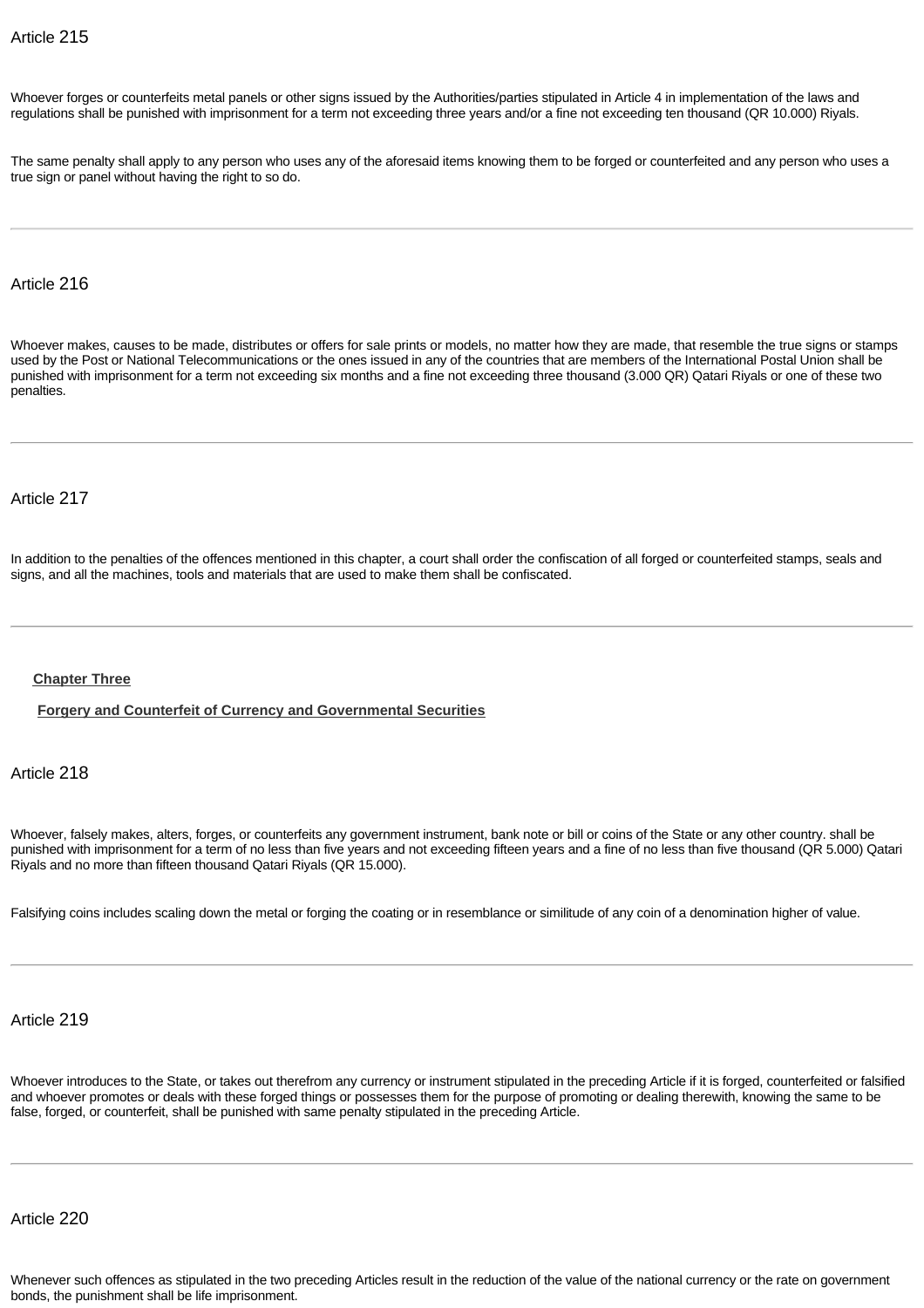### Article 215

Whoever forges or counterfeits metal panels or other signs issued by the Authorities/parties stipulated in Article 4 in implementation of the laws and regulations shall be punished with imprisonment for a term not exceeding three years and/or a fine not exceeding ten thousand (QR 10.000) Riyals.

The same penalty shall apply to any person who uses any of the aforesaid items knowing them to be forged or counterfeited and any person who uses a true sign or panel without having the right to so do.

---

### Article 216

Whoever makes, causes to be made, distributes or offers for sale prints or models, no matter how they are made, that resemble the true signs or stamps used by the Post or National Telecommunications or the ones issued in any of the countries that are members of the International Postal Union shall be punished with imprisonment for a term not exceeding six months and a fine not exceeding three thousand (3.000 QR) Qatari Riyals or one of these two penalties.

---

### Article 217

In addition to the penalties of the offences mentioned in this chapter, a court shall order the confiscation of all forged or counterfeited stamps, seals and signs, and all the machines, tools and materials that are used to make them shall be confiscated.

---

## Chapter Three

## Forgery and Counterfeit of Currency and Governmental Securities

### Article 218

Whoever, falsely makes, alters, forges, or counterfeits any government instrument, bank note or bill or coins of the State or any other country. shall be punished with imprisonment for a term of no less than five years and not exceeding fifteen years and a fine of no less than five thousand (QR 5.000) Qatari Riyals and no more than fifteen thousand Qatari Riyals (QR 15.000).

Falsifying coins includes scaling down the metal or forging the coating or in resemblance or similitude of any coin of a denomination higher of value.

---

### Article 219

Whoever introduces to the State, or takes out therefrom any currency or instrument stipulated in the preceding Article if it is forged, counterfeited or falsified and whoever promotes or deals with these forged things or possesses them for the purpose of promoting or dealing therewith, knowing the same to be false, forged, or counterfeit, shall be punished with same penalty stipulated in the preceding Article.

---

### Article 220

Whenever such offences as stipulated in the two preceding Articles result in the reduction of the value of the national currency or the rate on government bonds, the punishment shall be life imprisonment.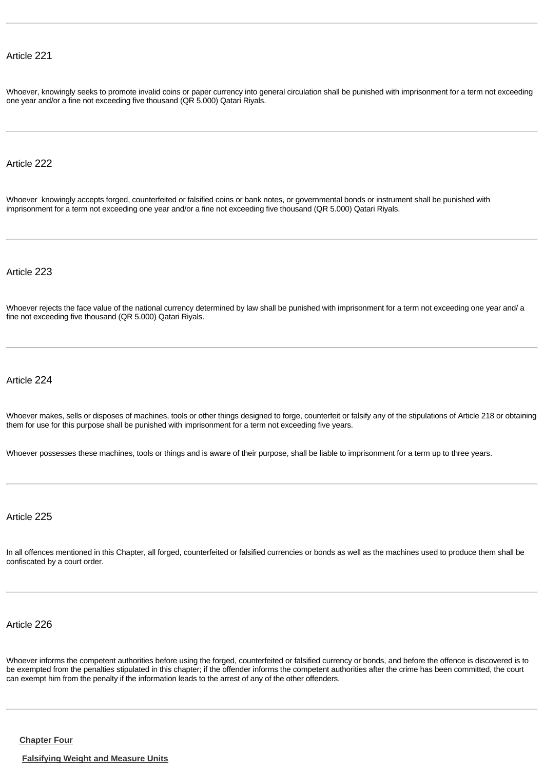---

Article 221

Whoever, knowingly seeks to promote invalid coins or paper currency into general circulation shall be punished with imprisonment for a term not exceeding one year and/or a fine not exceeding five thousand (QR 5.000) Qatari Riyals.

---

Article 222

Whoever  knowingly accepts forged, counterfeited or falsified coins or bank notes, or governmental bonds or instrument shall be punished with imprisonment for a term not exceeding one year and/or a fine not exceeding five thousand (QR 5.000) Qatari Riyals.

---

Article 223

Whoever rejects the face value of the national currency determined by law shall be punished with imprisonment for a term not exceeding one year and/ a fine not exceeding five thousand (QR 5.000) Qatari Riyals.

---

Article 224

Whoever makes, sells or disposes of machines, tools or other things designed to forge, counterfeit or falsify any of the stipulations of Article 218 or obtaining them for use for this purpose shall be punished with imprisonment for a term not exceeding five years.

Whoever possesses these machines, tools or things and is aware of their purpose, shall be liable to imprisonment for a term up to three years.

---

Article 225

In all offences mentioned in this Chapter, all forged, counterfeited or falsified currencies or bonds as well as the machines used to produce them shall be confiscated by a court order.

---

Article 226

Whoever informs the competent authorities before using the forged, counterfeited or falsified currency or bonds, and before the offence is discovered is to be exempted from the penalties stipulated in this chapter; if the offender informs the competent authorities after the crime has been committed, the court can exempt him from the penalty if the information leads to the arrest of any of the other offenders.

---

**Chapter Four**

**Falsifying Weight and Measure Units**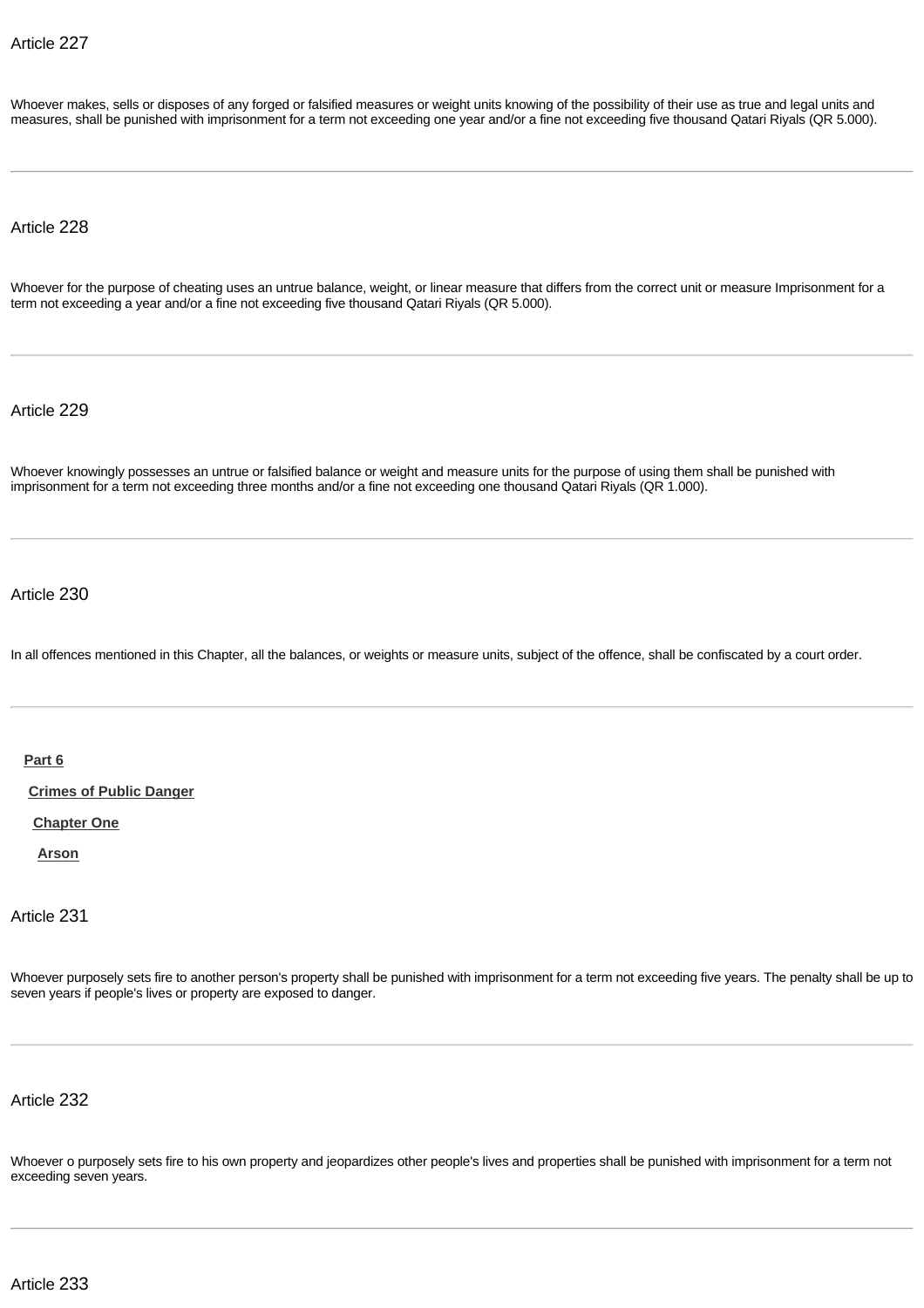Article 227

Whoever makes, sells or disposes of any forged or falsified measures or weight units knowing of the possibility of their use as true and legal units and measures, shall be punished with imprisonment for a term not exceeding one year and/or a fine not exceeding five thousand Qatari Riyals (QR 5.000).

---

Article 228

Whoever for the purpose of cheating uses an untrue balance, weight, or linear measure that differs from the correct unit or measure Imprisonment for a term not exceeding a year and/or a fine not exceeding five thousand Qatari Riyals (QR 5.000).

---

Article 229

Whoever knowingly possesses an untrue or falsified balance or weight and measure units for the purpose of using them shall be punished with imprisonment for a term not exceeding three months and/or a fine not exceeding one thousand Qatari Riyals (QR 1.000).

---

Article 230

In all offences mentioned in this Chapter, all the balances, or weights or measure units, subject of the offence, shall be confiscated by a court order.

---

**Part 6**

**Crimes of Public Danger**

**Chapter One**

**Arson**

Article 231

Whoever purposely sets fire to another person's property shall be punished with imprisonment for a term not exceeding five years. The penalty shall be up to seven years if people's lives or property are exposed to danger.

---

Article 232

Whoever o purposely sets fire to his own property and jeopardizes other people's lives and properties shall be punished with imprisonment for a term not exceeding seven years.

---

Article 233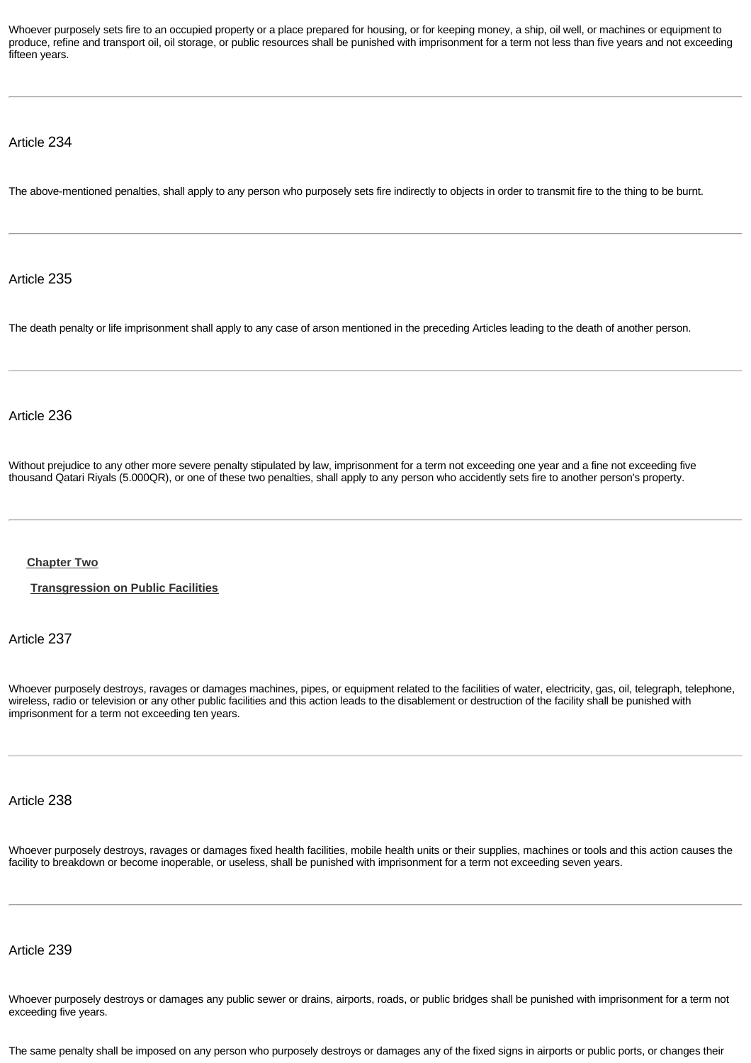Whoever purposely sets fire to an occupied property or a place prepared for housing, or for keeping money, a ship, oil well, or machines or equipment to produce, refine and transport oil, oil storage, or public resources shall be punished with imprisonment for a term not less than five years and not exceeding fifteen years.

---

## Article 234

The above-mentioned penalties, shall apply to any person who purposely sets fire indirectly to objects in order to transmit fire to the thing to be burnt.

---

## Article 235

The death penalty or life imprisonment shall apply to any case of arson mentioned in the preceding Articles leading to the death of another person.

---

## Article 236

Without prejudice to any other more severe penalty stipulated by law, imprisonment for a term not exceeding one year and a fine not exceeding five thousand Qatari Riyals (5.000QR), or one of these two penalties, shall apply to any person who accidently sets fire to another person's property.

---

**Chapter Two**

**Transgression on Public Facilities**

## Article 237

Whoever purposely destroys, ravages or damages machines, pipes, or equipment related to the facilities of water, electricity, gas, oil, telegraph, telephone, wireless, radio or television or any other public facilities and this action leads to the disablement or destruction of the facility shall be punished with imprisonment for a term not exceeding ten years.

---

## Article 238

Whoever purposely destroys, ravages or damages fixed health facilities, mobile health units or their supplies, machines or tools and this action causes the facility to breakdown or become inoperable, or useless, shall be punished with imprisonment for a term not exceeding seven years.

---

## Article 239

Whoever purposely destroys or damages any public sewer or drains, airports, roads, or public bridges shall be punished with imprisonment for a term not exceeding five years.

The same penalty shall be imposed on any person who purposely destroys or damages any of the fixed signs in airports or public ports, or changes their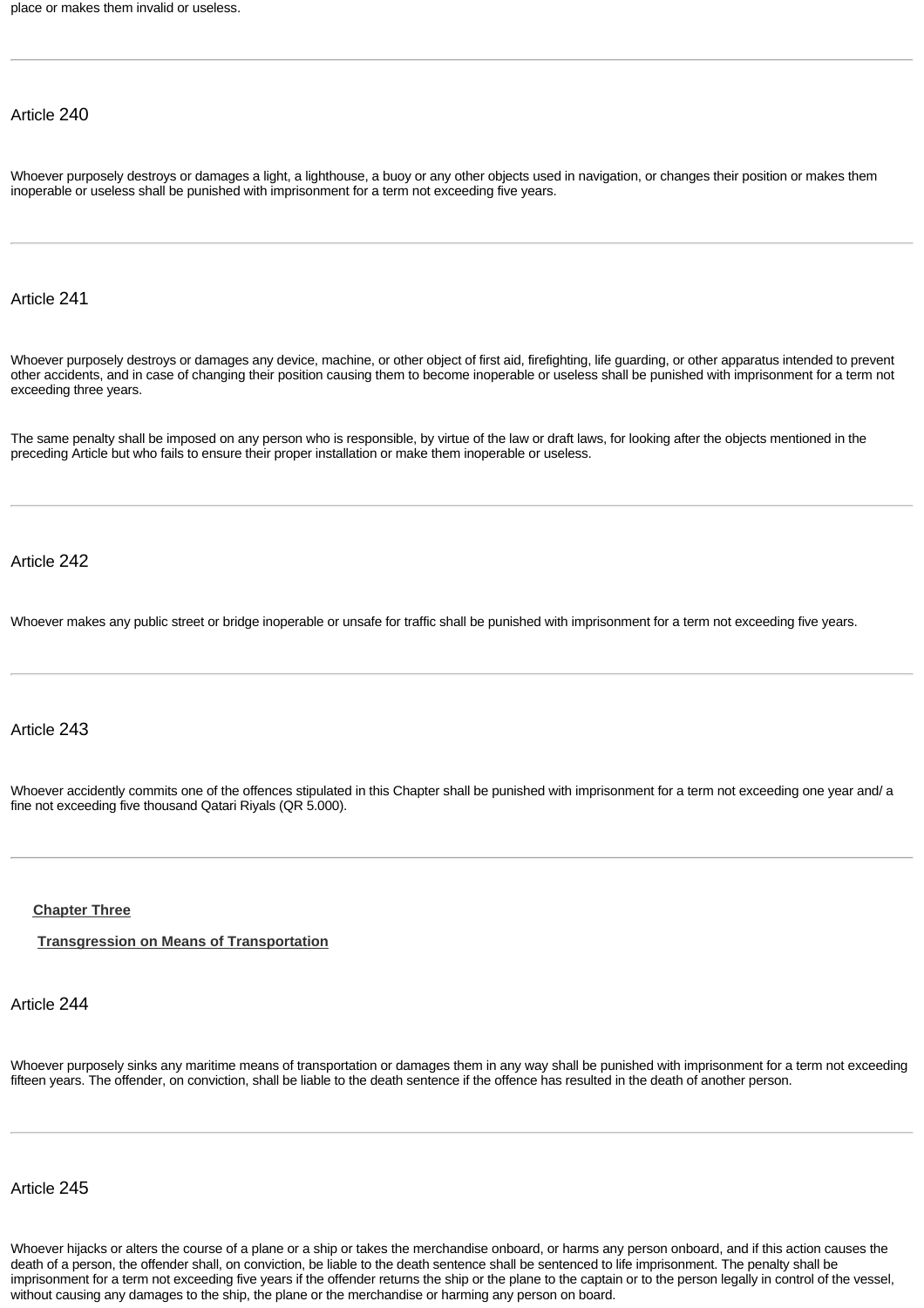place or makes them invalid or useless.

---

## Article 240

Whoever purposely destroys or damages a light, a lighthouse, a buoy or any other objects used in navigation, or changes their position or makes them inoperable or useless shall be punished with imprisonment for a term not exceeding five years.

---

## Article 241

Whoever purposely destroys or damages any device, machine, or other object of first aid, firefighting, life guarding, or other apparatus intended to prevent other accidents, and in case of changing their position causing them to become inoperable or useless shall be punished with imprisonment for a term not exceeding three years.

The same penalty shall be imposed on any person who is responsible, by virtue of the law or draft laws, for looking after the objects mentioned in the preceding Article but who fails to ensure their proper installation or make them inoperable or useless.

---

## Article 242

Whoever makes any public street or bridge inoperable or unsafe for traffic shall be punished with imprisonment for a term not exceeding five years.

---

## Article 243

Whoever accidently commits one of the offences stipulated in this Chapter shall be punished with imprisonment for a term not exceeding one year and/ a fine not exceeding five thousand Qatari Riyals (QR 5.000).

---

# Chapter Three

## Transgression on Means of Transportation

## Article 244

Whoever purposely sinks any maritime means of transportation or damages them in any way shall be punished with imprisonment for a term not exceeding fifteen years. The offender, on conviction, shall be liable to the death sentence if the offence has resulted in the death of another person.

---

## Article 245

Whoever hijacks or alters the course of a plane or a ship or takes the merchandise onboard, or harms any person onboard, and if this action causes the death of a person, the offender shall, on conviction, be liable to the death sentence shall be sentenced to life imprisonment. The penalty shall be imprisonment for a term not exceeding five years if the offender returns the ship or the plane to the captain or to the person legally in control of the vessel, without causing any damages to the ship, the plane or the merchandise or harming any person on board.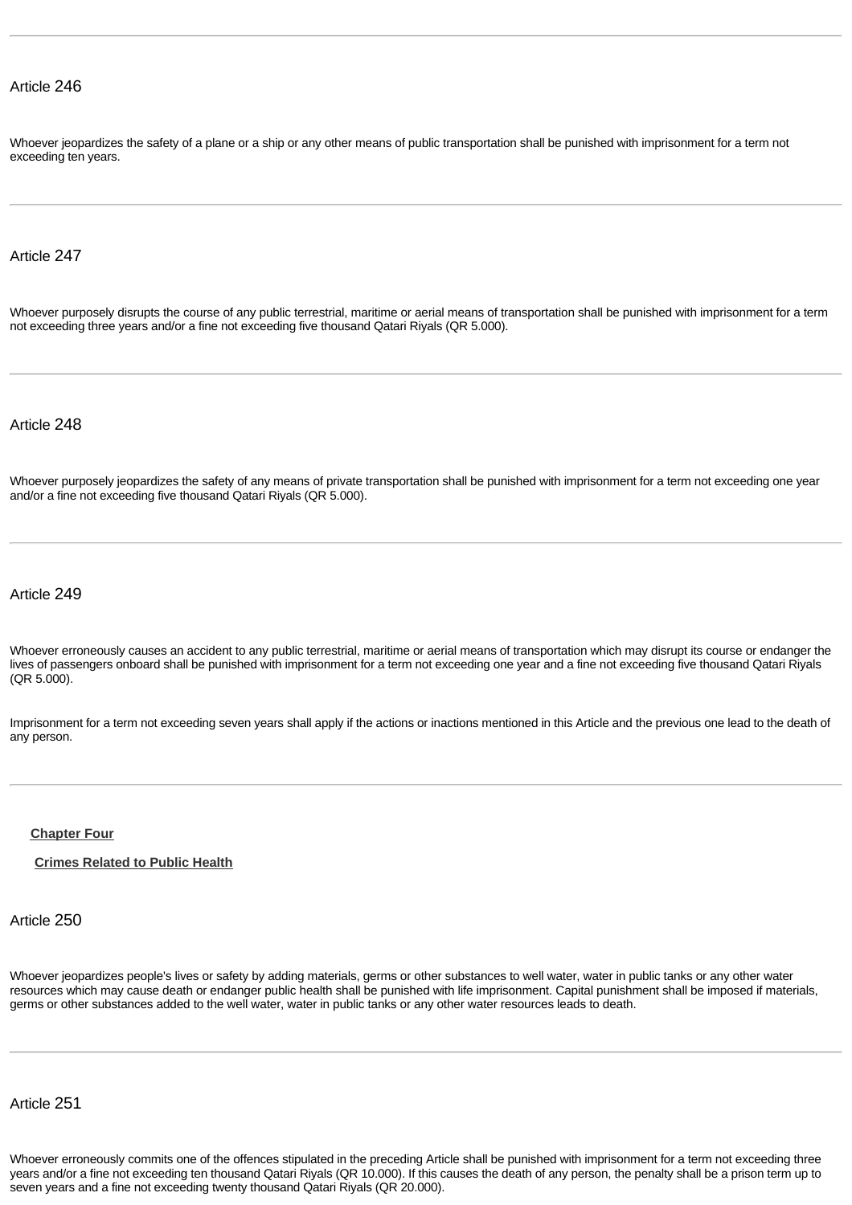---

Article 246

Whoever jeopardizes the safety of a plane or a ship or any other means of public transportation shall be punished with imprisonment for a term not exceeding ten years.

---

Article 247

Whoever purposely disrupts the course of any public terrestrial, maritime or aerial means of transportation shall be punished with imprisonment for a term not exceeding three years and/or a fine not exceeding five thousand Qatari Riyals (QR 5.000).

---

Article 248

Whoever purposely jeopardizes the safety of any means of private transportation shall be punished with imprisonment for a term not exceeding one year and/or a fine not exceeding five thousand Qatari Riyals (QR 5.000).

---

Article 249

Whoever erroneously causes an accident to any public terrestrial, maritime or aerial means of transportation which may disrupt its course or endanger the lives of passengers onboard shall be punished with imprisonment for a term not exceeding one year and a fine not exceeding five thousand Qatari Riyals (QR 5.000).

Imprisonment for a term not exceeding seven years shall apply if the actions or inactions mentioned in this Article and the previous one lead to the death of any person.

---

**Chapter Four**

**Crimes Related to Public Health**

Article 250

Whoever jeopardizes people's lives or safety by adding materials, germs or other substances to well water, water in public tanks or any other water resources which may cause death or endanger public health shall be punished with life imprisonment. Capital punishment shall be imposed if materials, germs or other substances added to the well water, water in public tanks or any other water resources leads to death.

---

Article 251

Whoever erroneously commits one of the offences stipulated in the preceding Article shall be punished with imprisonment for a term not exceeding three years and/or a fine not exceeding ten thousand Qatari Riyals (QR 10.000). If this causes the death of any person, the penalty shall be a prison term up to seven years and a fine not exceeding twenty thousand Qatari Riyals (QR 20.000).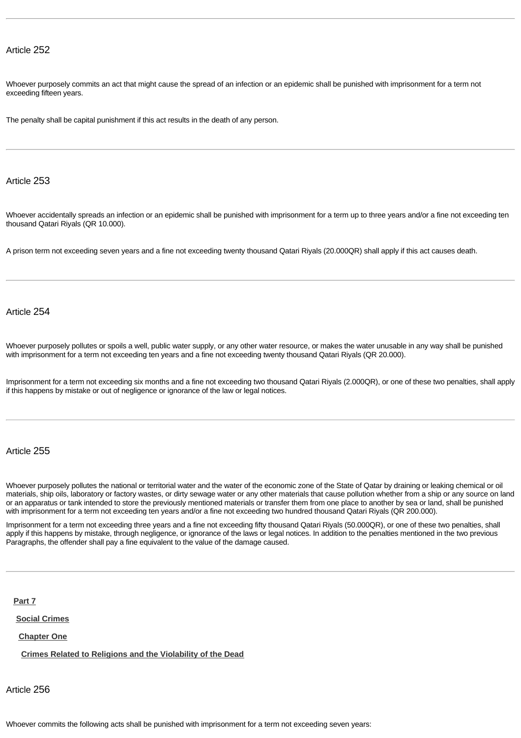---

## Article 252

Whoever purposely commits an act that might cause the spread of an infection or an epidemic shall be punished with imprisonment for a term not exceeding fifteen years.

The penalty shall be capital punishment if this act results in the death of any person.

---

## Article 253

Whoever accidentally spreads an infection or an epidemic shall be punished with imprisonment for a term up to three years and/or a fine not exceeding ten thousand Qatari Riyals (QR 10.000).

A prison term not exceeding seven years and a fine not exceeding twenty thousand Qatari Riyals (20.000QR) shall apply if this act causes death.

---

## Article 254

Whoever purposely pollutes or spoils a well, public water supply, or any other water resource, or makes the water unusable in any way shall be punished with imprisonment for a term not exceeding ten years and a fine not exceeding twenty thousand Qatari Riyals (QR 20.000).

Imprisonment for a term not exceeding six months and a fine not exceeding two thousand Qatari Riyals (2.000QR), or one of these two penalties, shall apply if this happens by mistake or out of negligence or ignorance of the law or legal notices.

---

## Article 255

Whoever purposely pollutes the national or territorial water and the water of the economic zone of the State of Qatar by draining or leaking chemical or oil materials, ship oils, laboratory or factory wastes, or dirty sewage water or any other materials that cause pollution whether from a ship or any source on land or an apparatus or tank intended to store the previously mentioned materials or transfer them from one place to another by sea or land, shall be punished with imprisonment for a term not exceeding ten years and/or a fine not exceeding two hundred thousand Qatari Riyals (QR 200.000).

Imprisonment for a term not exceeding three years and a fine not exceeding fifty thousand Qatari Riyals (50.000QR), or one of these two penalties, shall apply if this happens by mistake, through negligence, or ignorance of the laws or legal notices. In addition to the penalties mentioned in the two previous Paragraphs, the offender shall pay a fine equivalent to the value of the damage caused.

---

**Part 7**

**Social Crimes**

**Chapter One**

**Crimes Related to Religions and the Violability of the Dead**

## Article 256

Whoever commits the following acts shall be punished with imprisonment for a term not exceeding seven years: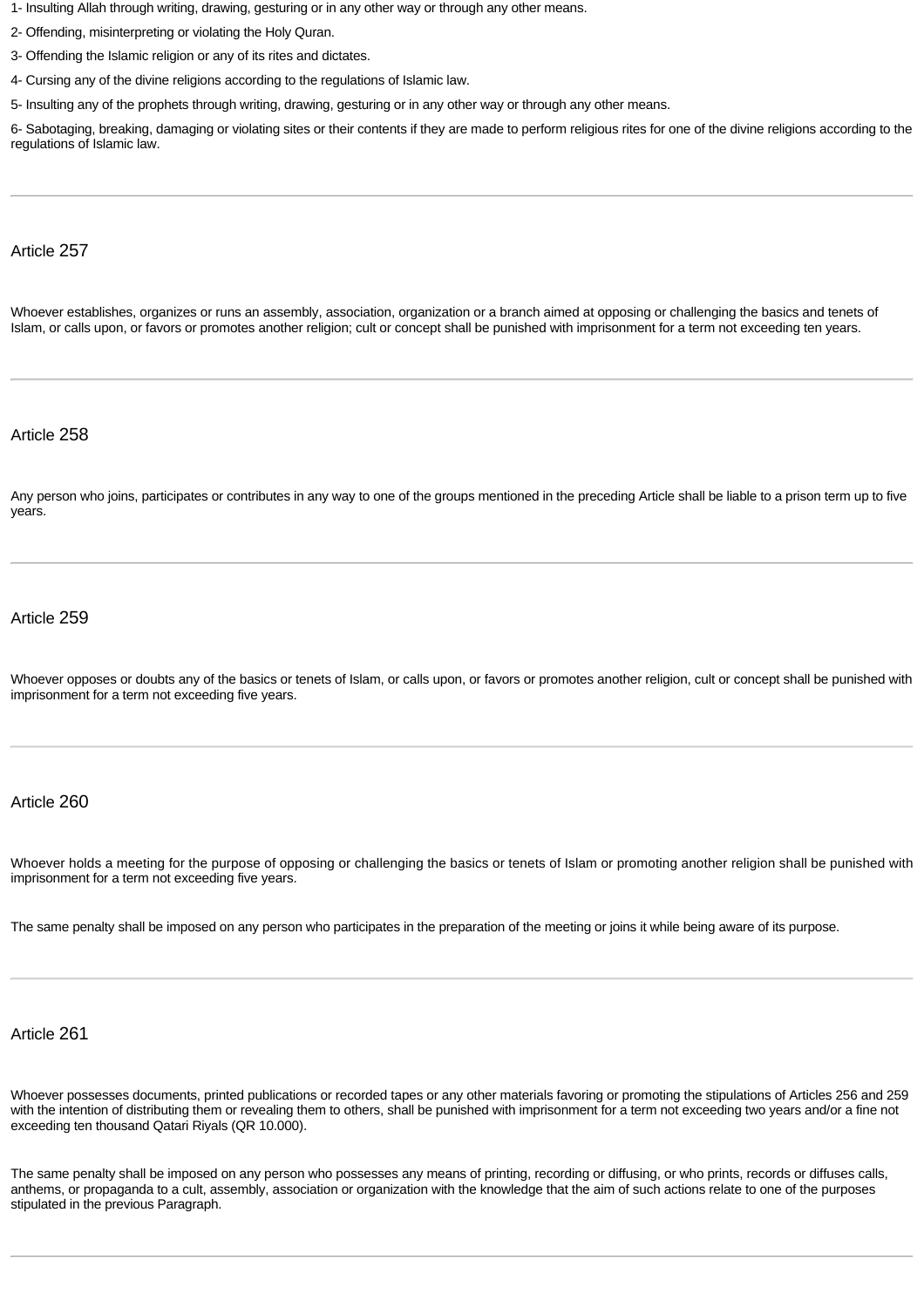1- Insulting Allah through writing, drawing, gesturing or in any other way or through any other means.

2- Offending, misinterpreting or violating the Holy Quran.

3- Offending the Islamic religion or any of its rites and dictates.

4- Cursing any of the divine religions according to the regulations of Islamic law.

5- Insulting any of the prophets through writing, drawing, gesturing or in any other way or through any other means.

6- Sabotaging, breaking, damaging or violating sites or their contents if they are made to perform religious rites for one of the divine religions according to the regulations of Islamic law.

---

## Article 257

Whoever establishes, organizes or runs an assembly, association, organization or a branch aimed at opposing or challenging the basics and tenets of Islam, or calls upon, or favors or promotes another religion; cult or concept shall be punished with imprisonment for a term not exceeding ten years.

---

## Article 258

Any person who joins, participates or contributes in any way to one of the groups mentioned in the preceding Article shall be liable to a prison term up to five years.

---

## Article 259

Whoever opposes or doubts any of the basics or tenets of Islam, or calls upon, or favors or promotes another religion, cult or concept shall be punished with imprisonment for a term not exceeding five years.

---

## Article 260

Whoever holds a meeting for the purpose of opposing or challenging the basics or tenets of Islam or promoting another religion shall be punished with imprisonment for a term not exceeding five years.

The same penalty shall be imposed on any person who participates in the preparation of the meeting or joins it while being aware of its purpose.

---

## Article 261

Whoever possesses documents, printed publications or recorded tapes or any other materials favoring or promoting the stipulations of Articles 256 and 259 with the intention of distributing them or revealing them to others, shall be punished with imprisonment for a term not exceeding two years and/or a fine not exceeding ten thousand Qatari Riyals (QR 10.000).

The same penalty shall be imposed on any person who possesses any means of printing, recording or diffusing, or who prints, records or diffuses calls, anthems, or propaganda to a cult, assembly, association or organization with the knowledge that the aim of such actions relate to one of the purposes stipulated in the previous Paragraph.

---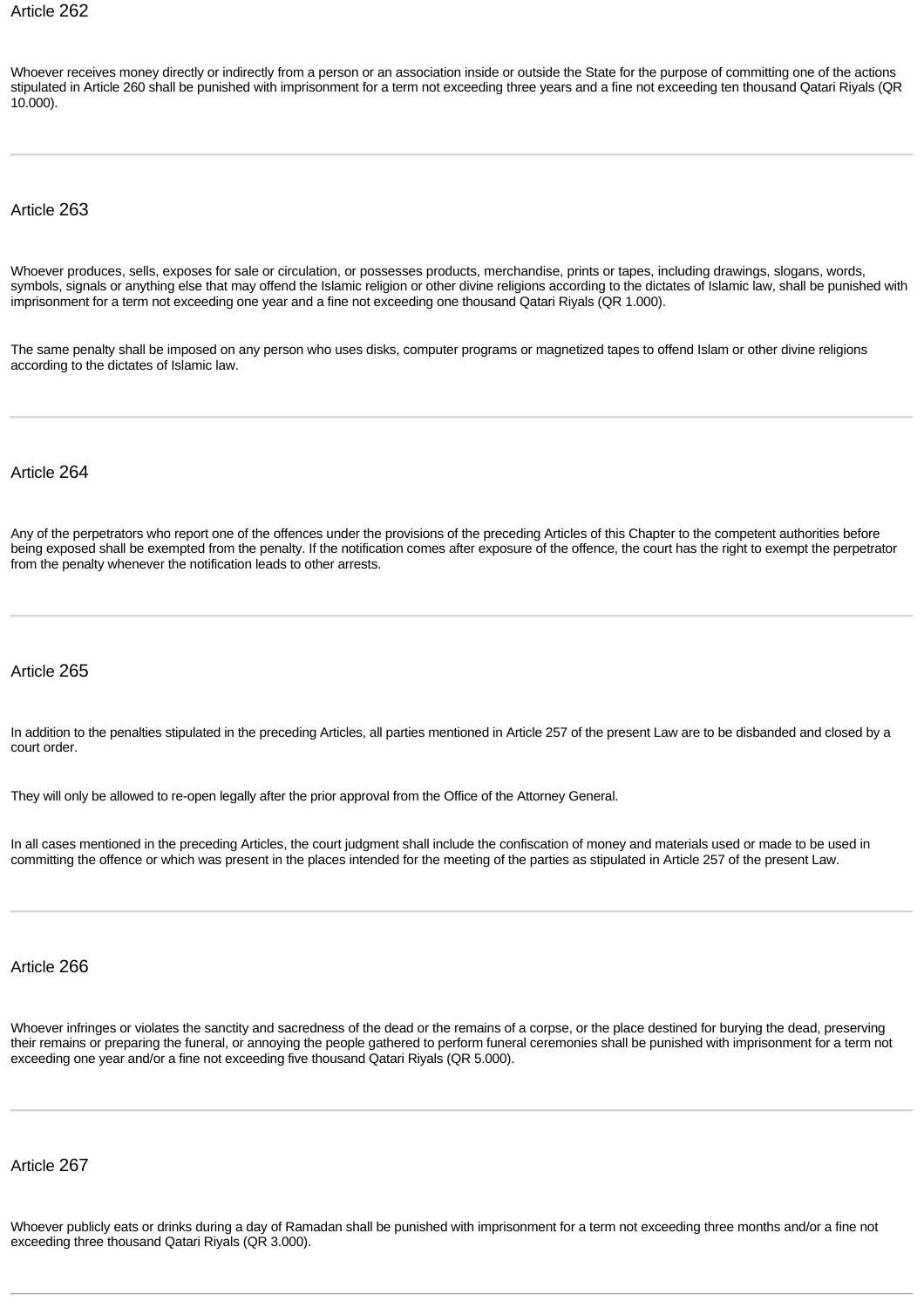## Article 262

Whoever receives money directly or indirectly from a person or an association inside or outside the State for the purpose of committing one of the actions stipulated in Article 260 shall be punished with imprisonment for a term not exceeding three years and a fine not exceeding ten thousand Qatari Riyals (QR 10.000).

---

## Article 263

Whoever produces, sells, exposes for sale or circulation, or possesses products, merchandise, prints or tapes, including drawings, slogans, words, symbols, signals or anything else that may offend the Islamic religion or other divine religions according to the dictates of Islamic law, shall be punished with imprisonment for a term not exceeding one year and a fine not exceeding one thousand Qatari Riyals (QR 1.000).

The same penalty shall be imposed on any person who uses disks, computer programs or magnetized tapes to offend Islam or other divine religions according to the dictates of Islamic law.

---

## Article 264

Any of the perpetrators who report one of the offences under the provisions of the preceding Articles of this Chapter to the competent authorities before being exposed shall be exempted from the penalty. If the notification comes after exposure of the offence, the court has the right to exempt the perpetrator from the penalty whenever the notification leads to other arrests.

---

## Article 265

In addition to the penalties stipulated in the preceding Articles, all parties mentioned in Article 257 of the present Law are to be disbanded and closed by a court order.

They will only be allowed to re-open legally after the prior approval from the Office of the Attorney General.

In all cases mentioned in the preceding Articles, the court judgment shall include the confiscation of money and materials used or made to be used in committing the offence or which was present in the places intended for the meeting of the parties as stipulated in Article 257 of the present Law.

---

## Article 266

Whoever infringes or violates the sanctity and sacredness of the dead or the remains of a corpse, or the place destined for burying the dead, preserving their remains or preparing the funeral, or annoying the people gathered to perform funeral ceremonies shall be punished with imprisonment for a term not exceeding one year and/or a fine not exceeding five thousand Qatari Riyals (QR 5.000).

---

## Article 267

Whoever publicly eats or drinks during a day of Ramadan shall be punished with imprisonment for a term not exceeding three months and/or a fine not exceeding three thousand Qatari Riyals (QR 3.000).

---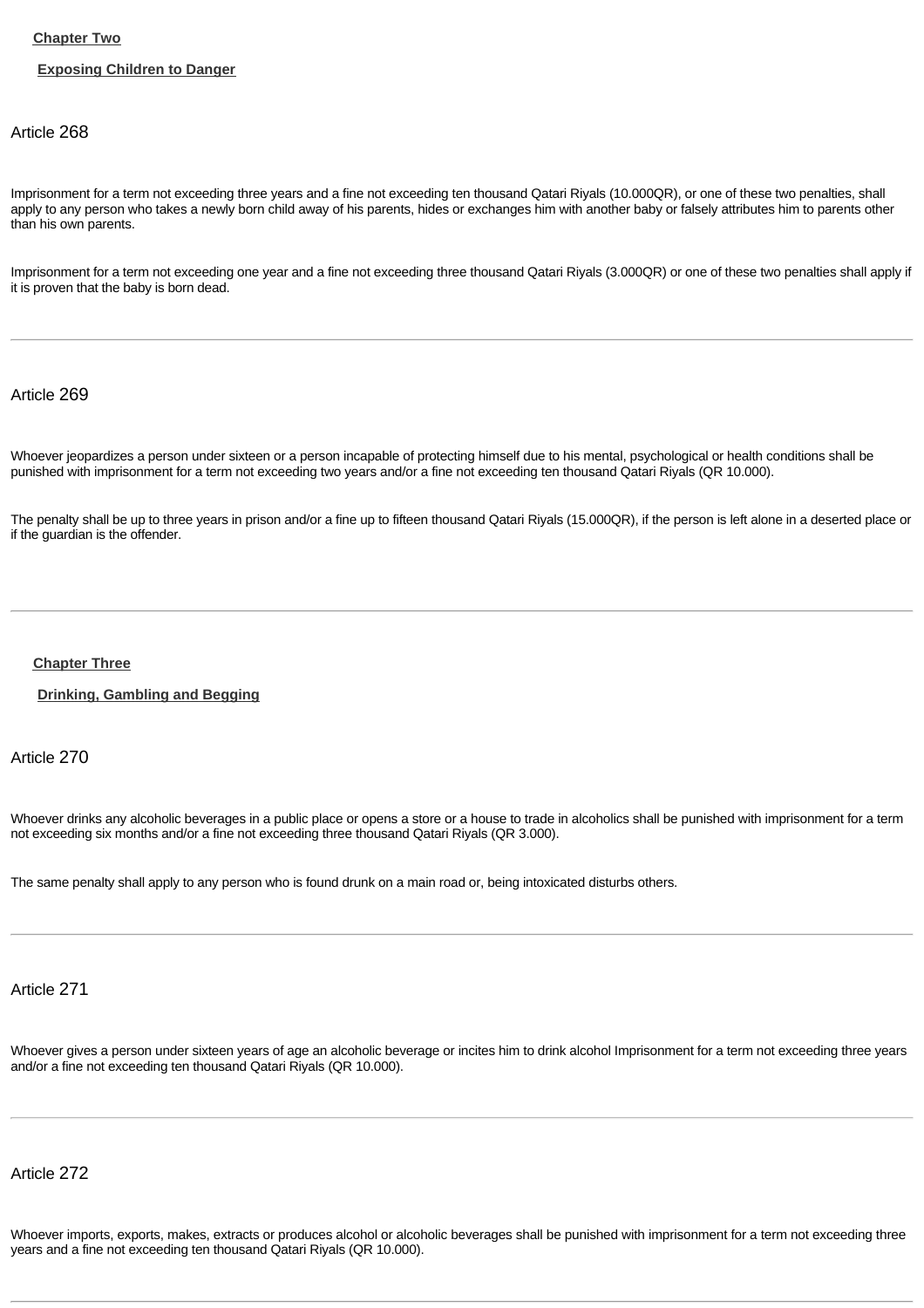**Chapter Two**

**Exposing Children to Danger**

### Article 268

Imprisonment for a term not exceeding three years and a fine not exceeding ten thousand Qatari Riyals (10.000QR), or one of these two penalties, shall apply to any person who takes a newly born child away of his parents, hides or exchanges him with another baby or falsely attributes him to parents other than his own parents.

Imprisonment for a term not exceeding one year and a fine not exceeding three thousand Qatari Riyals (3.000QR) or one of these two penalties shall apply if it is proven that the baby is born dead.

---

### Article 269

Whoever jeopardizes a person under sixteen or a person incapable of protecting himself due to his mental, psychological or health conditions shall be punished with imprisonment for a term not exceeding two years and/or a fine not exceeding ten thousand Qatari Riyals (QR 10.000).

The penalty shall be up to three years in prison and/or a fine up to fifteen thousand Qatari Riyals (15.000QR), if the person is left alone in a deserted place or if the guardian is the offender.

---

**Chapter Three**

**Drinking, Gambling and Begging**

### Article 270

Whoever drinks any alcoholic beverages in a public place or opens a store or a house to trade in alcoholics shall be punished with imprisonment for a term not exceeding six months and/or a fine not exceeding three thousand Qatari Riyals (QR 3.000).

The same penalty shall apply to any person who is found drunk on a main road or, being intoxicated disturbs others.

---

### Article 271

Whoever gives a person under sixteen years of age an alcoholic beverage or incites him to drink alcohol Imprisonment for a term not exceeding three years and/or a fine not exceeding ten thousand Qatari Riyals (QR 10.000).

---

### Article 272

Whoever imports, exports, makes, extracts or produces alcohol or alcoholic beverages shall be punished with imprisonment for a term not exceeding three years and a fine not exceeding ten thousand Qatari Riyals (QR 10.000).

---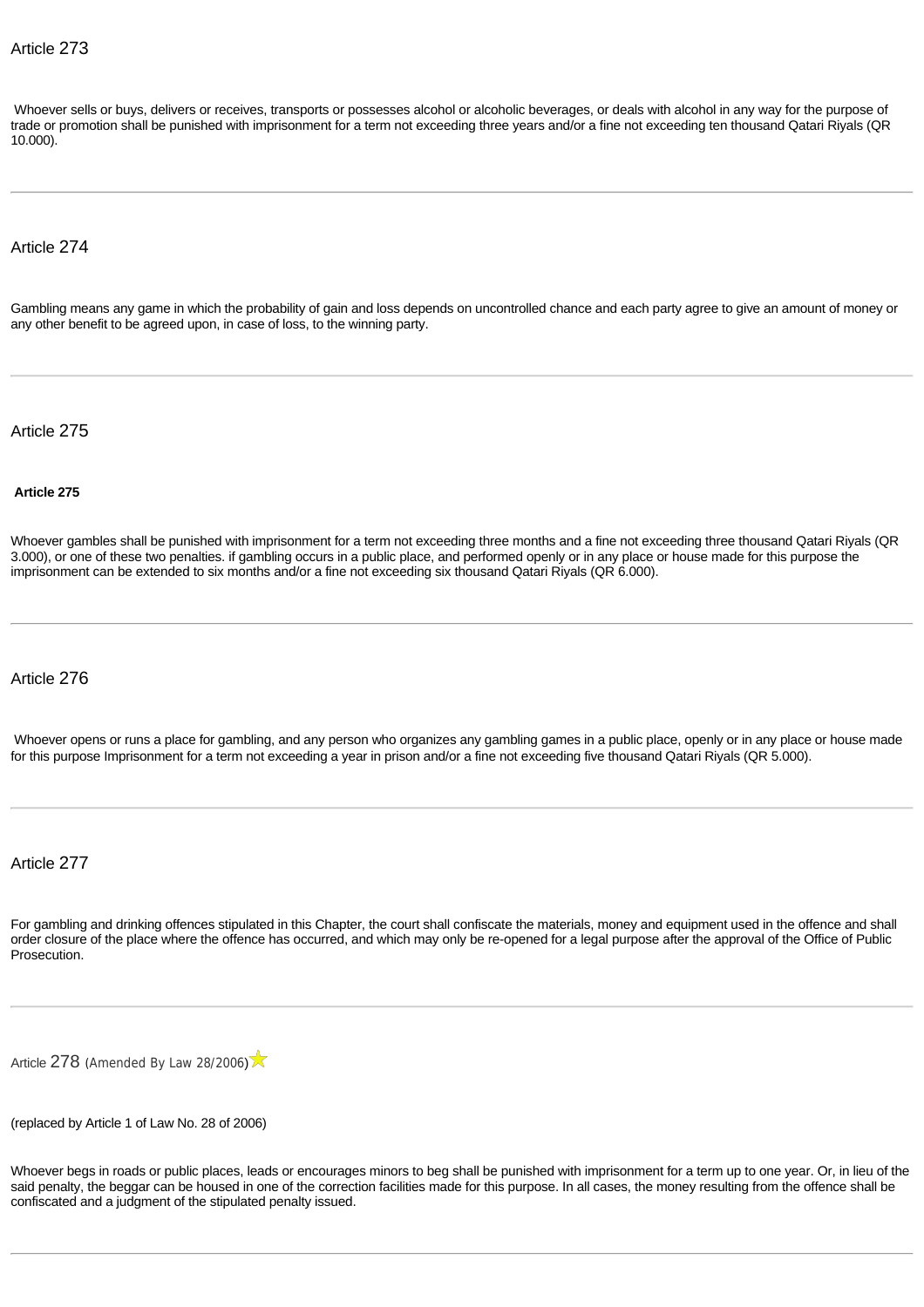## Article 273

Whoever sells or buys, delivers or receives, transports or possesses alcohol or alcoholic beverages, or deals with alcohol in any way for the purpose of trade or promotion shall be punished with imprisonment for a term not exceeding three years and/or a fine not exceeding ten thousand Qatari Riyals (QR 10.000).

---

## Article 274

Gambling means any game in which the probability of gain and loss depends on uncontrolled chance and each party agree to give an amount of money or any other benefit to be agreed upon, in case of loss, to the winning party.

---

## Article 275

**Article 275**

Whoever gambles shall be punished with imprisonment for a term not exceeding three months and a fine not exceeding three thousand Qatari Riyals (QR 3.000), or one of these two penalties. if gambling occurs in a public place, and performed openly or in any place or house made for this purpose the imprisonment can be extended to six months and/or a fine not exceeding six thousand Qatari Riyals (QR 6.000).

---

## Article 276

Whoever opens or runs a place for gambling, and any person who organizes any gambling games in a public place, openly or in any place or house made for this purpose Imprisonment for a term not exceeding a year in prison and/or a fine not exceeding five thousand Qatari Riyals (QR 5.000).

---

## Article 277

For gambling and drinking offences stipulated in this Chapter, the court shall confiscate the materials, money and equipment used in the offence and shall order closure of the place where the offence has occurred, and which may only be re-opened for a legal purpose after the approval of the Office of Public Prosecution.

---

## Article 278 (Amended By Law 28/2006)

(replaced by Article 1 of Law No. 28 of 2006)

Whoever begs in roads or public places, leads or encourages minors to beg shall be punished with imprisonment for a term up to one year. Or, in lieu of the said penalty, the beggar can be housed in one of the correction facilities made for this purpose. In all cases, the money resulting from the offence shall be confiscated and a judgment of the stipulated penalty issued.

---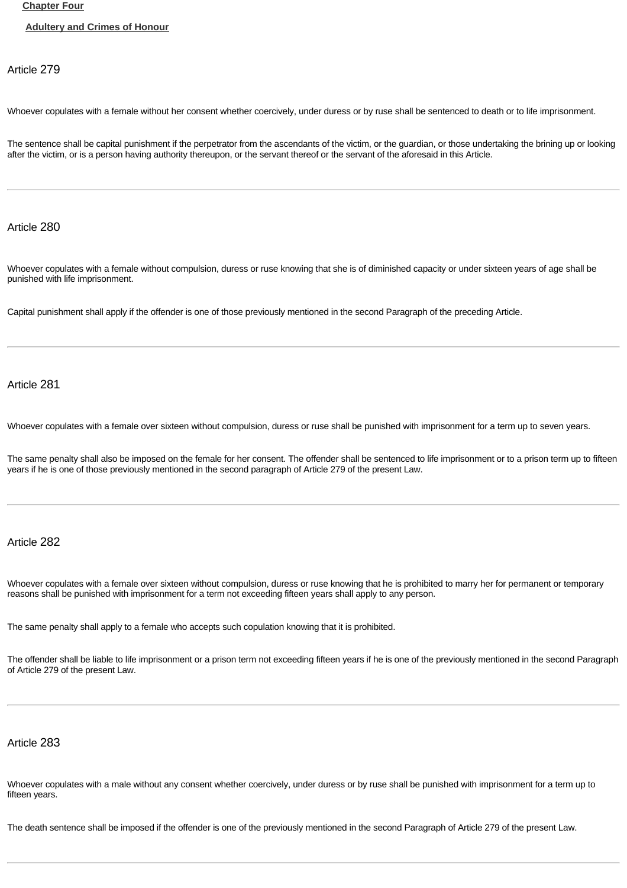## Chapter Four

### Adultery and Crimes of Honour

Article 279

Whoever copulates with a female without her consent whether coercively, under duress or by ruse shall be sentenced to death or to life imprisonment.

The sentence shall be capital punishment if the perpetrator from the ascendants of the victim, or the guardian, or those undertaking the brining up or looking after the victim, or is a person having authority thereupon, or the servant thereof or the servant of the aforesaid in this Article.

---

Article 280

Whoever copulates with a female without compulsion, duress or ruse knowing that she is of diminished capacity or under sixteen years of age shall be punished with life imprisonment.

Capital punishment shall apply if the offender is one of those previously mentioned in the second Paragraph of the preceding Article.

---

Article 281

Whoever copulates with a female over sixteen without compulsion, duress or ruse shall be punished with imprisonment for a term up to seven years.

The same penalty shall also be imposed on the female for her consent. The offender shall be sentenced to life imprisonment or to a prison term up to fifteen years if he is one of those previously mentioned in the second paragraph of Article 279 of the present Law.

---

Article 282

Whoever copulates with a female over sixteen without compulsion, duress or ruse knowing that he is prohibited to marry her for permanent or temporary reasons shall be punished with imprisonment for a term not exceeding fifteen years shall apply to any person.

The same penalty shall apply to a female who accepts such copulation knowing that it is prohibited.

The offender shall be liable to life imprisonment or a prison term not exceeding fifteen years if he is one of the previously mentioned in the second Paragraph of Article 279 of the present Law.

---

Article 283

Whoever copulates with a male without any consent whether coercively, under duress or by ruse shall be punished with imprisonment for a term up to fifteen years.

The death sentence shall be imposed if the offender is one of the previously mentioned in the second Paragraph of Article 279 of the present Law.

---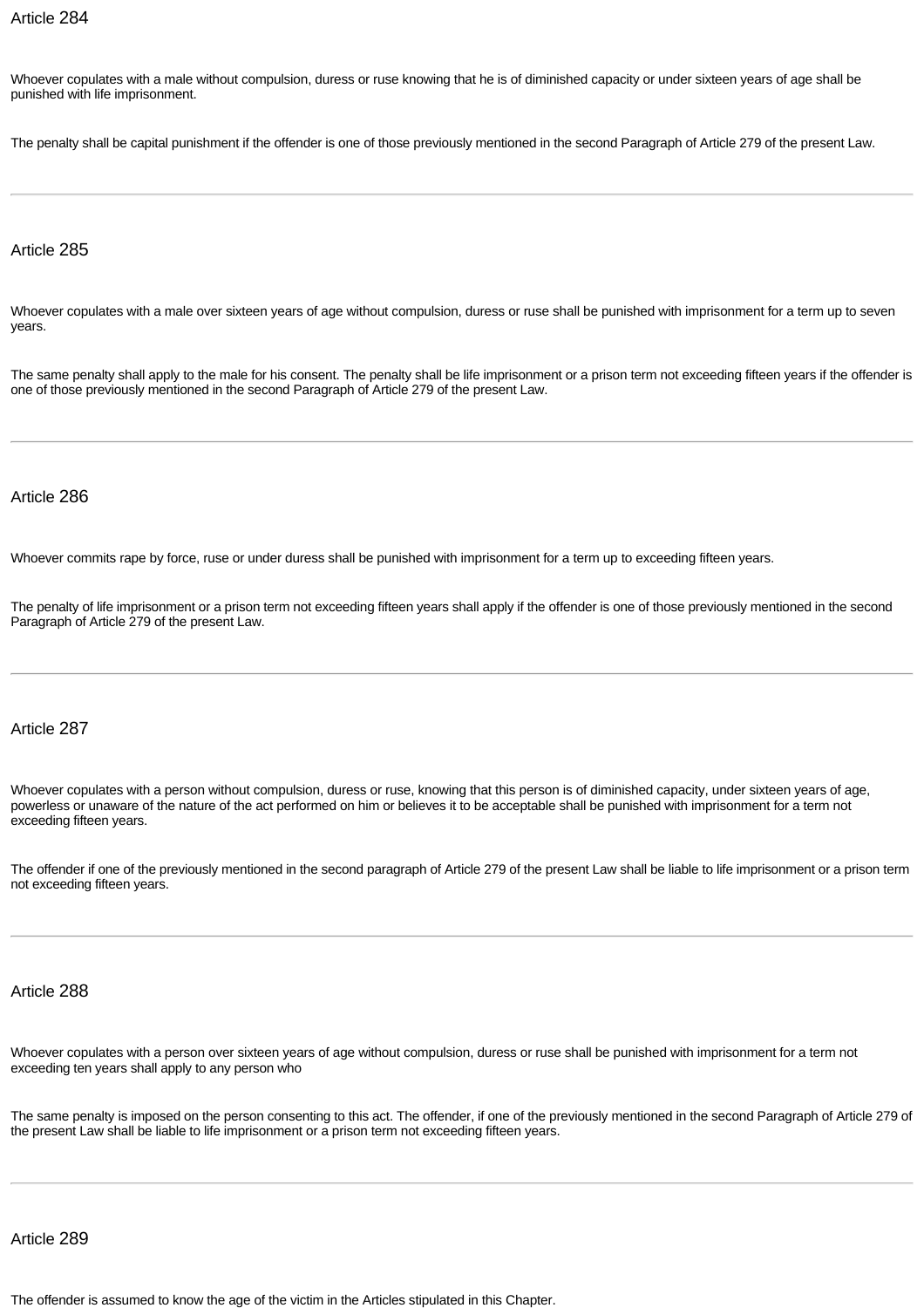## Article 284

Whoever copulates with a male without compulsion, duress or ruse knowing that he is of diminished capacity or under sixteen years of age shall be punished with life imprisonment.

The penalty shall be capital punishment if the offender is one of those previously mentioned in the second Paragraph of Article 279 of the present Law.

---

## Article 285

Whoever copulates with a male over sixteen years of age without compulsion, duress or ruse shall be punished with imprisonment for a term up to seven years.

The same penalty shall apply to the male for his consent. The penalty shall be life imprisonment or a prison term not exceeding fifteen years if the offender is one of those previously mentioned in the second Paragraph of Article 279 of the present Law.

---

## Article 286

Whoever commits rape by force, ruse or under duress shall be punished with imprisonment for a term up to exceeding fifteen years.

The penalty of life imprisonment or a prison term not exceeding fifteen years shall apply if the offender is one of those previously mentioned in the second Paragraph of Article 279 of the present Law.

---

## Article 287

Whoever copulates with a person without compulsion, duress or ruse, knowing that this person is of diminished capacity, under sixteen years of age, powerless or unaware of the nature of the act performed on him or believes it to be acceptable shall be punished with imprisonment for a term not exceeding fifteen years.

The offender if one of the previously mentioned in the second paragraph of Article 279 of the present Law shall be liable to life imprisonment or a prison term not exceeding fifteen years.

---

## Article 288

Whoever copulates with a person over sixteen years of age without compulsion, duress or ruse shall be punished with imprisonment for a term not exceeding ten years shall apply to any person who

The same penalty is imposed on the person consenting to this act. The offender, if one of the previously mentioned in the second Paragraph of Article 279 of the present Law shall be liable to life imprisonment or a prison term not exceeding fifteen years.

---

## Article 289

The offender is assumed to know the age of the victim in the Articles stipulated in this Chapter.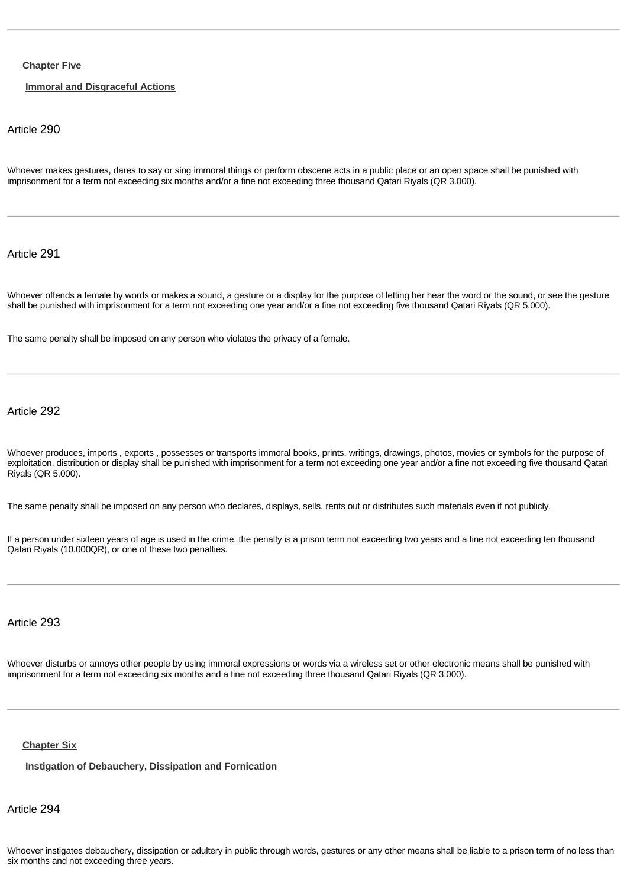---

**Chapter Five**

**Immoral and Disgraceful Actions**

## Article 290

Whoever makes gestures, dares to say or sing immoral things or perform obscene acts in a public place or an open space shall be punished with imprisonment for a term not exceeding six months and/or a fine not exceeding three thousand Qatari Riyals (QR 3.000).

---

## Article 291

Whoever offends a female by words or makes a sound, a gesture or a display for the purpose of letting her hear the word or the sound, or see the gesture shall be punished with imprisonment for a term not exceeding one year and/or a fine not exceeding five thousand Qatari Riyals (QR 5.000).

The same penalty shall be imposed on any person who violates the privacy of a female.

---

## Article 292

Whoever produces, imports , exports , possesses or transports immoral books, prints, writings, drawings, photos, movies or symbols for the purpose of exploitation, distribution or display shall be punished with imprisonment for a term not exceeding one year and/or a fine not exceeding five thousand Qatari Riyals (QR 5.000).

The same penalty shall be imposed on any person who declares, displays, sells, rents out or distributes such materials even if not publicly.

If a person under sixteen years of age is used in the crime, the penalty is a prison term not exceeding two years and a fine not exceeding ten thousand Qatari Riyals (10.000QR), or one of these two penalties.

---

## Article 293

Whoever disturbs or annoys other people by using immoral expressions or words via a wireless set or other electronic means shall be punished with imprisonment for a term not exceeding six months and a fine not exceeding three thousand Qatari Riyals (QR 3.000).

---

**Chapter Six**

**Instigation of Debauchery, Dissipation and Fornication**

## Article 294

Whoever instigates debauchery, dissipation or adultery in public through words, gestures or any other means shall be liable to a prison term of no less than six months and not exceeding three years.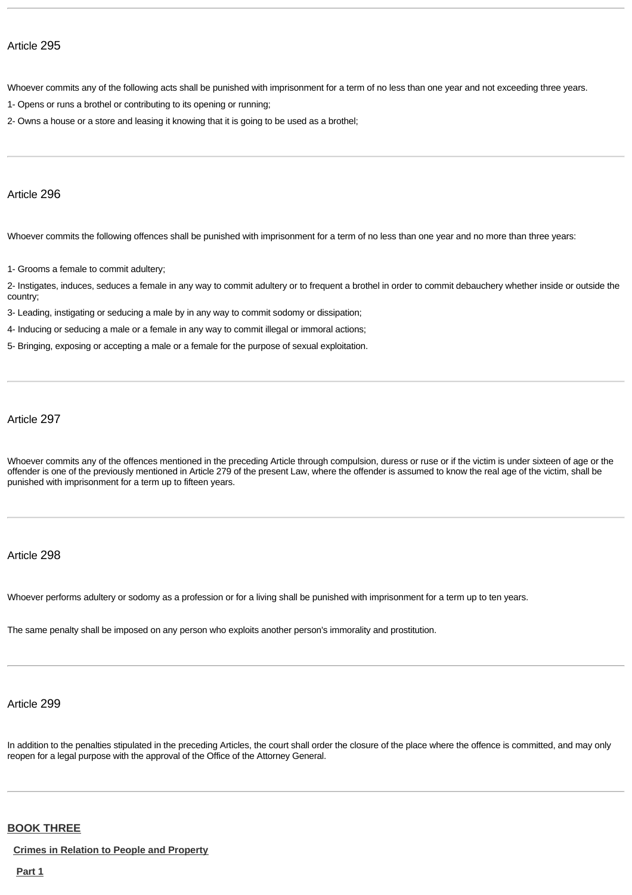### Article 295

Whoever commits any of the following acts shall be punished with imprisonment for a term of no less than one year and not exceeding three years.

1- Opens or runs a brothel or contributing to its opening or running;

2- Owns a house or a store and leasing it knowing that it is going to be used as a brothel;

---

### Article 296

Whoever commits the following offences shall be punished with imprisonment for a term of no less than one year and no more than three years:

1- Grooms a female to commit adultery;

2- Instigates, induces, seduces a female in any way to commit adultery or to frequent a brothel in order to commit debauchery whether inside or outside the country;

3- Leading, instigating or seducing a male by in any way to commit sodomy or dissipation;

4- Inducing or seducing a male or a female in any way to commit illegal or immoral actions;

5- Bringing, exposing or accepting a male or a female for the purpose of sexual exploitation.

---

### Article 297

Whoever commits any of the offences mentioned in the preceding Article through compulsion, duress or ruse or if the victim is under sixteen of age or the offender is one of the previously mentioned in Article 279 of the present Law, where the offender is assumed to know the real age of the victim, shall be punished with imprisonment for a term up to fifteen years.

---

### Article 298

Whoever performs adultery or sodomy as a profession or for a living shall be punished with imprisonment for a term up to ten years.

The same penalty shall be imposed on any person who exploits another person's immorality and prostitution.

---

### Article 299

In addition to the penalties stipulated in the preceding Articles, the court shall order the closure of the place where the offence is committed, and may only reopen for a legal purpose with the approval of the Office of the Attorney General.

---

## BOOK THREE

### Crimes in Relation to People and Property

#### Part 1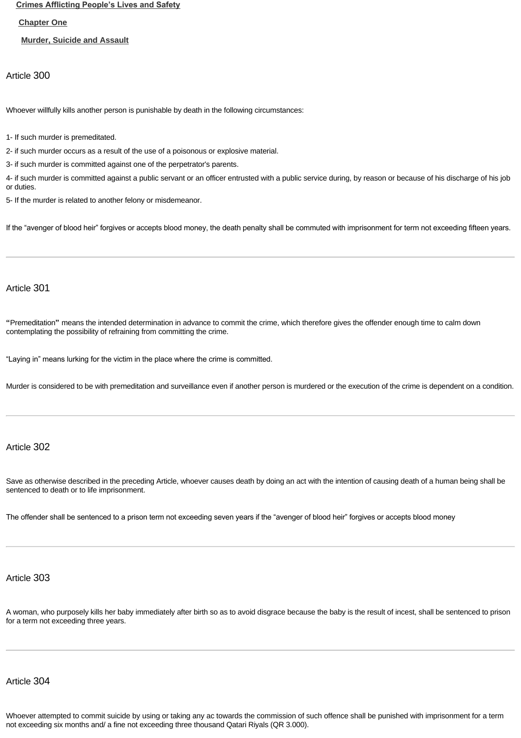**Crimes Afflicting People's Lives and Safety**

**Chapter One**

**Murder, Suicide and Assault**

## Article 300

Whoever willfully kills another person is punishable by death in the following circumstances:

1- If such murder is premeditated.

2- if such murder occurs as a result of the use of a poisonous or explosive material.

3- if such murder is committed against one of the perpetrator's parents.

4- if such murder is committed against a public servant or an officer entrusted with a public service during, by reason or because of his discharge of his job or duties.

5- If the murder is related to another felony or misdemeanor.

If the "avenger of blood heir" forgives or accepts blood money, the death penalty shall be commuted with imprisonment for term not exceeding fifteen years.

---

## Article 301

**"**Premeditation**"** means the intended determination in advance to commit the crime, which therefore gives the offender enough time to calm down contemplating the possibility of refraining from committing the crime.

"Laying in" means lurking for the victim in the place where the crime is committed.

Murder is considered to be with premeditation and surveillance even if another person is murdered or the execution of the crime is dependent on a condition.

---

## Article 302

Save as otherwise described in the preceding Article, whoever causes death by doing an act with the intention of causing death of a human being shall be sentenced to death or to life imprisonment.

The offender shall be sentenced to a prison term not exceeding seven years if the "avenger of blood heir" forgives or accepts blood money

---

## Article 303

A woman, who purposely kills her baby immediately after birth so as to avoid disgrace because the baby is the result of incest, shall be sentenced to prison for a term not exceeding three years.

---

## Article 304

Whoever attempted to commit suicide by using or taking any ac towards the commission of such offence shall be punished with imprisonment for a term not exceeding six months and/ a fine not exceeding three thousand Qatari Riyals (QR 3.000).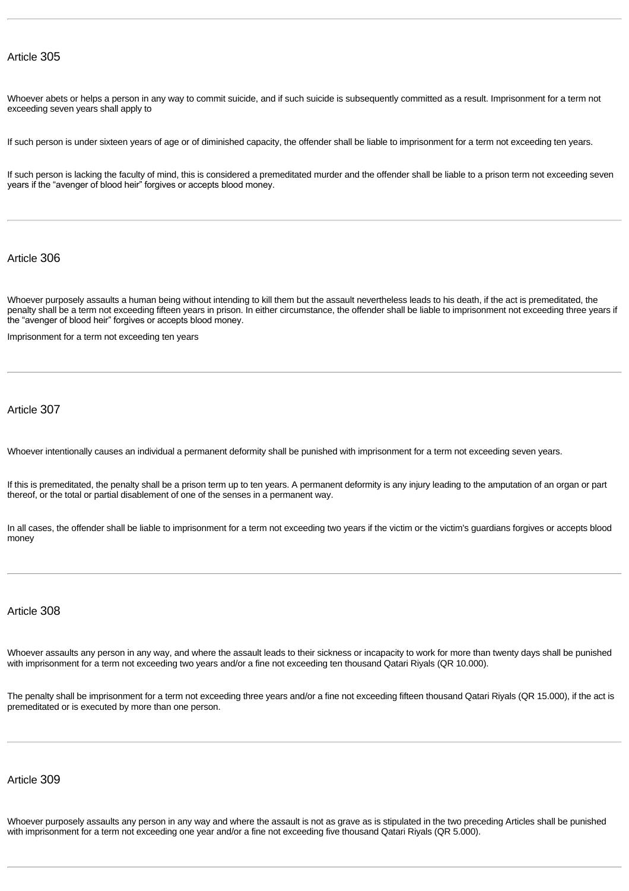## Article 305

Whoever abets or helps a person in any way to commit suicide, and if such suicide is subsequently committed as a result. Imprisonment for a term not exceeding seven years shall apply to

If such person is under sixteen years of age or of diminished capacity, the offender shall be liable to imprisonment for a term not exceeding ten years.

If such person is lacking the faculty of mind, this is considered a premeditated murder and the offender shall be liable to a prison term not exceeding seven years if the "avenger of blood heir" forgives or accepts blood money.

## Article 306

Whoever purposely assaults a human being without intending to kill them but the assault nevertheless leads to his death, if the act is premeditated, the penalty shall be a term not exceeding fifteen years in prison. In either circumstance, the offender shall be liable to imprisonment not exceeding three years if the "avenger of blood heir" forgives or accepts blood money.

Imprisonment for a term not exceeding ten years

## Article 307

Whoever intentionally causes an individual a permanent deformity shall be punished with imprisonment for a term not exceeding seven years.

If this is premeditated, the penalty shall be a prison term up to ten years. A permanent deformity is any injury leading to the amputation of an organ or part thereof, or the total or partial disablement of one of the senses in a permanent way.

In all cases, the offender shall be liable to imprisonment for a term not exceeding two years if the victim or the victim's guardians forgives or accepts blood money

## Article 308

Whoever assaults any person in any way, and where the assault leads to their sickness or incapacity to work for more than twenty days shall be punished with imprisonment for a term not exceeding two years and/or a fine not exceeding ten thousand Qatari Riyals (QR 10.000).

The penalty shall be imprisonment for a term not exceeding three years and/or a fine not exceeding fifteen thousand Qatari Riyals (QR 15.000), if the act is premeditated or is executed by more than one person.

## Article 309

Whoever purposely assaults any person in any way and where the assault is not as grave as is stipulated in the two preceding Articles shall be punished with imprisonment for a term not exceeding one year and/or a fine not exceeding five thousand Qatari Riyals (QR 5.000).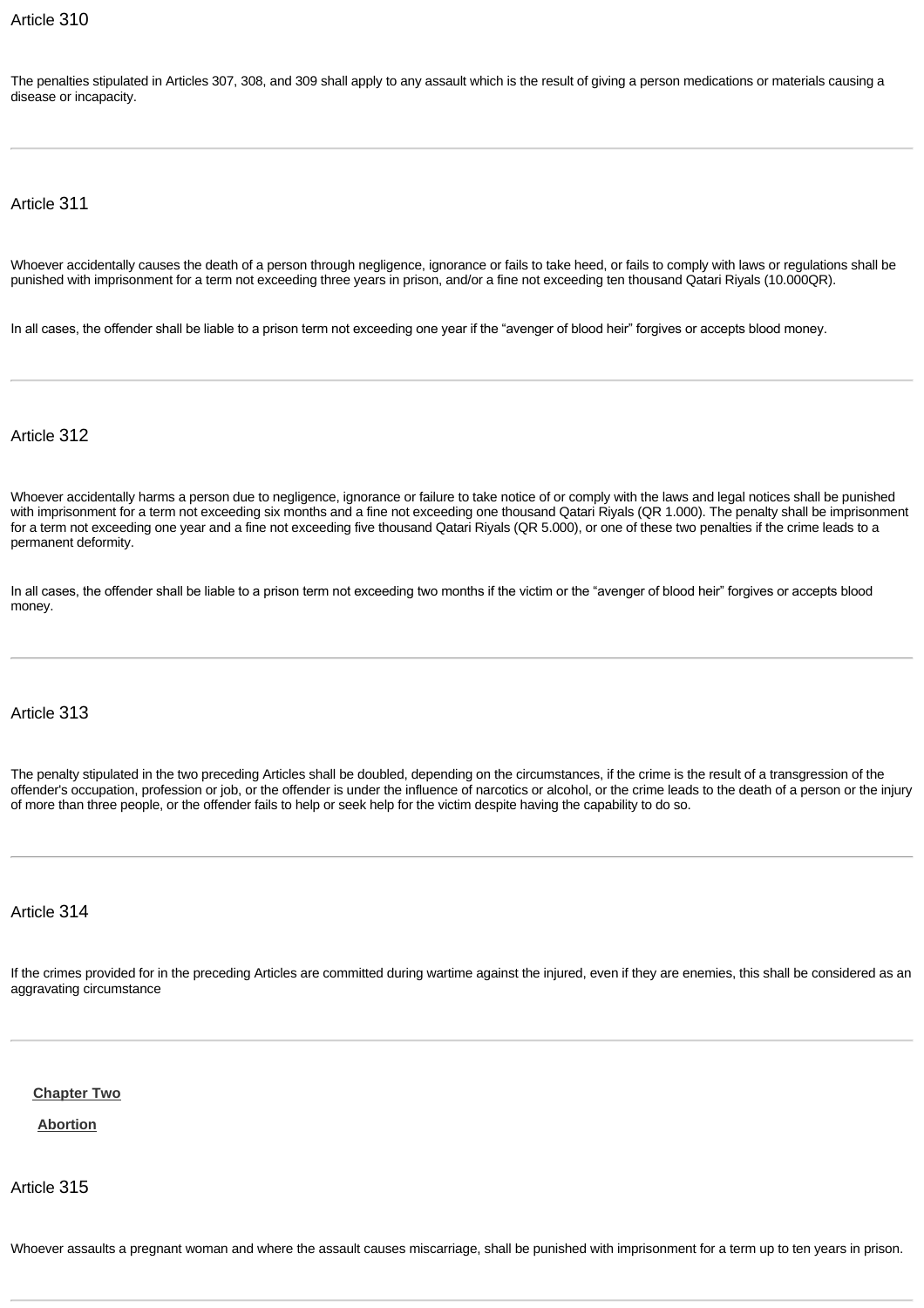## Article 310

The penalties stipulated in Articles 307, 308, and 309 shall apply to any assault which is the result of giving a person medications or materials causing a disease or incapacity.

---

## Article 311

Whoever accidentally causes the death of a person through negligence, ignorance or fails to take heed, or fails to comply with laws or regulations shall be punished with imprisonment for a term not exceeding three years in prison, and/or a fine not exceeding ten thousand Qatari Riyals (10.000QR).

In all cases, the offender shall be liable to a prison term not exceeding one year if the "avenger of blood heir" forgives or accepts blood money.

---

## Article 312

Whoever accidentally harms a person due to negligence, ignorance or failure to take notice of or comply with the laws and legal notices shall be punished with imprisonment for a term not exceeding six months and a fine not exceeding one thousand Qatari Riyals (QR 1.000). The penalty shall be imprisonment for a term not exceeding one year and a fine not exceeding five thousand Qatari Riyals (QR 5.000), or one of these two penalties if the crime leads to a permanent deformity.

In all cases, the offender shall be liable to a prison term not exceeding two months if the victim or the "avenger of blood heir" forgives or accepts blood money.

---

## Article 313

The penalty stipulated in the two preceding Articles shall be doubled, depending on the circumstances, if the crime is the result of a transgression of the offender's occupation, profession or job, or the offender is under the influence of narcotics or alcohol, or the crime leads to the death of a person or the injury of more than three people, or the offender fails to help or seek help for the victim despite having the capability to do so.

---

## Article 314

If the crimes provided for in the preceding Articles are committed during wartime against the injured, even if they are enemies, this shall be considered as an aggravating circumstance

---

# Chapter Two

# Abortion

## Article 315

Whoever assaults a pregnant woman and where the assault causes miscarriage, shall be punished with imprisonment for a term up to ten years in prison.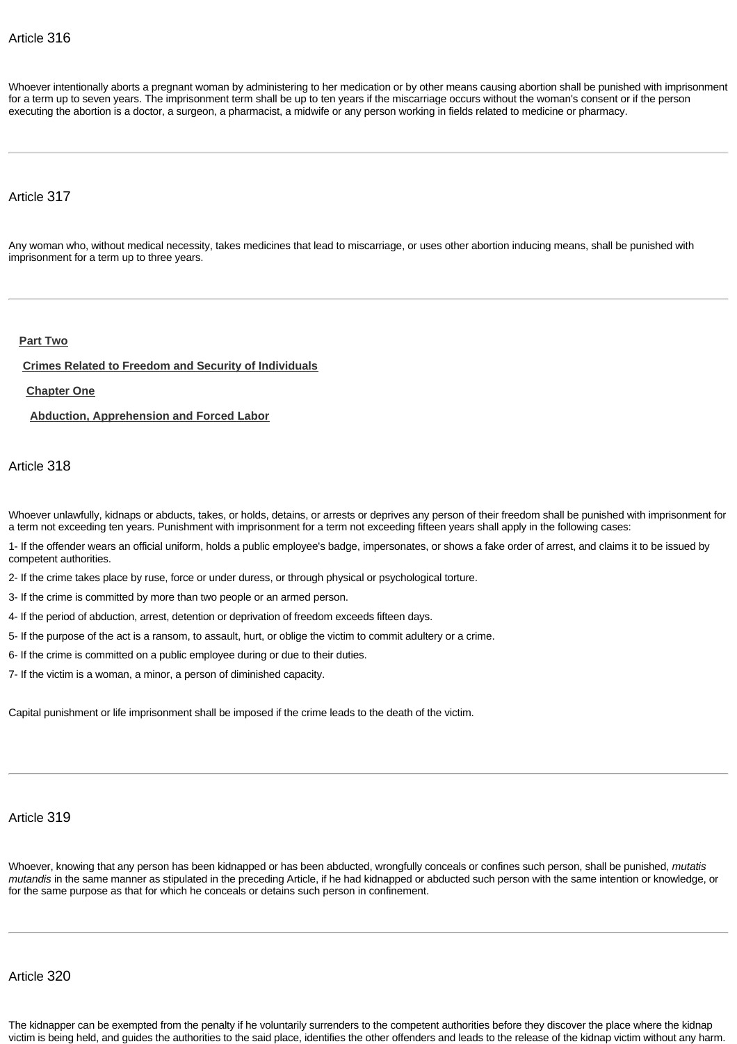Article 316

Whoever intentionally aborts a pregnant woman by administering to her medication or by other means causing abortion shall be punished with imprisonment for a term up to seven years. The imprisonment term shall be up to ten years if the miscarriage occurs without the woman's consent or if the person executing the abortion is a doctor, a surgeon, a pharmacist, a midwife or any person working in fields related to medicine or pharmacy.

---

Article 317

Any woman who, without medical necessity, takes medicines that lead to miscarriage, or uses other abortion inducing means, shall be punished with imprisonment for a term up to three years.

---

## Part Two

## Crimes Related to Freedom and Security of Individuals

### Chapter One

### Abduction, Apprehension and Forced Labor

Article 318

Whoever unlawfully, kidnaps or abducts, takes, or holds, detains, or arrests or deprives any person of their freedom shall be punished with imprisonment for a term not exceeding ten years. Punishment with imprisonment for a term not exceeding fifteen years shall apply in the following cases:

1- If the offender wears an official uniform, holds a public employee's badge, impersonates, or shows a fake order of arrest, and claims it to be issued by competent authorities.

2- If the crime takes place by ruse, force or under duress, or through physical or psychological torture.

3- If the crime is committed by more than two people or an armed person.

4- If the period of abduction, arrest, detention or deprivation of freedom exceeds fifteen days.

5- If the purpose of the act is a ransom, to assault, hurt, or oblige the victim to commit adultery or a crime.

6- If the crime is committed on a public employee during or due to their duties.

7- If the victim is a woman, a minor, a person of diminished capacity.

Capital punishment or life imprisonment shall be imposed if the crime leads to the death of the victim.

---

Article 319

Whoever, knowing that any person has been kidnapped or has been abducted, wrongfully conceals or confines such person, shall be punished, *mutatis mutandis* in the same manner as stipulated in the preceding Article, if he had kidnapped or abducted such person with the same intention or knowledge, or for the same purpose as that for which he conceals or detains such person in confinement.

---

Article 320

The kidnapper can be exempted from the penalty if he voluntarily surrenders to the competent authorities before they discover the place where the kidnap victim is being held, and guides the authorities to the said place, identifies the other offenders and leads to the release of the kidnap victim without any harm.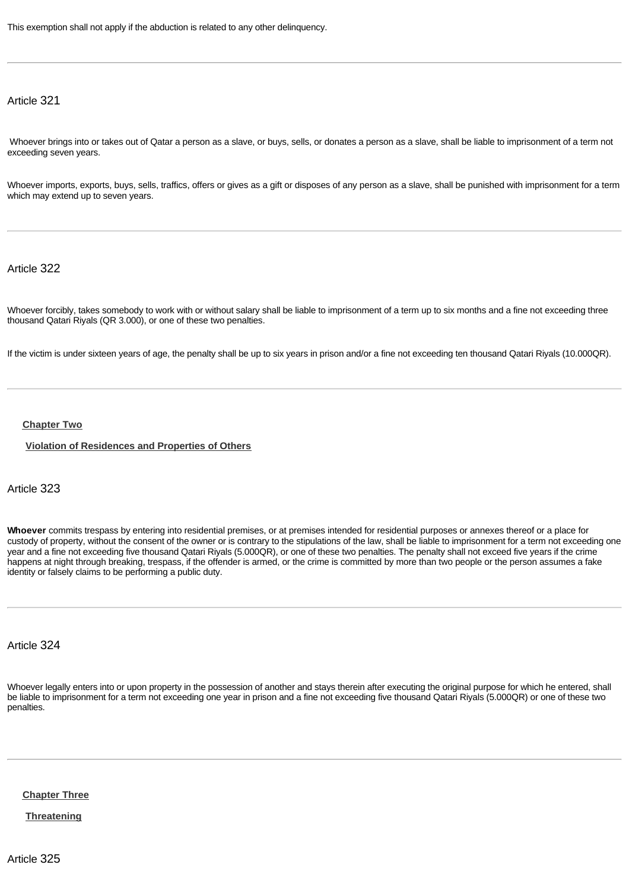This exemption shall not apply if the abduction is related to any other delinquency.

---

Article 321

Whoever brings into or takes out of Qatar a person as a slave, or buys, sells, or donates a person as a slave, shall be liable to imprisonment of a term not exceeding seven years.

Whoever imports, exports, buys, sells, traffics, offers or gives as a gift or disposes of any person as a slave, shall be punished with imprisonment for a term which may extend up to seven years.

---

Article 322

Whoever forcibly, takes somebody to work with or without salary shall be liable to imprisonment of a term up to six months and a fine not exceeding three thousand Qatari Riyals (QR 3.000), or one of these two penalties.

If the victim is under sixteen years of age, the penalty shall be up to six years in prison and/or a fine not exceeding ten thousand Qatari Riyals (10.000QR).

---

**Chapter Two**

**Violation of Residences and Properties of Others**

Article 323

**Whoever** commits trespass by entering into residential premises, or at premises intended for residential purposes or annexes thereof or a place for custody of property, without the consent of the owner or is contrary to the stipulations of the law, shall be liable to imprisonment for a term not exceeding one year and a fine not exceeding five thousand Qatari Riyals (5.000QR), or one of these two penalties. The penalty shall not exceed five years if the crime happens at night through breaking, trespass, if the offender is armed, or the crime is committed by more than two people or the person assumes a fake identity or falsely claims to be performing a public duty.

---

Article 324

Whoever legally enters into or upon property in the possession of another and stays therein after executing the original purpose for which he entered, shall be liable to imprisonment for a term not exceeding one year in prison and a fine not exceeding five thousand Qatari Riyals (5.000QR) or one of these two penalties.

---

**Chapter Three**

**Threatening**

Article 325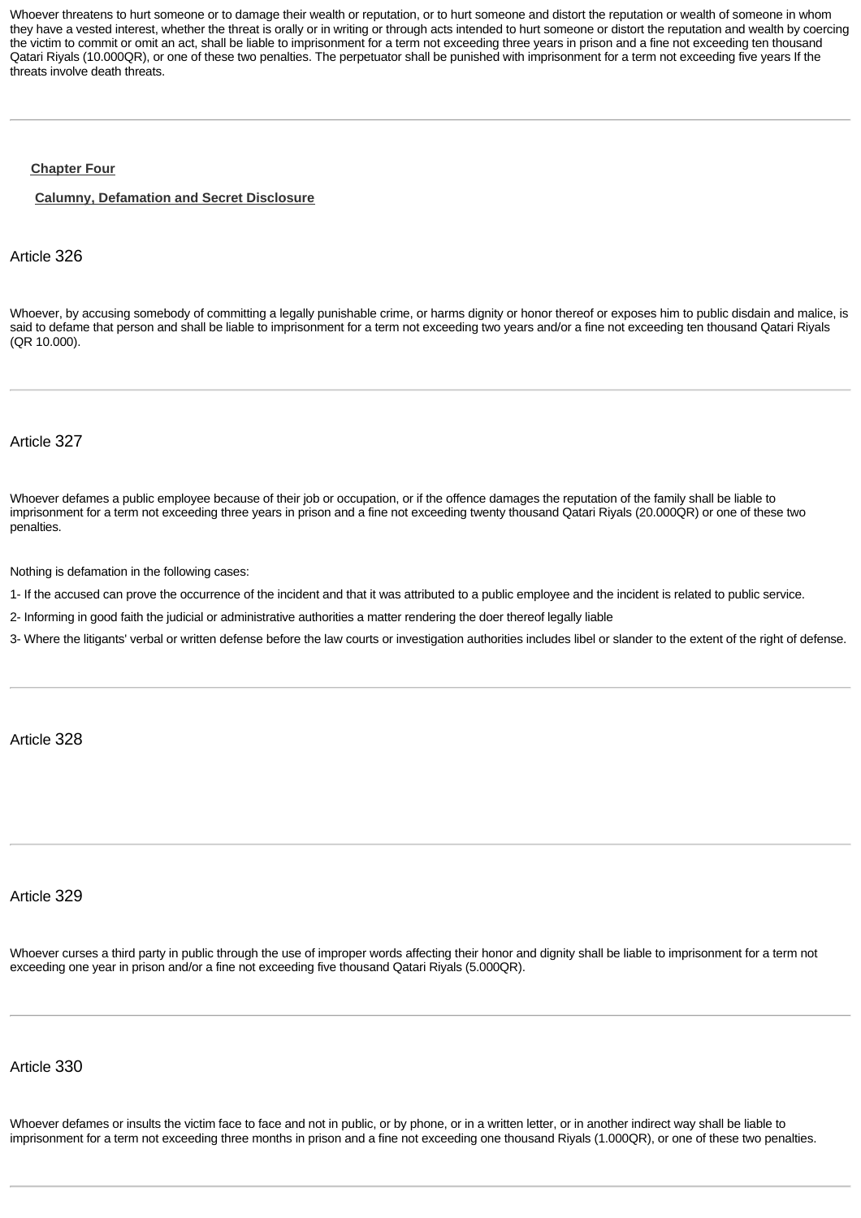Whoever threatens to hurt someone or to damage their wealth or reputation, or to hurt someone and distort the reputation or wealth of someone in whom they have a vested interest, whether the threat is orally or in writing or through acts intended to hurt someone or distort the reputation and wealth by coercing the victim to commit or omit an act, shall be liable to imprisonment for a term not exceeding three years in prison and a fine not exceeding ten thousand Qatari Riyals (10.000QR), or one of these two penalties. The perpetuator shall be punished with imprisonment for a term not exceeding five years If the threats involve death threats.

---

## Chapter Four

## Calumny, Defamation and Secret Disclosure

### Article 326

Whoever, by accusing somebody of committing a legally punishable crime, or harms dignity or honor thereof or exposes him to public disdain and malice, is said to defame that person and shall be liable to imprisonment for a term not exceeding two years and/or a fine not exceeding ten thousand Qatari Riyals (QR 10.000).

---

### Article 327

Whoever defames a public employee because of their job or occupation, or if the offence damages the reputation of the family shall be liable to imprisonment for a term not exceeding three years in prison and a fine not exceeding twenty thousand Qatari Riyals (20.000QR) or one of these two penalties.

Nothing is defamation in the following cases:

1- If the accused can prove the occurrence of the incident and that it was attributed to a public employee and the incident is related to public service.

2- Informing in good faith the judicial or administrative authorities a matter rendering the doer thereof legally liable

3- Where the litigants' verbal or written defense before the law courts or investigation authorities includes libel or slander to the extent of the right of defense.

---

### Article 328

---

### Article 329

Whoever curses a third party in public through the use of improper words affecting their honor and dignity shall be liable to imprisonment for a term not exceeding one year in prison and/or a fine not exceeding five thousand Qatari Riyals (5.000QR).

---

### Article 330

Whoever defames or insults the victim face to face and not in public, or by phone, or in a written letter, or in another indirect way shall be liable to imprisonment for a term not exceeding three months in prison and a fine not exceeding one thousand Riyals (1.000QR), or one of these two penalties.

---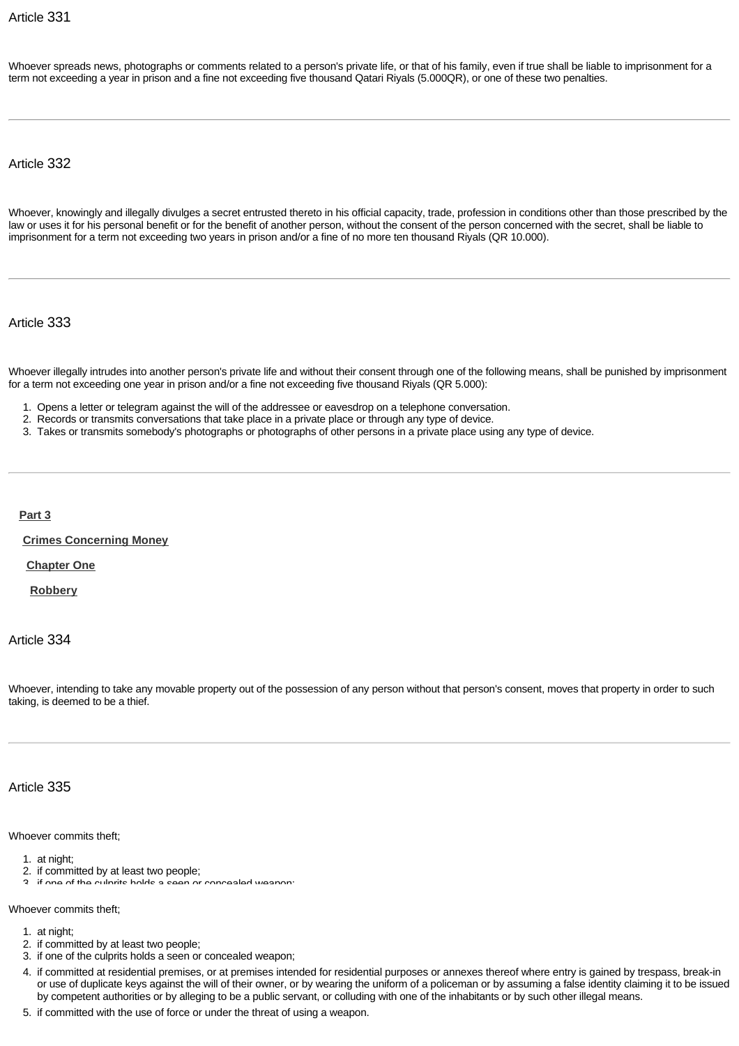Article 331

Whoever spreads news, photographs or comments related to a person's private life, or that of his family, even if true shall be liable to imprisonment for a term not exceeding a year in prison and a fine not exceeding five thousand Qatari Riyals (5.000QR), or one of these two penalties.

---

Article 332

Whoever, knowingly and illegally divulges a secret entrusted thereto in his official capacity, trade, profession in conditions other than those prescribed by the law or uses it for his personal benefit or for the benefit of another person, without the consent of the person concerned with the secret, shall be liable to imprisonment for a term not exceeding two years in prison and/or a fine of no more ten thousand Riyals (QR 10.000).

---

Article 333

Whoever illegally intrudes into another person's private life and without their consent through one of the following means, shall be punished by imprisonment for a term not exceeding one year in prison and/or a fine not exceeding five thousand Riyals (QR 5.000):

1. Opens a letter or telegram against the will of the addressee or eavesdrop on a telephone conversation.
2. Records or transmits conversations that take place in a private place or through any type of device.
3. Takes or transmits somebody's photographs or photographs of other persons in a private place using any type of device.

---

## Part 3

## Crimes Concerning Money

### Chapter One

### Robbery

Article 334

Whoever, intending to take any movable property out of the possession of any person without that person's consent, moves that property in order to such taking, is deemed to be a thief.

---

Article 335

Whoever commits theft;

1. at night;
2. if committed by at least two people;
3. if one of the culprits holds a seen or concealed weapon;

Whoever commits theft;

1. at night;
2. if committed by at least two people;
3. if one of the culprits holds a seen or concealed weapon;
4. if committed at residential premises, or at premises intended for residential purposes or annexes thereof where entry is gained by trespass, break-in or use of duplicate keys against the will of their owner, or by wearing the uniform of a policeman or by assuming a false identity claiming it to be issued by competent authorities or by alleging to be a public servant, or colluding with one of the inhabitants or by such other illegal means.
5. if committed with the use of force or under the threat of using a weapon.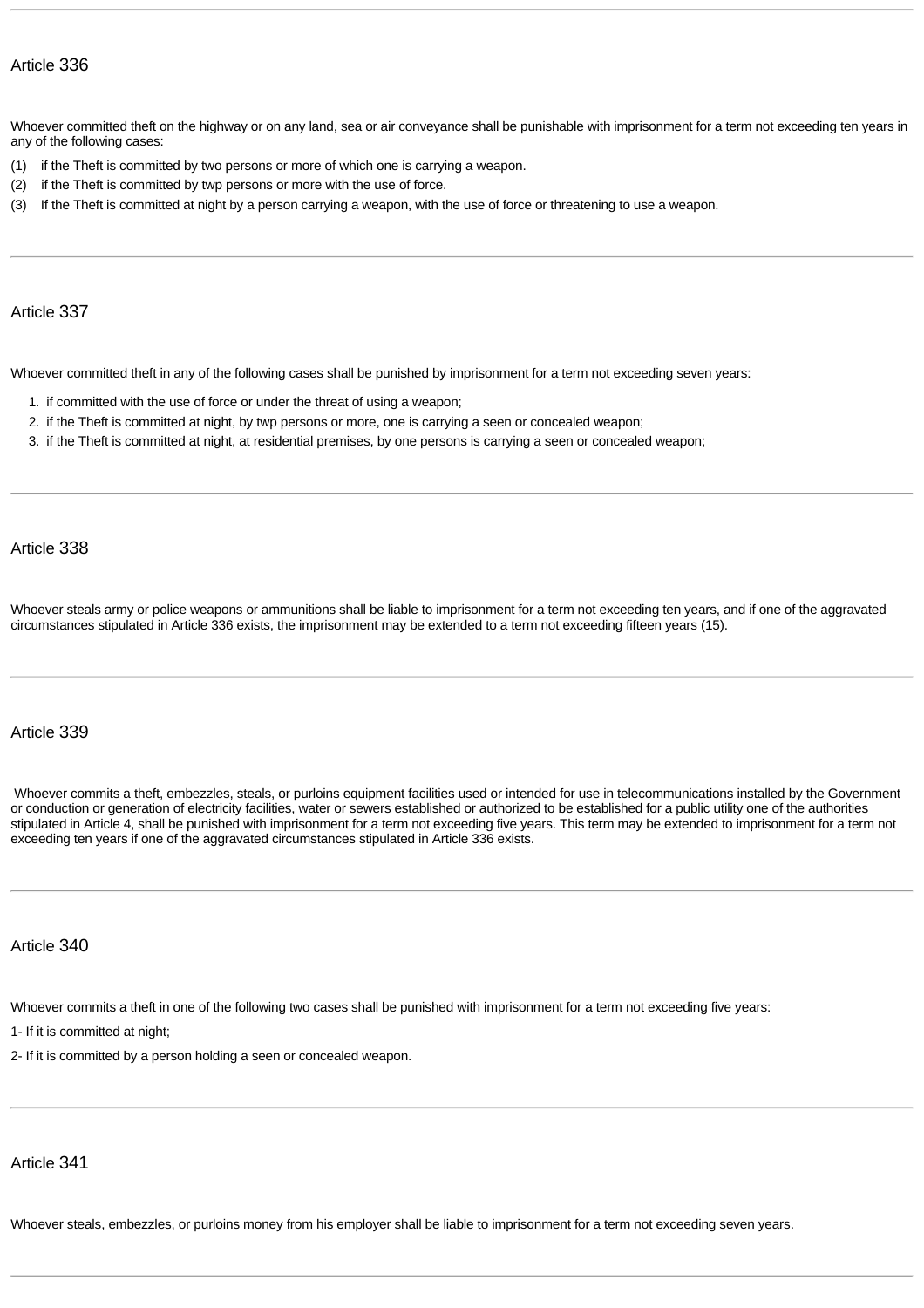## Article 336

Whoever committed theft on the highway or on any land, sea or air conveyance shall be punishable with imprisonment for a term not exceeding ten years in any of the following cases:

(1) if the Theft is committed by two persons or more of which one is carrying a weapon.

(2) if the Theft is committed by twp persons or more with the use of force.

(3) If the Theft is committed at night by a person carrying a weapon, with the use of force or threatening to use a weapon.

---

## Article 337

Whoever committed theft in any of the following cases shall be punished by imprisonment for a term not exceeding seven years:

1. if committed with the use of force or under the threat of using a weapon;
2. if the Theft is committed at night, by twp persons or more, one is carrying a seen or concealed weapon;
3. if the Theft is committed at night, at residential premises, by one persons is carrying a seen or concealed weapon;

---

## Article 338

Whoever steals army or police weapons or ammunitions shall be liable to imprisonment for a term not exceeding ten years, and if one of the aggravated circumstances stipulated in Article 336 exists, the imprisonment may be extended to a term not exceeding fifteen years (15).

---

## Article 339

Whoever commits a theft, embezzles, steals, or purloins equipment facilities used or intended for use in telecommunications installed by the Government or conduction or generation of electricity facilities, water or sewers established or authorized to be established for a public utility one of the authorities stipulated in Article 4, shall be punished with imprisonment for a term not exceeding five years. This term may be extended to imprisonment for a term not exceeding ten years if one of the aggravated circumstances stipulated in Article 336 exists.

---

## Article 340

Whoever commits a theft in one of the following two cases shall be punished with imprisonment for a term not exceeding five years:

1- If it is committed at night;

2- If it is committed by a person holding a seen or concealed weapon.

---

## Article 341

Whoever steals, embezzles, or purloins money from his employer shall be liable to imprisonment for a term not exceeding seven years.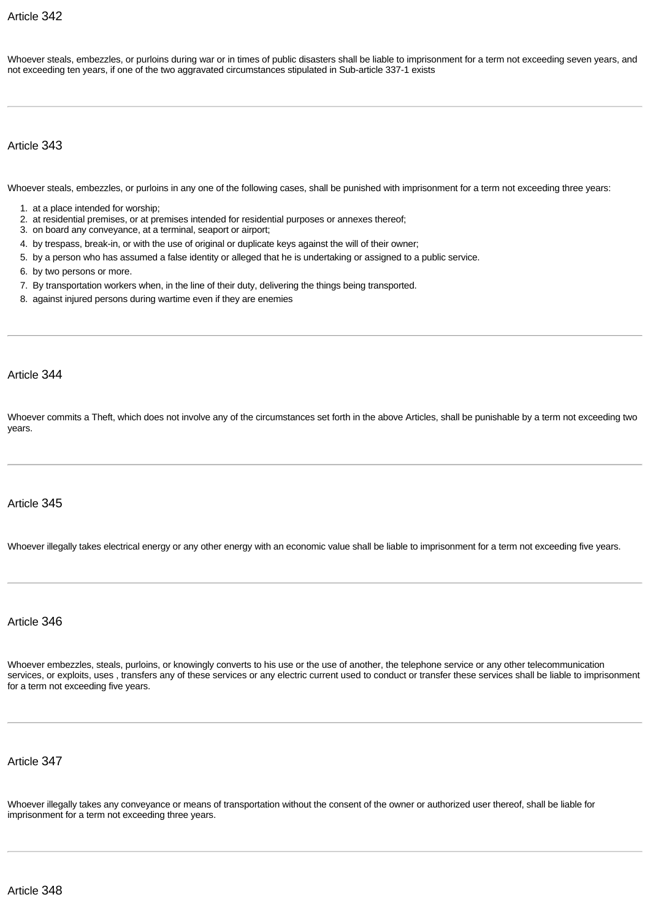## Article 342

Whoever steals, embezzles, or purloins during war or in times of public disasters shall be liable to imprisonment for a term not exceeding seven years, and not exceeding ten years, if one of the two aggravated circumstances stipulated in Sub-article 337-1 exists

---

## Article 343

Whoever steals, embezzles, or purloins in any one of the following cases, shall be punished with imprisonment for a term not exceeding three years:

1. at a place intended for worship;
2. at residential premises, or at premises intended for residential purposes or annexes thereof;
3. on board any conveyance, at a terminal, seaport or airport;
4. by trespass, break-in, or with the use of original or duplicate keys against the will of their owner;
5. by a person who has assumed a false identity or alleged that he is undertaking or assigned to a public service.
6. by two persons or more.
7. By transportation workers when, in the line of their duty, delivering the things being transported.
8. against injured persons during wartime even if they are enemies

---

## Article 344

Whoever commits a Theft, which does not involve any of the circumstances set forth in the above Articles, shall be punishable by a term not exceeding two years.

---

## Article 345

Whoever illegally takes electrical energy or any other energy with an economic value shall be liable to imprisonment for a term not exceeding five years.

---

## Article 346

Whoever embezzles, steals, purloins, or knowingly converts to his use or the use of another, the telephone service or any other telecommunication services, or exploits, uses , transfers any of these services or any electric current used to conduct or transfer these services shall be liable to imprisonment for a term not exceeding five years.

---

## Article 347

Whoever illegally takes any conveyance or means of transportation without the consent of the owner or authorized user thereof, shall be liable for imprisonment for a term not exceeding three years.

---

## Article 348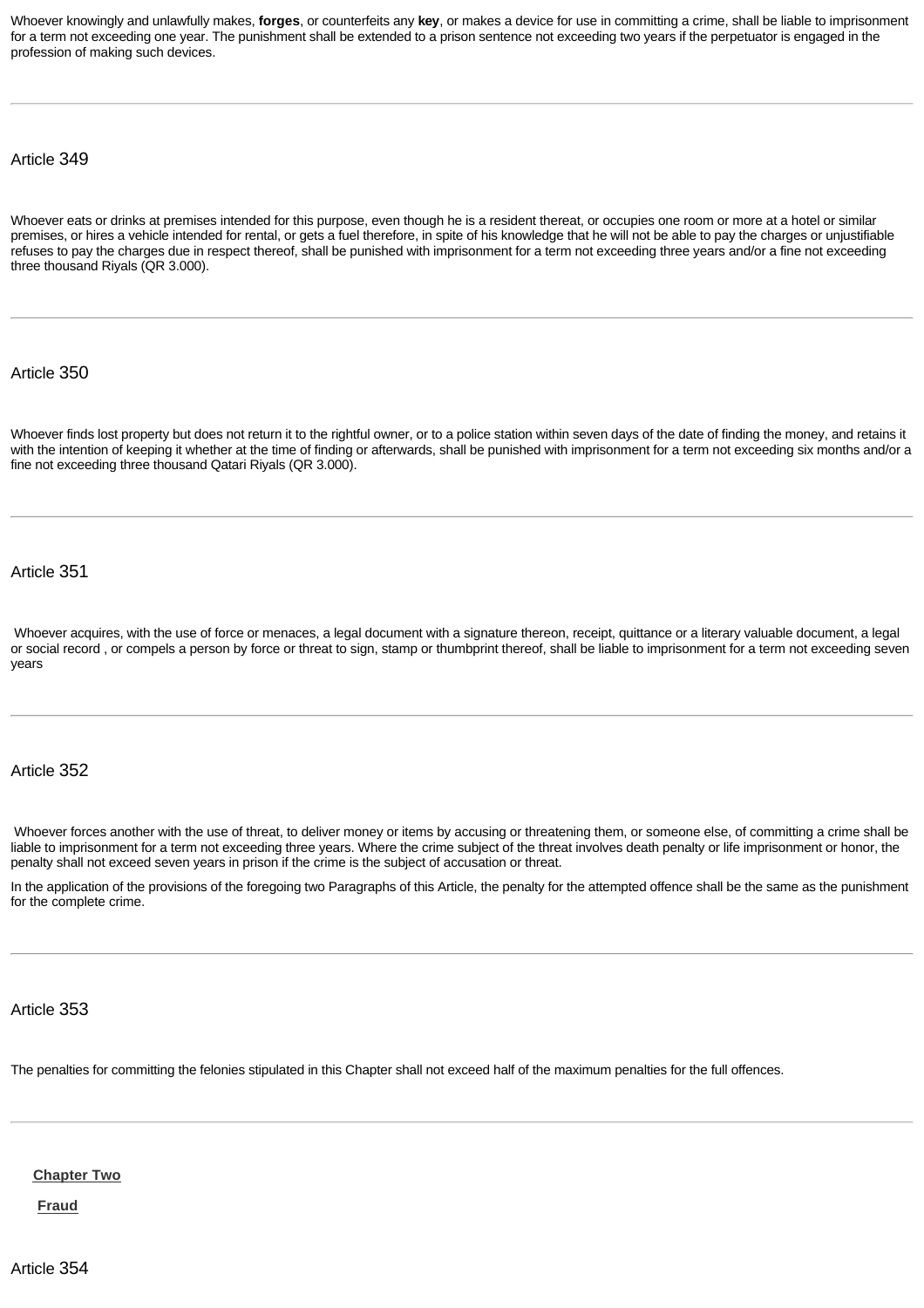Whoever knowingly and unlawfully makes, **forges**, or counterfeits any **key**, or makes a device for use in committing a crime, shall be liable to imprisonment for a term not exceeding one year. The punishment shall be extended to a prison sentence not exceeding two years if the perpetuator is engaged in the profession of making such devices.

---

Article 349

Whoever eats or drinks at premises intended for this purpose, even though he is a resident thereat, or occupies one room or more at a hotel or similar premises, or hires a vehicle intended for rental, or gets a fuel therefore, in spite of his knowledge that he will not be able to pay the charges or unjustifiable refuses to pay the charges due in respect thereof, shall be punished with imprisonment for a term not exceeding three years and/or a fine not exceeding three thousand Riyals (QR 3.000).

---

Article 350

Whoever finds lost property but does not return it to the rightful owner, or to a police station within seven days of the date of finding the money, and retains it with the intention of keeping it whether at the time of finding or afterwards, shall be punished with imprisonment for a term not exceeding six months and/or a fine not exceeding three thousand Qatari Riyals (QR 3.000).

---

Article 351

Whoever acquires, with the use of force or menaces, a legal document with a signature thereon, receipt, quittance or a literary valuable document, a legal or social record , or compels a person by force or threat to sign, stamp or thumbprint thereof, shall be liable to imprisonment for a term not exceeding seven years

---

Article 352

Whoever forces another with the use of threat, to deliver money or items by accusing or threatening them, or someone else, of committing a crime shall be liable to imprisonment for a term not exceeding three years. Where the crime subject of the threat involves death penalty or life imprisonment or honor, the penalty shall not exceed seven years in prison if the crime is the subject of accusation or threat.

In the application of the provisions of the foregoing two Paragraphs of this Article, the penalty for the attempted offence shall be the same as the punishment for the complete crime.

---

Article 353

The penalties for committing the felonies stipulated in this Chapter shall not exceed half of the maximum penalties for the full offences.

---

**Chapter Two**

**Fraud**

Article 354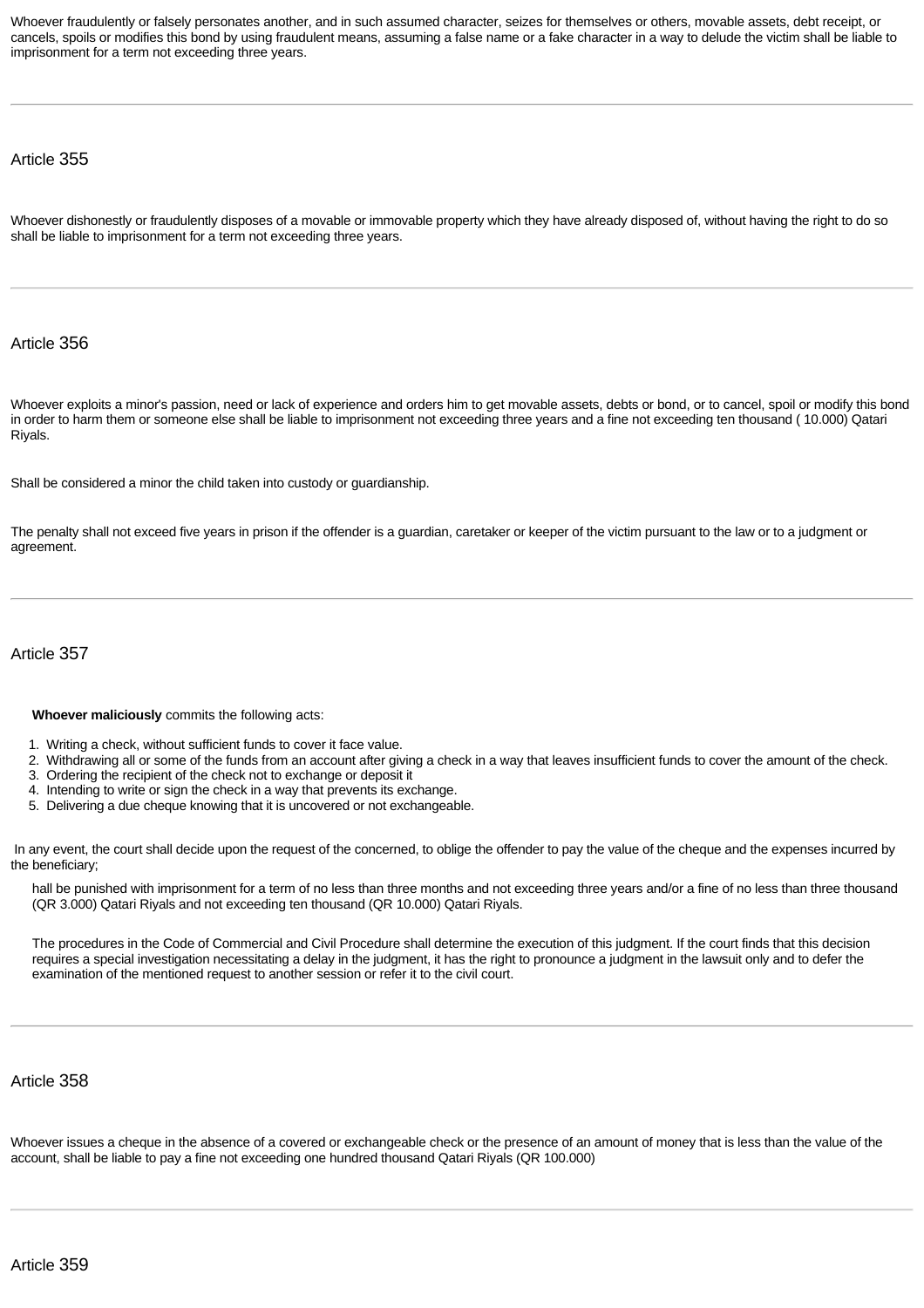Whoever fraudulently or falsely personates another, and in such assumed character, seizes for themselves or others, movable assets, debt receipt, or cancels, spoils or modifies this bond by using fraudulent means, assuming a false name or a fake character in a way to delude the victim shall be liable to imprisonment for a term not exceeding three years.

---

## Article 355

Whoever dishonestly or fraudulently disposes of a movable or immovable property which they have already disposed of, without having the right to do so shall be liable to imprisonment for a term not exceeding three years.

---

## Article 356

Whoever exploits a minor's passion, need or lack of experience and orders him to get movable assets, debts or bond, or to cancel, spoil or modify this bond in order to harm them or someone else shall be liable to imprisonment not exceeding three years and a fine not exceeding ten thousand ( 10.000) Qatari Riyals.

Shall be considered a minor the child taken into custody or guardianship.

The penalty shall not exceed five years in prison if the offender is a guardian, caretaker or keeper of the victim pursuant to the law or to a judgment or agreement.

---

## Article 357

**Whoever maliciously** commits the following acts:

1. Writing a check, without sufficient funds to cover it face value.
2. Withdrawing all or some of the funds from an account after giving a check in a way that leaves insufficient funds to cover the amount of the check.
3. Ordering the recipient of the check not to exchange or deposit it
4. Intending to write or sign the check in a way that prevents its exchange.
5. Delivering a due cheque knowing that it is uncovered or not exchangeable.

In any event, the court shall decide upon the request of the concerned, to oblige the offender to pay the value of the cheque and the expenses incurred by the beneficiary;

hall be punished with imprisonment for a term of no less than three months and not exceeding three years and/or a fine of no less than three thousand (QR 3.000) Qatari Riyals and not exceeding ten thousand (QR 10.000) Qatari Riyals.

The procedures in the Code of Commercial and Civil Procedure shall determine the execution of this judgment. If the court finds that this decision requires a special investigation necessitating a delay in the judgment, it has the right to pronounce a judgment in the lawsuit only and to defer the examination of the mentioned request to another session or refer it to the civil court.

---

## Article 358

Whoever issues a cheque in the absence of a covered or exchangeable check or the presence of an amount of money that is less than the value of the account, shall be liable to pay a fine not exceeding one hundred thousand Qatari Riyals (QR 100.000)

---

## Article 359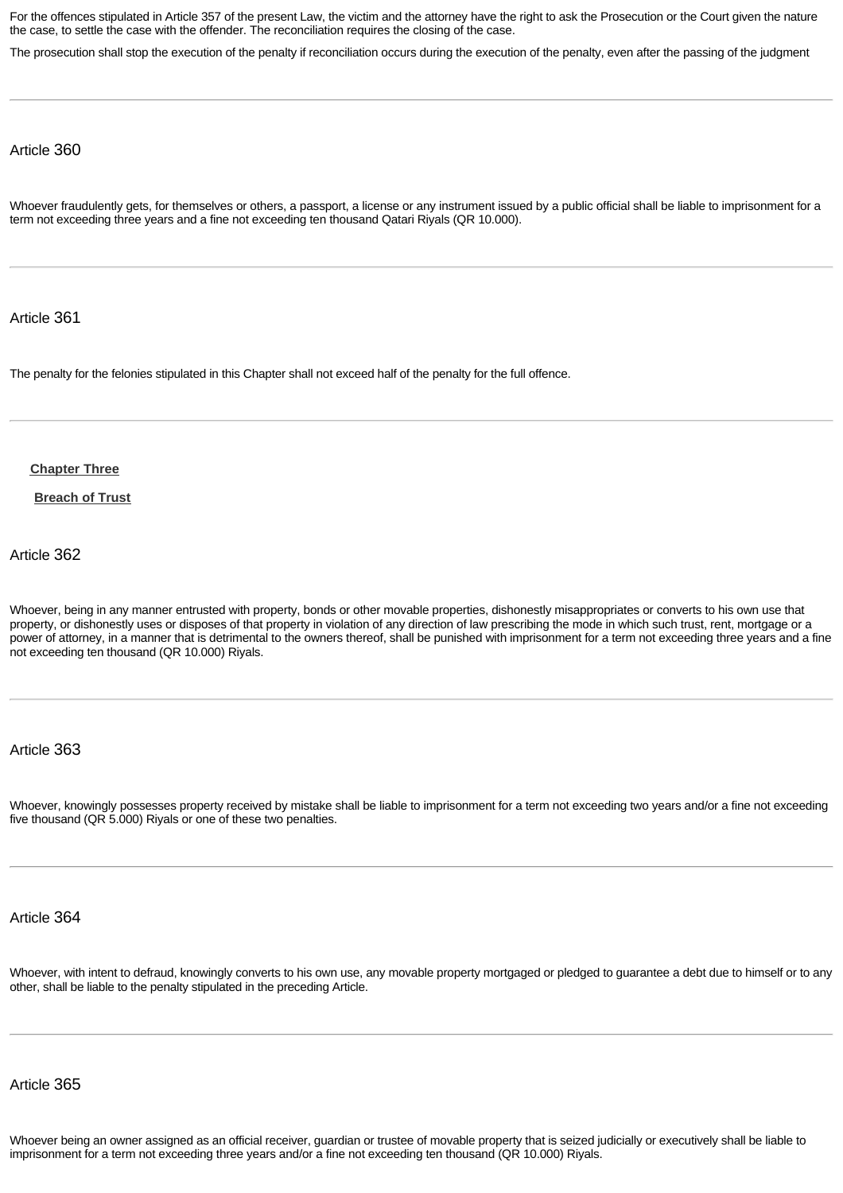For the offences stipulated in Article 357 of the present Law, the victim and the attorney have the right to ask the Prosecution or the Court given the nature the case, to settle the case with the offender. The reconciliation requires the closing of the case.

The prosecution shall stop the execution of the penalty if reconciliation occurs during the execution of the penalty, even after the passing of the judgment

---

### Article 360

Whoever fraudulently gets, for themselves or others, a passport, a license or any instrument issued by a public official shall be liable to imprisonment for a term not exceeding three years and a fine not exceeding ten thousand Qatari Riyals (QR 10.000).

---

### Article 361

The penalty for the felonies stipulated in this Chapter shall not exceed half of the penalty for the full offence.

---

## Chapter Three

## Breach of Trust

### Article 362

Whoever, being in any manner entrusted with property, bonds or other movable properties, dishonestly misappropriates or converts to his own use that property, or dishonestly uses or disposes of that property in violation of any direction of law prescribing the mode in which such trust, rent, mortgage or a power of attorney, in a manner that is detrimental to the owners thereof, shall be punished with imprisonment for a term not exceeding three years and a fine not exceeding ten thousand (QR 10.000) Riyals.

---

### Article 363

Whoever, knowingly possesses property received by mistake shall be liable to imprisonment for a term not exceeding two years and/or a fine not exceeding five thousand (QR 5.000) Riyals or one of these two penalties.

---

### Article 364

Whoever, with intent to defraud, knowingly converts to his own use, any movable property mortgaged or pledged to guarantee a debt due to himself or to any other, shall be liable to the penalty stipulated in the preceding Article.

---

### Article 365

Whoever being an owner assigned as an official receiver, guardian or trustee of movable property that is seized judicially or executively shall be liable to imprisonment for a term not exceeding three years and/or a fine not exceeding ten thousand (QR 10.000) Riyals.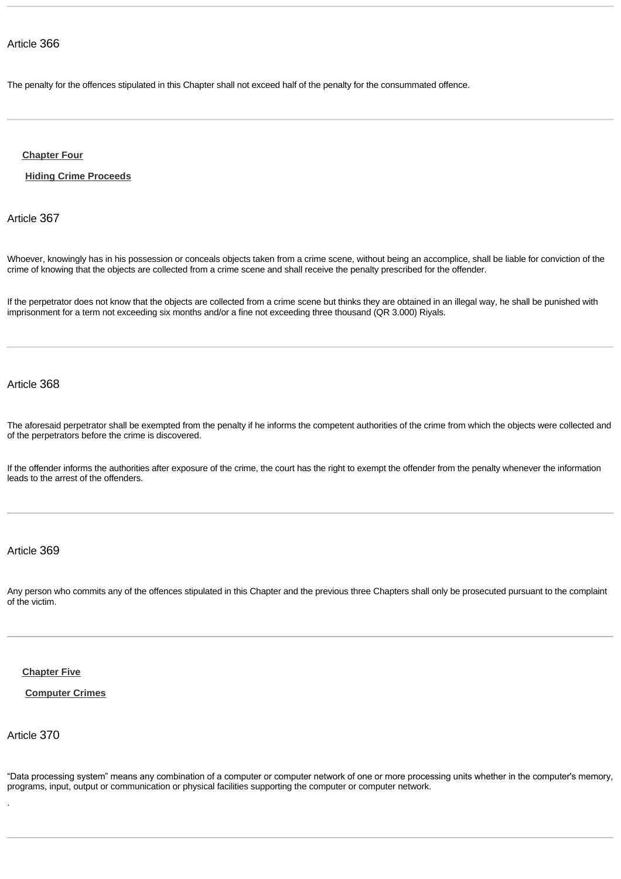Article 366

The penalty for the offences stipulated in this Chapter shall not exceed half of the penalty for the consummated offence.

---

**Chapter Four**

**Hiding Crime Proceeds**

Article 367

Whoever, knowingly has in his possession or conceals objects taken from a crime scene, without being an accomplice, shall be liable for conviction of the crime of knowing that the objects are collected from a crime scene and shall receive the penalty prescribed for the offender.

If the perpetrator does not know that the objects are collected from a crime scene but thinks they are obtained in an illegal way, he shall be punished with imprisonment for a term not exceeding six months and/or a fine not exceeding three thousand (QR 3.000) Riyals.

---

Article 368

The aforesaid perpetrator shall be exempted from the penalty if he informs the competent authorities of the crime from which the objects were collected and of the perpetrators before the crime is discovered.

If the offender informs the authorities after exposure of the crime, the court has the right to exempt the offender from the penalty whenever the information leads to the arrest of the offenders.

---

Article 369

Any person who commits any of the offences stipulated in this Chapter and the previous three Chapters shall only be prosecuted pursuant to the complaint of the victim.

---

**Chapter Five**

**Computer Crimes**

Article 370

"Data processing system" means any combination of a computer or computer network of one or more processing units whether in the computer's memory, programs, input, output or communication or physical facilities supporting the computer or computer network.

.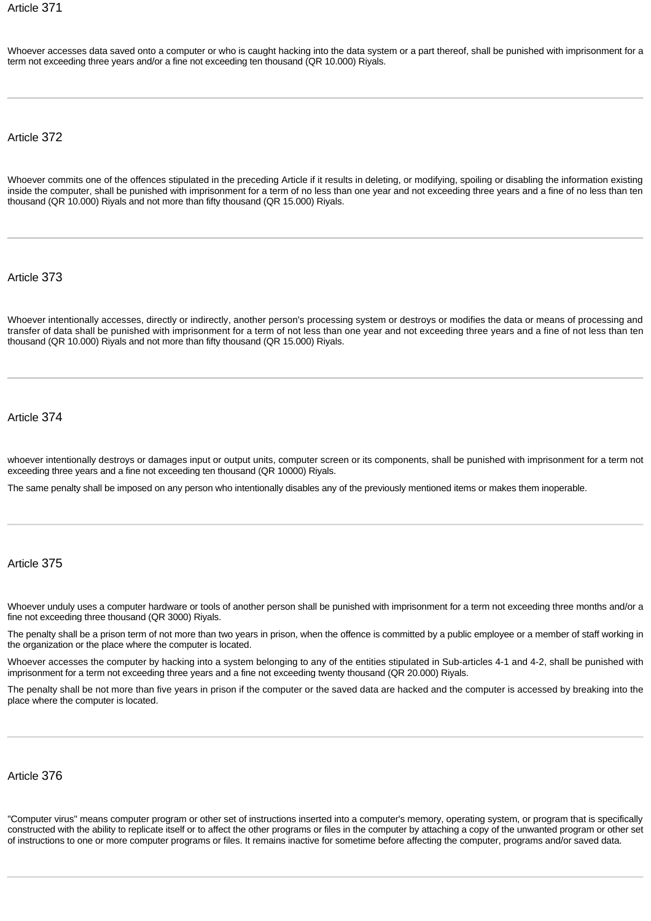## Article 371

Whoever accesses data saved onto a computer or who is caught hacking into the data system or a part thereof, shall be punished with imprisonment for a term not exceeding three years and/or a fine not exceeding ten thousand (QR 10.000) Riyals.

---

## Article 372

Whoever commits one of the offences stipulated in the preceding Article if it results in deleting, or modifying, spoiling or disabling the information existing inside the computer, shall be punished with imprisonment for a term of no less than one year and not exceeding three years and a fine of no less than ten thousand (QR 10.000) Riyals and not more than fifty thousand (QR 15.000) Riyals.

---

## Article 373

Whoever intentionally accesses, directly or indirectly, another person's processing system or destroys or modifies the data or means of processing and transfer of data shall be punished with imprisonment for a term of not less than one year and not exceeding three years and a fine of not less than ten thousand (QR 10.000) Riyals and not more than fifty thousand (QR 15.000) Riyals.

---

## Article 374

whoever intentionally destroys or damages input or output units, computer screen or its components, shall be punished with imprisonment for a term not exceeding three years and a fine not exceeding ten thousand (QR 10000) Riyals.

The same penalty shall be imposed on any person who intentionally disables any of the previously mentioned items or makes them inoperable.

---

## Article 375

Whoever unduly uses a computer hardware or tools of another person shall be punished with imprisonment for a term not exceeding three months and/or a fine not exceeding three thousand (QR 3000) Riyals.

The penalty shall be a prison term of not more than two years in prison, when the offence is committed by a public employee or a member of staff working in the organization or the place where the computer is located.

Whoever accesses the computer by hacking into a system belonging to any of the entities stipulated in Sub-articles 4-1 and 4-2, shall be punished with imprisonment for a term not exceeding three years and a fine not exceeding twenty thousand (QR 20.000) Riyals.

The penalty shall be not more than five years in prison if the computer or the saved data are hacked and the computer is accessed by breaking into the place where the computer is located.

---

## Article 376

"Computer virus" means computer program or other set of instructions inserted into a computer's memory, operating system, or program that is specifically constructed with the ability to replicate itself or to affect the other programs or files in the computer by attaching a copy of the unwanted program or other set of instructions to one or more computer programs or files. It remains inactive for sometime before affecting the computer, programs and/or saved data.

---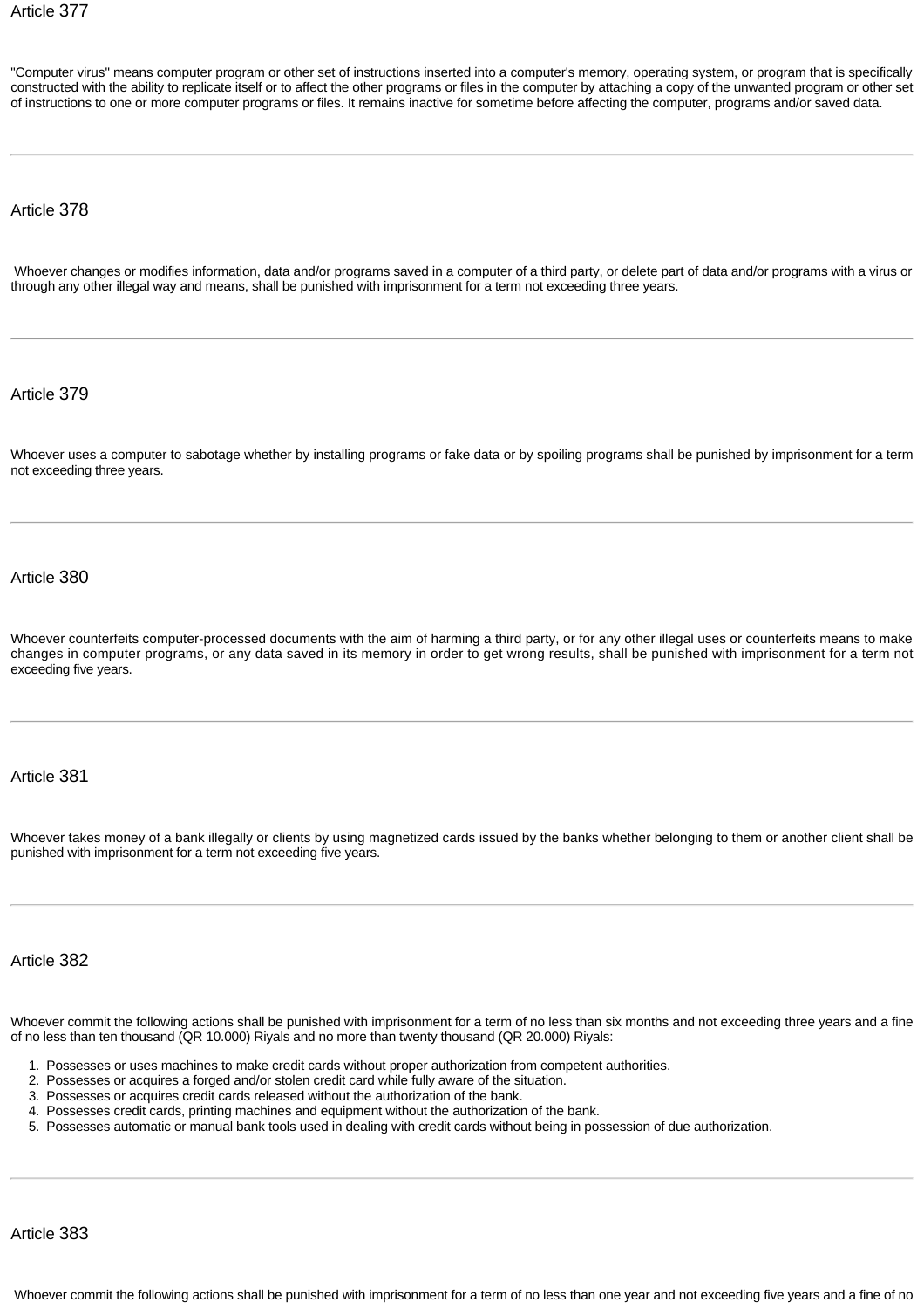## Article 377

"Computer virus" means computer program or other set of instructions inserted into a computer's memory, operating system, or program that is specifically constructed with the ability to replicate itself or to affect the other programs or files in the computer by attaching a copy of the unwanted program or other set of instructions to one or more computer programs or files. It remains inactive for sometime before affecting the computer, programs and/or saved data.

---

## Article 378

Whoever changes or modifies information, data and/or programs saved in a computer of a third party, or delete part of data and/or programs with a virus or through any other illegal way and means, shall be punished with imprisonment for a term not exceeding three years.

---

## Article 379

Whoever uses a computer to sabotage whether by installing programs or fake data or by spoiling programs shall be punished by imprisonment for a term not exceeding three years.

---

## Article 380

Whoever counterfeits computer-processed documents with the aim of harming a third party, or for any other illegal uses or counterfeits means to make changes in computer programs, or any data saved in its memory in order to get wrong results, shall be punished with imprisonment for a term not exceeding five years.

---

## Article 381

Whoever takes money of a bank illegally or clients by using magnetized cards issued by the banks whether belonging to them or another client shall be punished with imprisonment for a term not exceeding five years.

---

## Article 382

Whoever commit the following actions shall be punished with imprisonment for a term of no less than six months and not exceeding three years and a fine of no less than ten thousand (QR 10.000) Riyals and no more than twenty thousand (QR 20.000) Riyals:

1. Possesses or uses machines to make credit cards without proper authorization from competent authorities.
2. Possesses or acquires a forged and/or stolen credit card while fully aware of the situation.
3. Possesses or acquires credit cards released without the authorization of the bank.
4. Possesses credit cards, printing machines and equipment without the authorization of the bank.
5. Possesses automatic or manual bank tools used in dealing with credit cards without being in possession of due authorization.

---

## Article 383

Whoever commit the following actions shall be punished with imprisonment for a term of no less than one year and not exceeding five years and a fine of no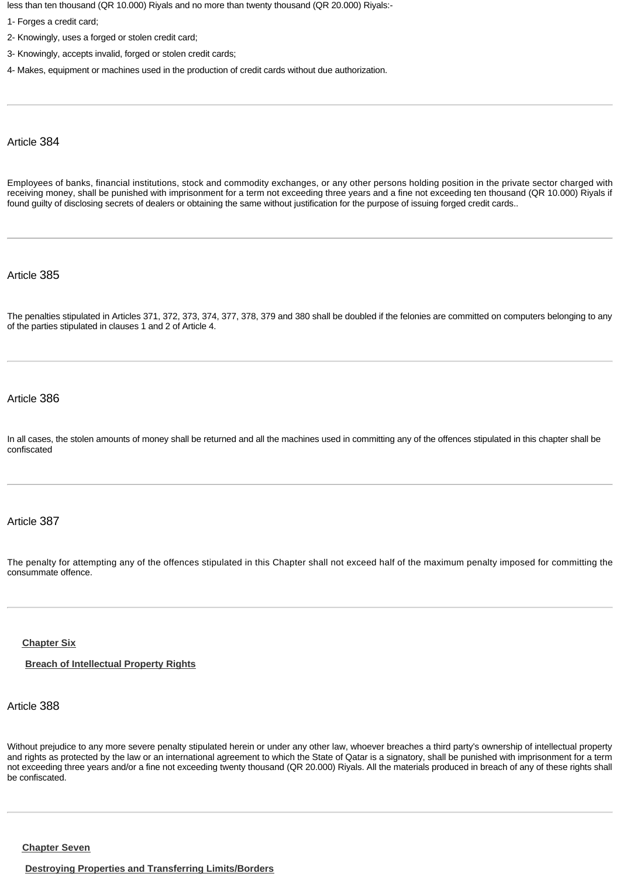less than ten thousand (QR 10.000) Riyals and no more than twenty thousand (QR 20.000) Riyals:-

1- Forges a credit card;

2- Knowingly, uses a forged or stolen credit card;

3- Knowingly, accepts invalid, forged or stolen credit cards;

4- Makes, equipment or machines used in the production of credit cards without due authorization.

---

## Article 384

Employees of banks, financial institutions, stock and commodity exchanges, or any other persons holding position in the private sector charged with receiving money, shall be punished with imprisonment for a term not exceeding three years and a fine not exceeding ten thousand (QR 10.000) Riyals if found guilty of disclosing secrets of dealers or obtaining the same without justification for the purpose of issuing forged credit cards..

---

## Article 385

The penalties stipulated in Articles 371, 372, 373, 374, 377, 378, 379 and 380 shall be doubled if the felonies are committed on computers belonging to any of the parties stipulated in clauses 1 and 2 of Article 4.

---

## Article 386

In all cases, the stolen amounts of money shall be returned and all the machines used in committing any of the offences stipulated in this chapter shall be confiscated

---

## Article 387

The penalty for attempting any of the offences stipulated in this Chapter shall not exceed half of the maximum penalty imposed for committing the consummate offence.

---

# Chapter Six

## Breach of Intellectual Property Rights

## Article 388

Without prejudice to any more severe penalty stipulated herein or under any other law, whoever breaches a third party's ownership of intellectual property and rights as protected by the law or an international agreement to which the State of Qatar is a signatory, shall be punished with imprisonment for a term not exceeding three years and/or a fine not exceeding twenty thousand (QR 20.000) Riyals. All the materials produced in breach of any of these rights shall be confiscated.

---

# Chapter Seven

## Destroying Properties and Transferring Limits/Borders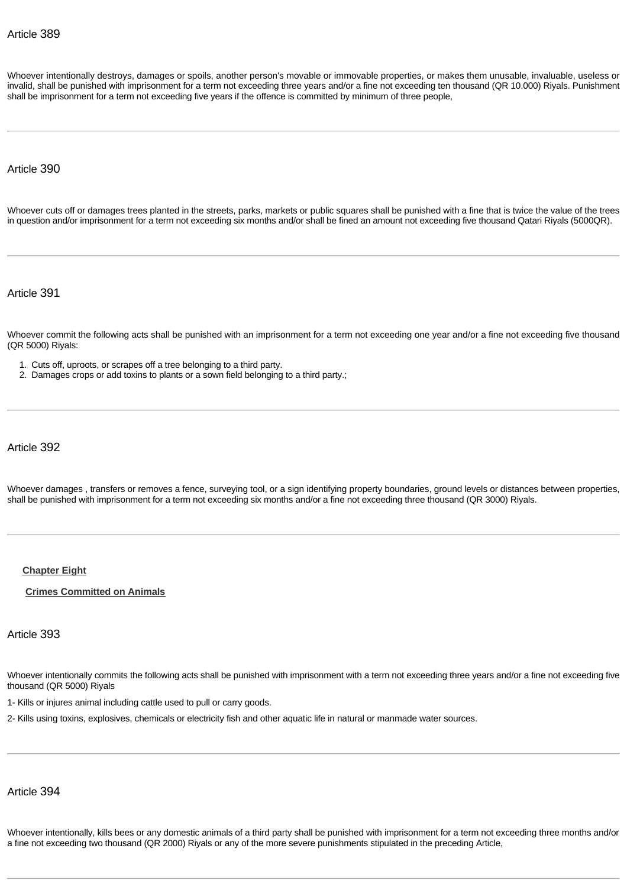Article 389

Whoever intentionally destroys, damages or spoils, another person's movable or immovable properties, or makes them unusable, invaluable, useless or invalid, shall be punished with imprisonment for a term not exceeding three years and/or a fine not exceeding ten thousand (QR 10.000) Riyals. Punishment shall be imprisonment for a term not exceeding five years if the offence is committed by minimum of three people,

---

Article 390

Whoever cuts off or damages trees planted in the streets, parks, markets or public squares shall be punished with a fine that is twice the value of the trees in question and/or imprisonment for a term not exceeding six months and/or shall be fined an amount not exceeding five thousand Qatari Riyals (5000QR).

---

Article 391

Whoever commit the following acts shall be punished with an imprisonment for a term not exceeding one year and/or a fine not exceeding five thousand (QR 5000) Riyals:

1. Cuts off, uproots, or scrapes off a tree belonging to a third party.
2. Damages crops or add toxins to plants or a sown field belonging to a third party.;

---

Article 392

Whoever damages , transfers or removes a fence, surveying tool, or a sign identifying property boundaries, ground levels or distances between properties, shall be punished with imprisonment for a term not exceeding six months and/or a fine not exceeding three thousand (QR 3000) Riyals.

---

**Chapter Eight**

**Crimes Committed on Animals**

Article 393

Whoever intentionally commits the following acts shall be punished with imprisonment with a term not exceeding three years and/or a fine not exceeding five thousand (QR 5000) Riyals

1- Kills or injures animal including cattle used to pull or carry goods.

2- Kills using toxins, explosives, chemicals or electricity fish and other aquatic life in natural or manmade water sources.

---

Article 394

Whoever intentionally, kills bees or any domestic animals of a third party shall be punished with imprisonment for a term not exceeding three months and/or a fine not exceeding two thousand (QR 2000) Riyals or any of the more severe punishments stipulated in the preceding Article,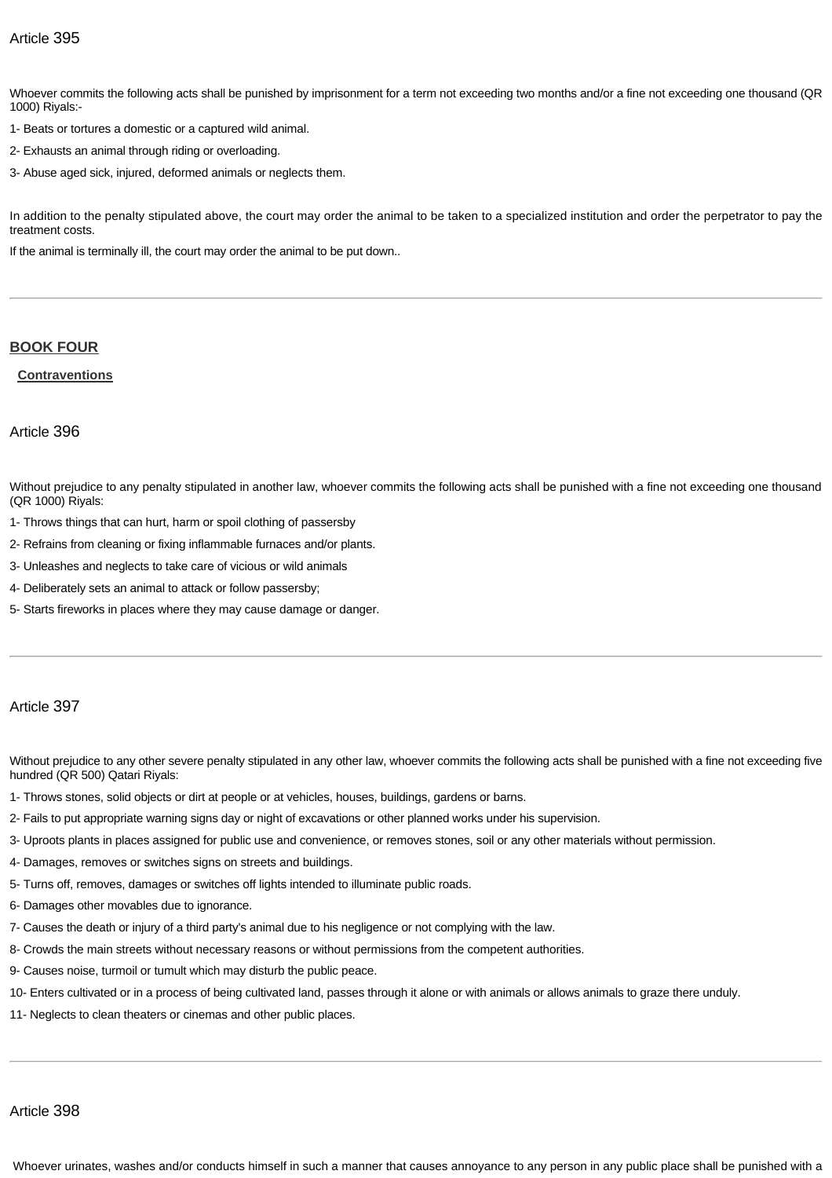Article 395

Whoever commits the following acts shall be punished by imprisonment for a term not exceeding two months and/or a fine not exceeding one thousand (QR 1000) Riyals:-

1- Beats or tortures a domestic or a captured wild animal.

2- Exhausts an animal through riding or overloading.

3- Abuse aged sick, injured, deformed animals or neglects them.

In addition to the penalty stipulated above, the court may order the animal to be taken to a specialized institution and order the perpetrator to pay the treatment costs.

If the animal is terminally ill, the court may order the animal to be put down..

---

## **BOOK FOUR**

### **Contraventions**

Article 396

Without prejudice to any penalty stipulated in another law, whoever commits the following acts shall be punished with a fine not exceeding one thousand (QR 1000) Riyals:

1- Throws things that can hurt, harm or spoil clothing of passersby

2- Refrains from cleaning or fixing inflammable furnaces and/or plants.

3- Unleashes and neglects to take care of vicious or wild animals

4- Deliberately sets an animal to attack or follow passersby;

5- Starts fireworks in places where they may cause damage or danger.

---

Article 397

Without prejudice to any other severe penalty stipulated in any other law, whoever commits the following acts shall be punished with a fine not exceeding five hundred (QR 500) Qatari Riyals:

1- Throws stones, solid objects or dirt at people or at vehicles, houses, buildings, gardens or barns.

2- Fails to put appropriate warning signs day or night of excavations or other planned works under his supervision.

3- Uproots plants in places assigned for public use and convenience, or removes stones, soil or any other materials without permission.

4- Damages, removes or switches signs on streets and buildings.

5- Turns off, removes, damages or switches off lights intended to illuminate public roads.

6- Damages other movables due to ignorance.

7- Causes the death or injury of a third party's animal due to his negligence or not complying with the law.

8- Crowds the main streets without necessary reasons or without permissions from the competent authorities.

9- Causes noise, turmoil or tumult which may disturb the public peace.

10- Enters cultivated or in a process of being cultivated land, passes through it alone or with animals or allows animals to graze there unduly.

11- Neglects to clean theaters or cinemas and other public places.

---

Article 398

Whoever urinates, washes and/or conducts himself in such a manner that causes annoyance to any person in any public place shall be punished with a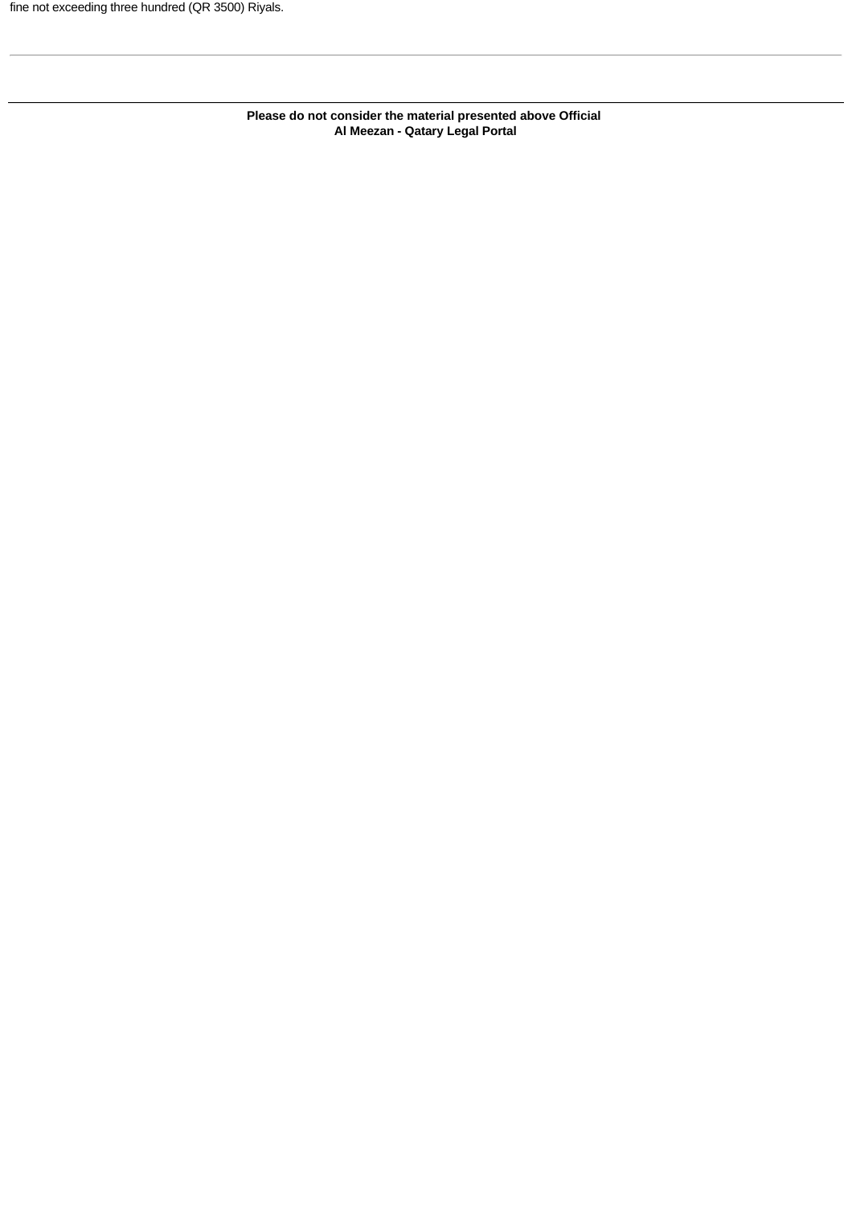fine not exceeding three hundred (QR 3500) Riyals.

---

**Please do not consider the material presented above Official**
**Al Meezan - Qatary Legal Portal**